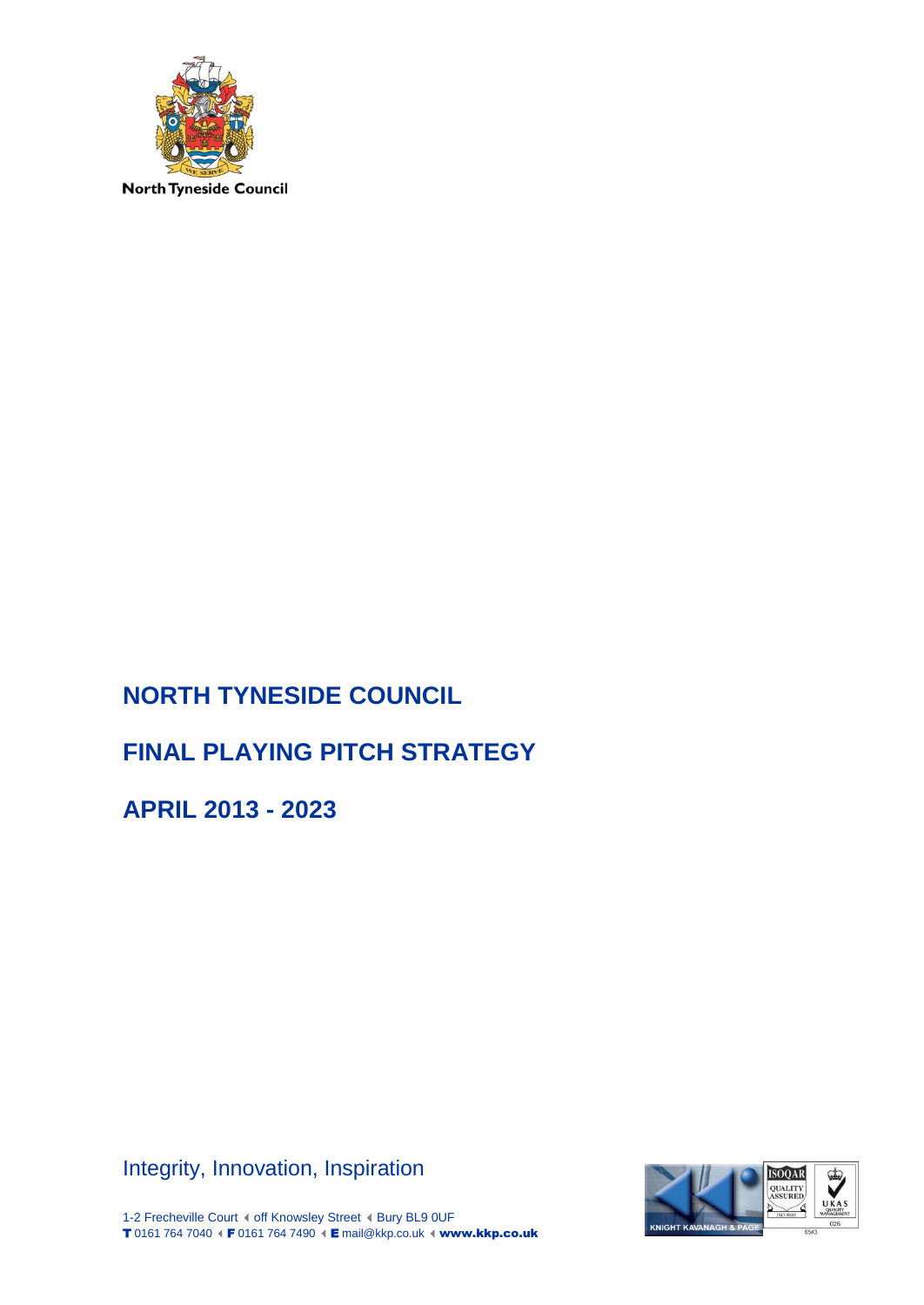North Tyneside Council

# NORTH TYNESIDE COUNCIL

# FINAL PLAYING PITCH STRATEGY

# APRIL 2013 - 2023

Integrity, Innovation, Inspiration

1-2 Frecheville Court ◂ off Knowsley Street ◂ Bury BL9 0UF
**T** 0161 764 7040 ◂ **F** 0161 764 7490 ◂ **E** mail@kkp.co.uk ◂ **www.kkp.co.uk**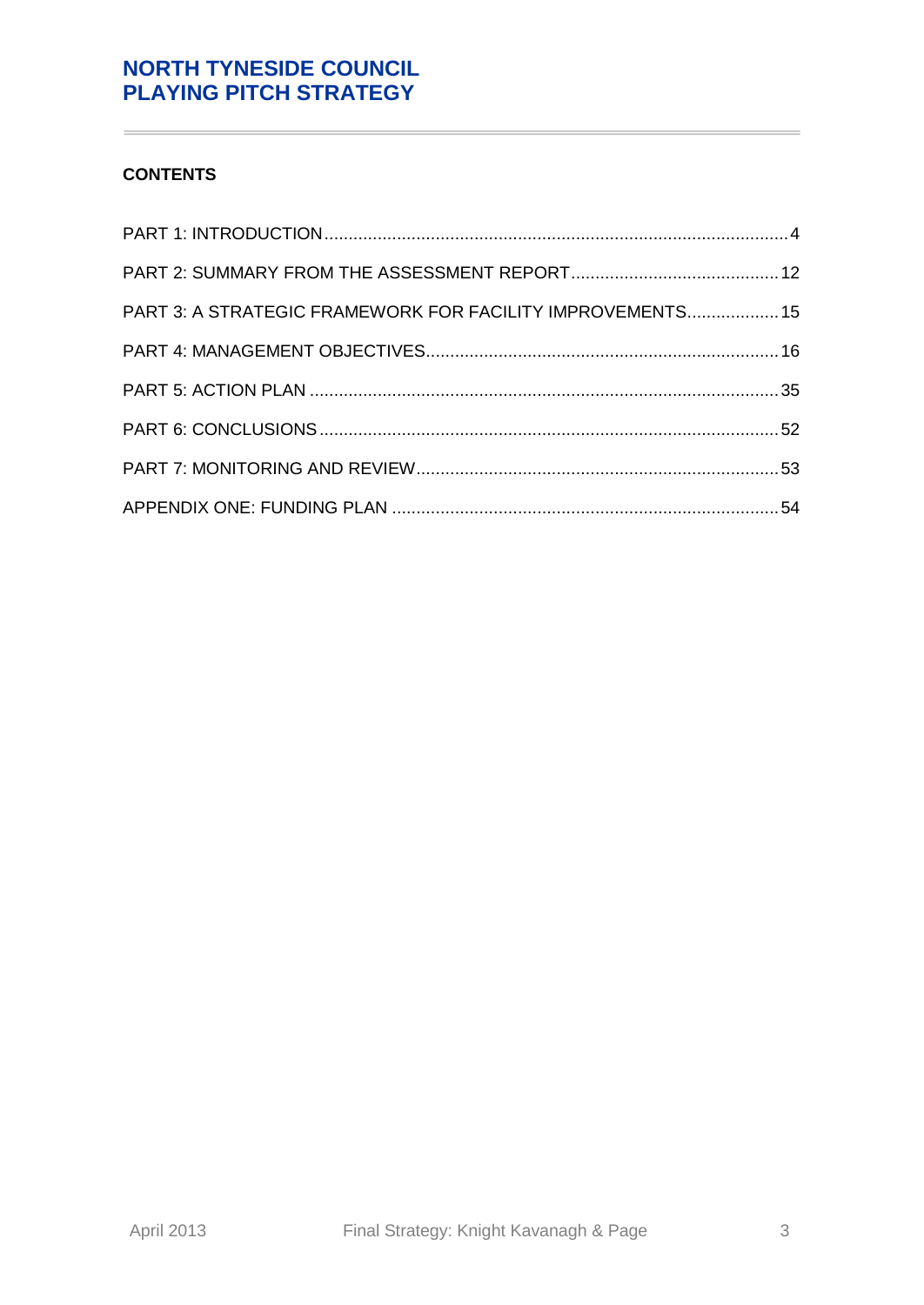## CONTENTS

PART 1: INTRODUCTION ........................................................................................ 4

PART 2: SUMMARY FROM THE ASSESSMENT REPORT ........................................ 12

PART 3: A STRATEGIC FRAMEWORK FOR FACILITY IMPROVEMENTS .................. 15

PART 4: MANAGEMENT OBJECTIVES ..................................................................... 16

PART 5: ACTION PLAN ........................................................................................... 35

PART 6: CONCLUSIONS .......................................................................................... 52

PART 7: MONITORING AND REVIEW ....................................................................... 53

APPENDIX ONE: FUNDING PLAN ............................................................................ 54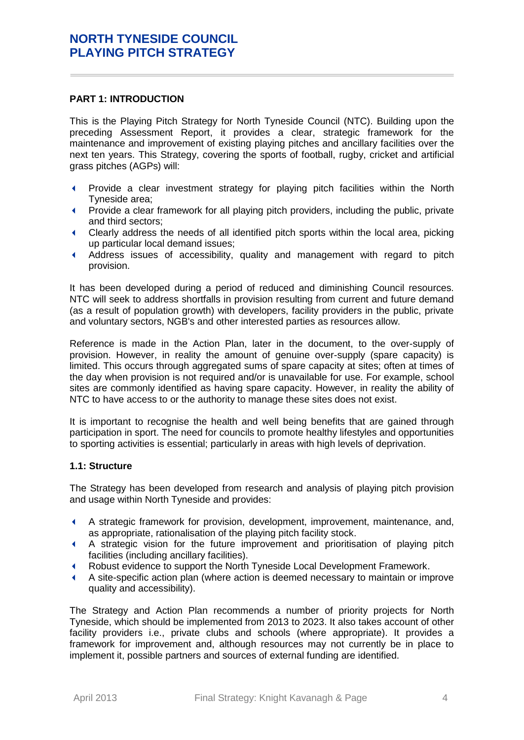## PART 1: INTRODUCTION

This is the Playing Pitch Strategy for North Tyneside Council (NTC). Building upon the preceding Assessment Report, it provides a clear, strategic framework for the maintenance and improvement of existing playing pitches and ancillary facilities over the next ten years. This Strategy, covering the sports of football, rugby, cricket and artificial grass pitches (AGPs) will:

- Provide a clear investment strategy for playing pitch facilities within the North Tyneside area;
- Provide a clear framework for all playing pitch providers, including the public, private and third sectors;
- Clearly address the needs of all identified pitch sports within the local area, picking up particular local demand issues;
- Address issues of accessibility, quality and management with regard to pitch provision.

It has been developed during a period of reduced and diminishing Council resources. NTC will seek to address shortfalls in provision resulting from current and future demand (as a result of population growth) with developers, facility providers in the public, private and voluntary sectors, NGB's and other interested parties as resources allow.

Reference is made in the Action Plan, later in the document, to the over-supply of provision. However, in reality the amount of genuine over-supply (spare capacity) is limited. This occurs through aggregated sums of spare capacity at sites; often at times of the day when provision is not required and/or is unavailable for use. For example, school sites are commonly identified as having spare capacity. However, in reality the ability of NTC to have access to or the authority to manage these sites does not exist.

It is important to recognise the health and well being benefits that are gained through participation in sport. The need for councils to promote healthy lifestyles and opportunities to sporting activities is essential; particularly in areas with high levels of deprivation.

### 1.1: Structure

The Strategy has been developed from research and analysis of playing pitch provision and usage within North Tyneside and provides:

- A strategic framework for provision, development, improvement, maintenance, and, as appropriate, rationalisation of the playing pitch facility stock.
- A strategic vision for the future improvement and prioritisation of playing pitch facilities (including ancillary facilities).
- Robust evidence to support the North Tyneside Local Development Framework.
- A site-specific action plan (where action is deemed necessary to maintain or improve quality and accessibility).

The Strategy and Action Plan recommends a number of priority projects for North Tyneside, which should be implemented from 2013 to 2023. It also takes account of other facility providers i.e., private clubs and schools (where appropriate). It provides a framework for improvement and, although resources may not currently be in place to implement it, possible partners and sources of external funding are identified.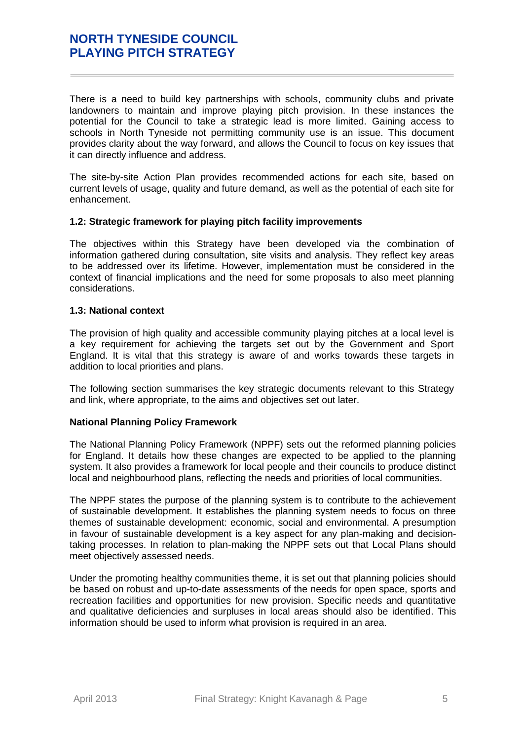There is a need to build key partnerships with schools, community clubs and private landowners to maintain and improve playing pitch provision. In these instances the potential for the Council to take a strategic lead is more limited. Gaining access to schools in North Tyneside not permitting community use is an issue. This document provides clarity about the way forward, and allows the Council to focus on key issues that it can directly influence and address.

The site-by-site Action Plan provides recommended actions for each site, based on current levels of usage, quality and future demand, as well as the potential of each site for enhancement.

### 1.2: Strategic framework for playing pitch facility improvements

The objectives within this Strategy have been developed via the combination of information gathered during consultation, site visits and analysis. They reflect key areas to be addressed over its lifetime. However, implementation must be considered in the context of financial implications and the need for some proposals to also meet planning considerations.

### 1.3: National context

The provision of high quality and accessible community playing pitches at a local level is a key requirement for achieving the targets set out by the Government and Sport England. It is vital that this strategy is aware of and works towards these targets in addition to local priorities and plans.

The following section summarises the key strategic documents relevant to this Strategy and link, where appropriate, to the aims and objectives set out later.

#### National Planning Policy Framework

The National Planning Policy Framework (NPPF) sets out the reformed planning policies for England. It details how these changes are expected to be applied to the planning system. It also provides a framework for local people and their councils to produce distinct local and neighbourhood plans, reflecting the needs and priorities of local communities.

The NPPF states the purpose of the planning system is to contribute to the achievement of sustainable development. It establishes the planning system needs to focus on three themes of sustainable development: economic, social and environmental. A presumption in favour of sustainable development is a key aspect for any plan-making and decision-taking processes. In relation to plan-making the NPPF sets out that Local Plans should meet objectively assessed needs.

Under the promoting healthy communities theme, it is set out that planning policies should be based on robust and up-to-date assessments of the needs for open space, sports and recreation facilities and opportunities for new provision. Specific needs and quantitative and qualitative deficiencies and surpluses in local areas should also be identified. This information should be used to inform what provision is required in an area.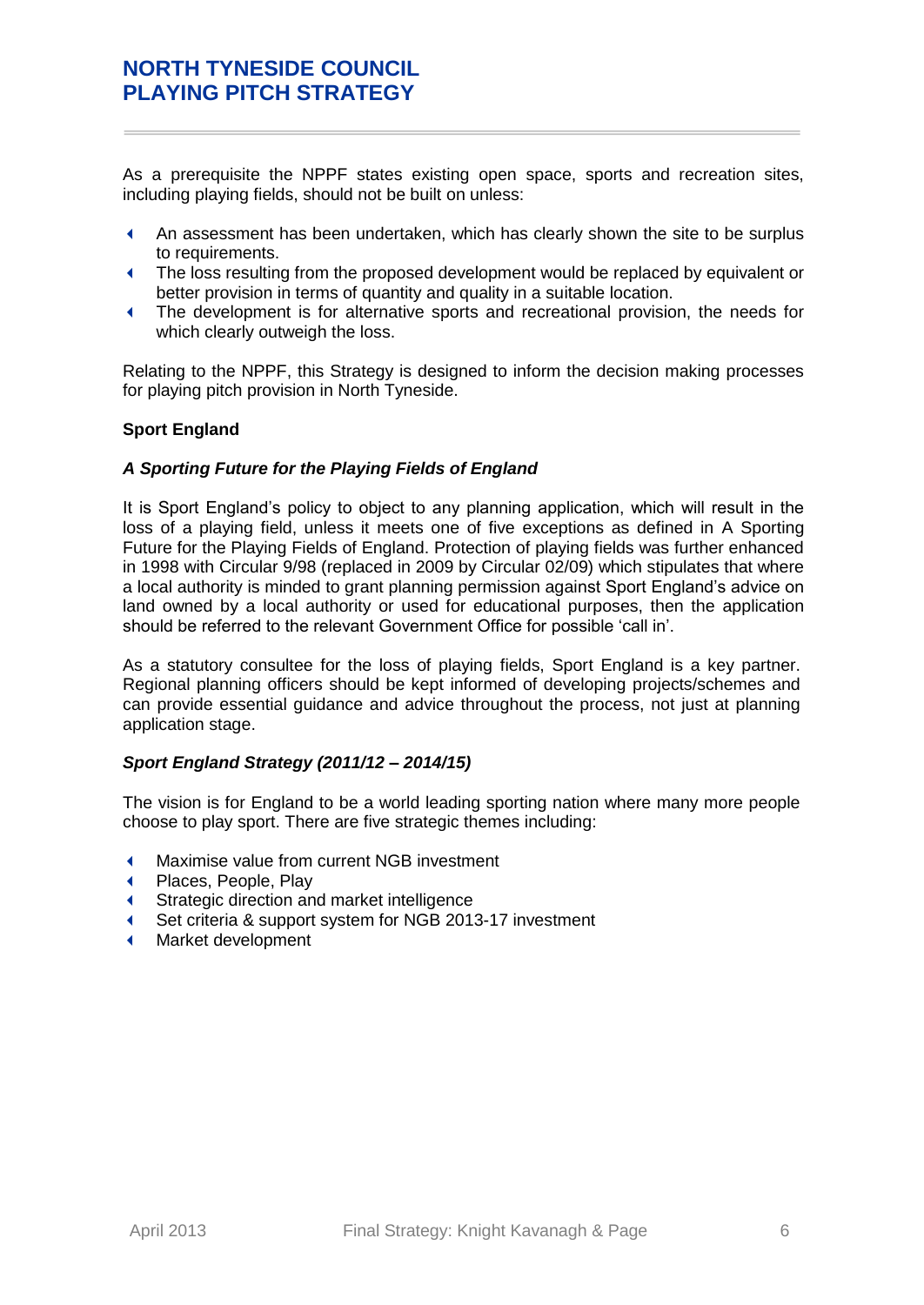As a prerequisite the NPPF states existing open space, sports and recreation sites, including playing fields, should not be built on unless:

- An assessment has been undertaken, which has clearly shown the site to be surplus to requirements.
- The loss resulting from the proposed development would be replaced by equivalent or better provision in terms of quantity and quality in a suitable location.
- The development is for alternative sports and recreational provision, the needs for which clearly outweigh the loss.

Relating to the NPPF, this Strategy is designed to inform the decision making processes for playing pitch provision in North Tyneside.

**Sport England**

***A Sporting Future for the Playing Fields of England***

It is Sport England's policy to object to any planning application, which will result in the loss of a playing field, unless it meets one of five exceptions as defined in A Sporting Future for the Playing Fields of England. Protection of playing fields was further enhanced in 1998 with Circular 9/98 (replaced in 2009 by Circular 02/09) which stipulates that where a local authority is minded to grant planning permission against Sport England's advice on land owned by a local authority or used for educational purposes, then the application should be referred to the relevant Government Office for possible 'call in'.

As a statutory consultee for the loss of playing fields, Sport England is a key partner. Regional planning officers should be kept informed of developing projects/schemes and can provide essential guidance and advice throughout the process, not just at planning application stage.

***Sport England Strategy (2011/12 – 2014/15)***

The vision is for England to be a world leading sporting nation where many more people choose to play sport. There are five strategic themes including:

- Maximise value from current NGB investment
- Places, People, Play
- Strategic direction and market intelligence
- Set criteria & support system for NGB 2013-17 investment
- Market development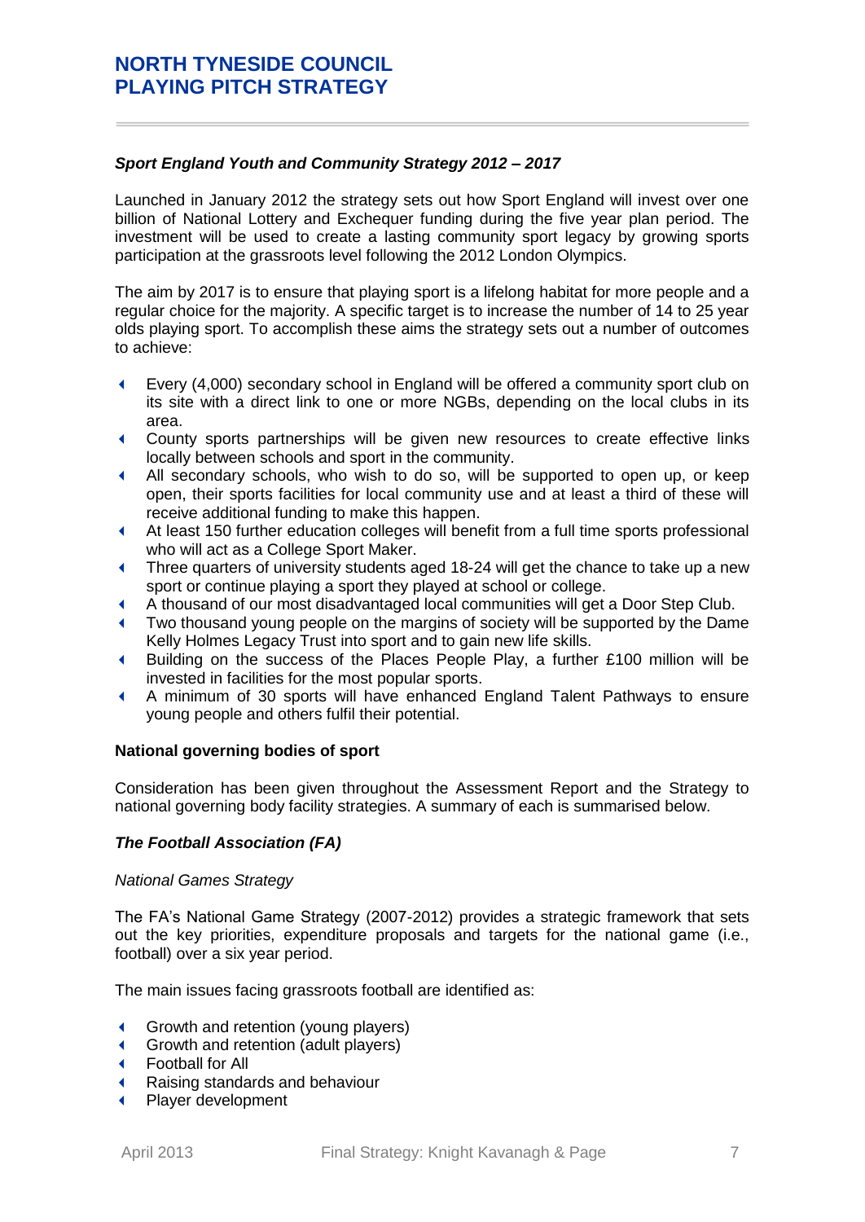### *Sport England Youth and Community Strategy 2012 – 2017*

Launched in January 2012 the strategy sets out how Sport England will invest over one billion of National Lottery and Exchequer funding during the five year plan period. The investment will be used to create a lasting community sport legacy by growing sports participation at the grassroots level following the 2012 London Olympics.

The aim by 2017 is to ensure that playing sport is a lifelong habitat for more people and a regular choice for the majority. A specific target is to increase the number of 14 to 25 year olds playing sport. To accomplish these aims the strategy sets out a number of outcomes to achieve:

- Every (4,000) secondary school in England will be offered a community sport club on its site with a direct link to one or more NGBs, depending on the local clubs in its area.
- County sports partnerships will be given new resources to create effective links locally between schools and sport in the community.
- All secondary schools, who wish to do so, will be supported to open up, or keep open, their sports facilities for local community use and at least a third of these will receive additional funding to make this happen.
- At least 150 further education colleges will benefit from a full time sports professional who will act as a College Sport Maker.
- Three quarters of university students aged 18-24 will get the chance to take up a new sport or continue playing a sport they played at school or college.
- A thousand of our most disadvantaged local communities will get a Door Step Club.
- Two thousand young people on the margins of society will be supported by the Dame Kelly Holmes Legacy Trust into sport and to gain new life skills.
- Building on the success of the Places People Play, a further £100 million will be invested in facilities for the most popular sports.
- A minimum of 30 sports will have enhanced England Talent Pathways to ensure young people and others fulfil their potential.

**National governing bodies of sport**

Consideration has been given throughout the Assessment Report and the Strategy to national governing body facility strategies. A summary of each is summarised below.

### *The Football Association (FA)*

*National Games Strategy*

The FA's National Game Strategy (2007-2012) provides a strategic framework that sets out the key priorities, expenditure proposals and targets for the national game (i.e., football) over a six year period.

The main issues facing grassroots football are identified as:

- Growth and retention (young players)
- Growth and retention (adult players)
- Football for All
- Raising standards and behaviour
- Player development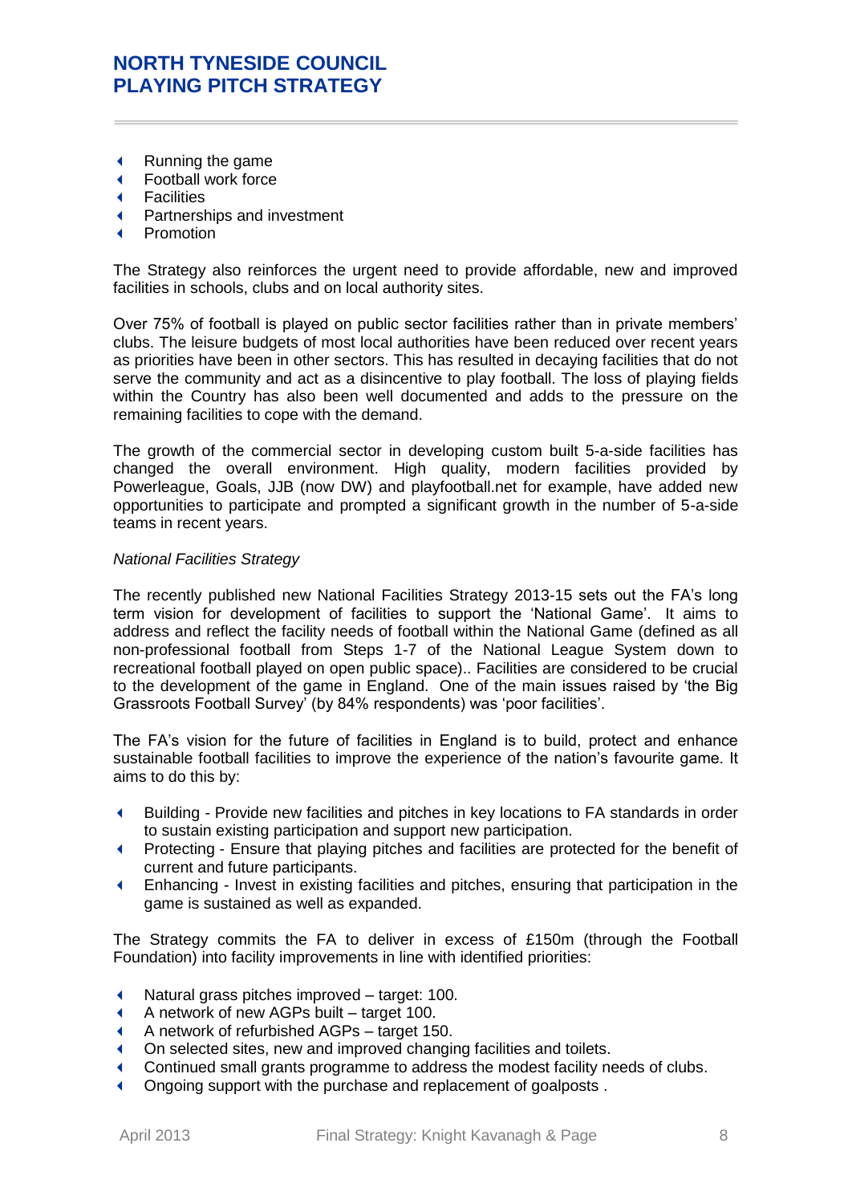- Running the game
- Football work force
- Facilities
- Partnerships and investment
- Promotion

The Strategy also reinforces the urgent need to provide affordable, new and improved facilities in schools, clubs and on local authority sites.

Over 75% of football is played on public sector facilities rather than in private members' clubs. The leisure budgets of most local authorities have been reduced over recent years as priorities have been in other sectors. This has resulted in decaying facilities that do not serve the community and act as a disincentive to play football. The loss of playing fields within the Country has also been well documented and adds to the pressure on the remaining facilities to cope with the demand.

The growth of the commercial sector in developing custom built 5-a-side facilities has changed the overall environment. High quality, modern facilities provided by Powerleague, Goals, JJB (now DW) and playfootball.net for example, have added new opportunities to participate and prompted a significant growth in the number of 5-a-side teams in recent years.

*National Facilities Strategy*

The recently published new National Facilities Strategy 2013-15 sets out the FA's long term vision for development of facilities to support the 'National Game'. It aims to address and reflect the facility needs of football within the National Game (defined as all non-professional football from Steps 1-7 of the National League System down to recreational football played on open public space).. Facilities are considered to be crucial to the development of the game in England. One of the main issues raised by 'the Big Grassroots Football Survey' (by 84% respondents) was 'poor facilities'.

The FA's vision for the future of facilities in England is to build, protect and enhance sustainable football facilities to improve the experience of the nation's favourite game. It aims to do this by:

- Building - Provide new facilities and pitches in key locations to FA standards in order to sustain existing participation and support new participation.
- Protecting - Ensure that playing pitches and facilities are protected for the benefit of current and future participants.
- Enhancing - Invest in existing facilities and pitches, ensuring that participation in the game is sustained as well as expanded.

The Strategy commits the FA to deliver in excess of £150m (through the Football Foundation) into facility improvements in line with identified priorities:

- Natural grass pitches improved – target: 100.
- A network of new AGPs built – target 100.
- A network of refurbished AGPs – target 150.
- On selected sites, new and improved changing facilities and toilets.
- Continued small grants programme to address the modest facility needs of clubs.
- Ongoing support with the purchase and replacement of goalposts .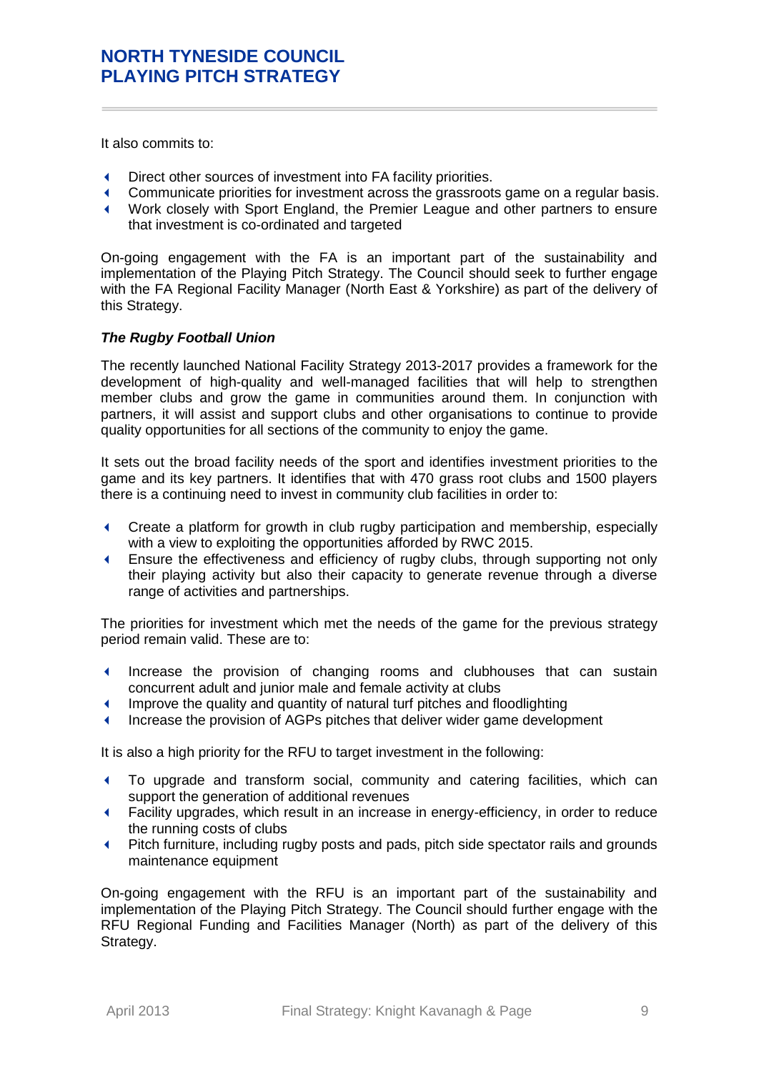It also commits to:

- Direct other sources of investment into FA facility priorities.
- Communicate priorities for investment across the grassroots game on a regular basis.
- Work closely with Sport England, the Premier League and other partners to ensure that investment is co-ordinated and targeted

On-going engagement with the FA is an important part of the sustainability and implementation of the Playing Pitch Strategy. The Council should seek to further engage with the FA Regional Facility Manager (North East & Yorkshire) as part of the delivery of this Strategy.

***The Rugby Football Union***

The recently launched National Facility Strategy 2013-2017 provides a framework for the development of high-quality and well-managed facilities that will help to strengthen member clubs and grow the game in communities around them. In conjunction with partners, it will assist and support clubs and other organisations to continue to provide quality opportunities for all sections of the community to enjoy the game.

It sets out the broad facility needs of the sport and identifies investment priorities to the game and its key partners. It identifies that with 470 grass root clubs and 1500 players there is a continuing need to invest in community club facilities in order to:

- Create a platform for growth in club rugby participation and membership, especially with a view to exploiting the opportunities afforded by RWC 2015.
- Ensure the effectiveness and efficiency of rugby clubs, through supporting not only their playing activity but also their capacity to generate revenue through a diverse range of activities and partnerships.

The priorities for investment which met the needs of the game for the previous strategy period remain valid. These are to:

- Increase the provision of changing rooms and clubhouses that can sustain concurrent adult and junior male and female activity at clubs
- Improve the quality and quantity of natural turf pitches and floodlighting
- Increase the provision of AGPs pitches that deliver wider game development

It is also a high priority for the RFU to target investment in the following:

- To upgrade and transform social, community and catering facilities, which can support the generation of additional revenues
- Facility upgrades, which result in an increase in energy-efficiency, in order to reduce the running costs of clubs
- Pitch furniture, including rugby posts and pads, pitch side spectator rails and grounds maintenance equipment

On-going engagement with the RFU is an important part of the sustainability and implementation of the Playing Pitch Strategy. The Council should further engage with the RFU Regional Funding and Facilities Manager (North) as part of the delivery of this Strategy.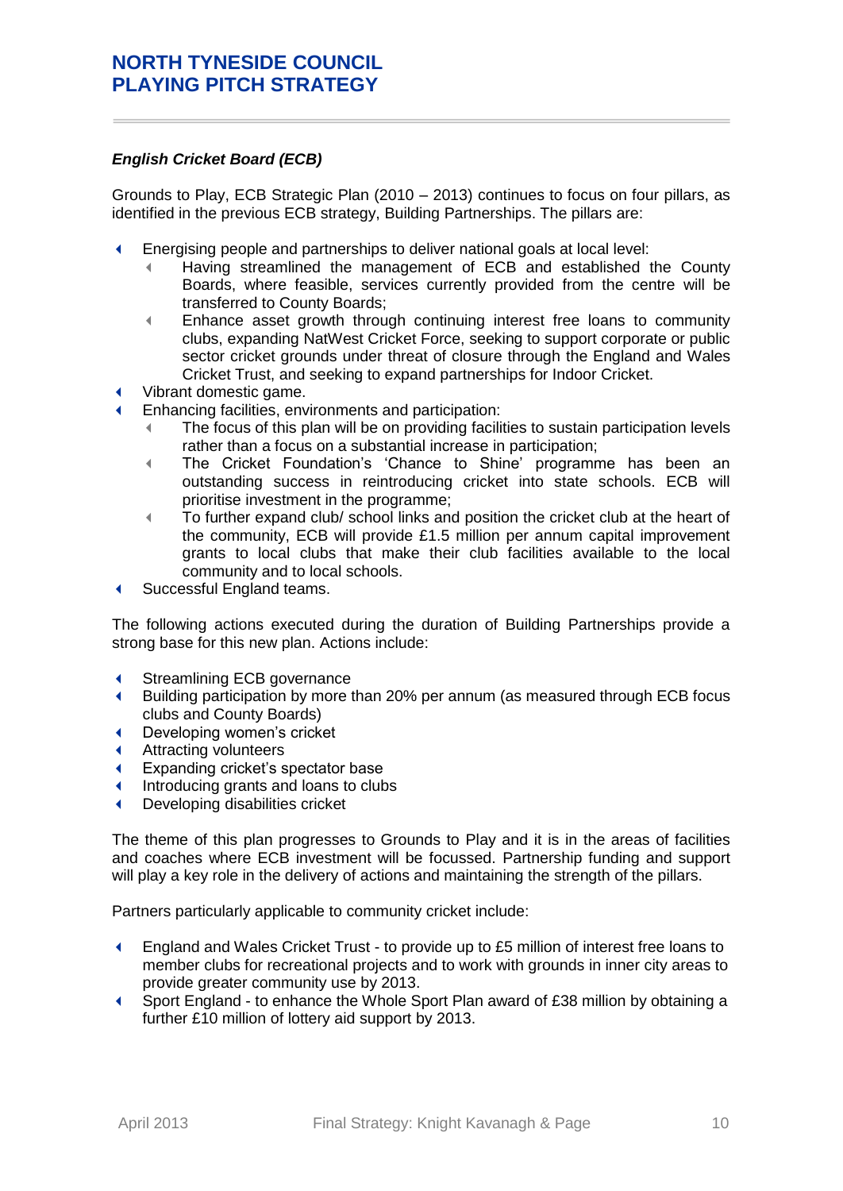### *English Cricket Board (ECB)*

Grounds to Play, ECB Strategic Plan (2010 – 2013) continues to focus on four pillars, as identified in the previous ECB strategy, Building Partnerships. The pillars are:

- Energising people and partnerships to deliver national goals at local level:
  - Having streamlined the management of ECB and established the County Boards, where feasible, services currently provided from the centre will be transferred to County Boards;
  - Enhance asset growth through continuing interest free loans to community clubs, expanding NatWest Cricket Force, seeking to support corporate or public sector cricket grounds under threat of closure through the England and Wales Cricket Trust, and seeking to expand partnerships for Indoor Cricket.
- Vibrant domestic game.
- Enhancing facilities, environments and participation:
  - The focus of this plan will be on providing facilities to sustain participation levels rather than a focus on a substantial increase in participation;
  - The Cricket Foundation's 'Chance to Shine' programme has been an outstanding success in reintroducing cricket into state schools. ECB will prioritise investment in the programme;
  - To further expand club/ school links and position the cricket club at the heart of the community, ECB will provide £1.5 million per annum capital improvement grants to local clubs that make their club facilities available to the local community and to local schools.
- Successful England teams.

The following actions executed during the duration of Building Partnerships provide a strong base for this new plan. Actions include:

- Streamlining ECB governance
- Building participation by more than 20% per annum (as measured through ECB focus clubs and County Boards)
- Developing women's cricket
- Attracting volunteers
- Expanding cricket's spectator base
- Introducing grants and loans to clubs
- Developing disabilities cricket

The theme of this plan progresses to Grounds to Play and it is in the areas of facilities and coaches where ECB investment will be focussed. Partnership funding and support will play a key role in the delivery of actions and maintaining the strength of the pillars.

Partners particularly applicable to community cricket include:

- England and Wales Cricket Trust - to provide up to £5 million of interest free loans to member clubs for recreational projects and to work with grounds in inner city areas to provide greater community use by 2013.
- Sport England - to enhance the Whole Sport Plan award of £38 million by obtaining a further £10 million of lottery aid support by 2013.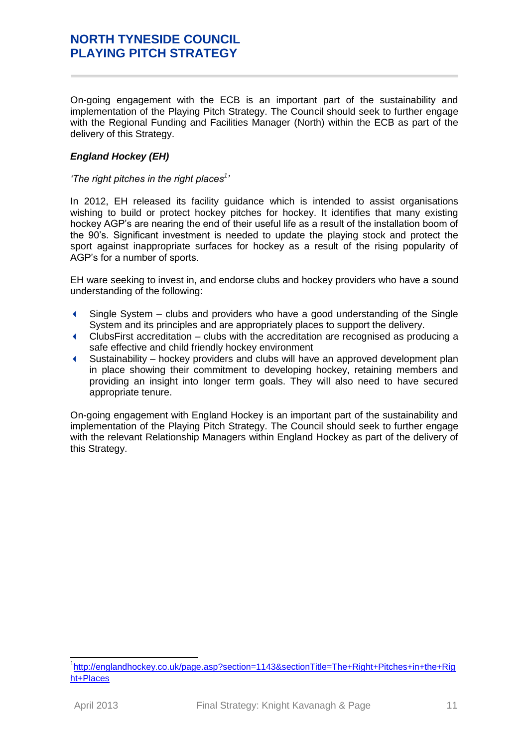On-going engagement with the ECB is an important part of the sustainability and implementation of the Playing Pitch Strategy. The Council should seek to further engage with the Regional Funding and Facilities Manager (North) within the ECB as part of the delivery of this Strategy.

***England Hockey (EH)***

*'The right pitches in the right places[1]'*

In 2012, EH released its facility guidance which is intended to assist organisations wishing to build or protect hockey pitches for hockey. It identifies that many existing hockey AGP's are nearing the end of their useful life as a result of the installation boom of the 90's. Significant investment is needed to update the playing stock and protect the sport against inappropriate surfaces for hockey as a result of the rising popularity of AGP's for a number of sports.

EH ware seeking to invest in, and endorse clubs and hockey providers who have a sound understanding of the following:

- Single System – clubs and providers who have a good understanding of the Single System and its principles and are appropriately places to support the delivery.
- ClubsFirst accreditation – clubs with the accreditation are recognised as producing a safe effective and child friendly hockey environment
- Sustainability – hockey providers and clubs will have an approved development plan in place showing their commitment to developing hockey, retaining members and providing an insight into longer term goals. They will also need to have secured appropriate tenure.

On-going engagement with England Hockey is an important part of the sustainability and implementation of the Playing Pitch Strategy. The Council should seek to further engage with the relevant Relationship Managers within England Hockey as part of the delivery of this Strategy.

---

[1] http://englandhockey.co.uk/page.asp?section=1143&sectionTitle=The+Right+Pitches+in+the+Right+Places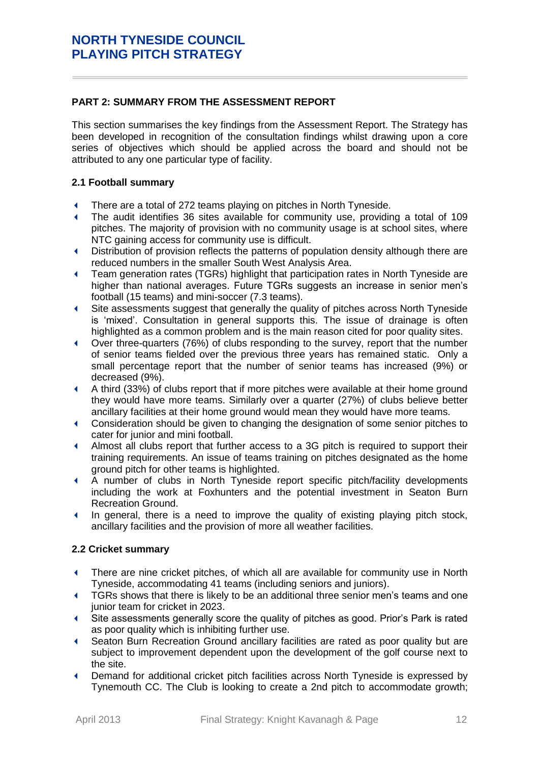## PART 2: SUMMARY FROM THE ASSESSMENT REPORT

This section summarises the key findings from the Assessment Report. The Strategy has been developed in recognition of the consultation findings whilst drawing upon a core series of objectives which should be applied across the board and should not be attributed to any one particular type of facility.

### 2.1 Football summary

- There are a total of 272 teams playing on pitches in North Tyneside.
- The audit identifies 36 sites available for community use, providing a total of 109 pitches. The majority of provision with no community usage is at school sites, where NTC gaining access for community use is difficult.
- Distribution of provision reflects the patterns of population density although there are reduced numbers in the smaller South West Analysis Area.
- Team generation rates (TGRs) highlight that participation rates in North Tyneside are higher than national averages. Future TGRs suggests an increase in senior men's football (15 teams) and mini-soccer (7.3 teams).
- Site assessments suggest that generally the quality of pitches across North Tyneside is 'mixed'. Consultation in general supports this. The issue of drainage is often highlighted as a common problem and is the main reason cited for poor quality sites.
- Over three-quarters (76%) of clubs responding to the survey, report that the number of senior teams fielded over the previous three years has remained static. Only a small percentage report that the number of senior teams has increased (9%) or decreased (9%).
- A third (33%) of clubs report that if more pitches were available at their home ground they would have more teams. Similarly over a quarter (27%) of clubs believe better ancillary facilities at their home ground would mean they would have more teams.
- Consideration should be given to changing the designation of some senior pitches to cater for junior and mini football.
- Almost all clubs report that further access to a 3G pitch is required to support their training requirements. An issue of teams training on pitches designated as the home ground pitch for other teams is highlighted.
- A number of clubs in North Tyneside report specific pitch/facility developments including the work at Foxhunters and the potential investment in Seaton Burn Recreation Ground.
- In general, there is a need to improve the quality of existing playing pitch stock, ancillary facilities and the provision of more all weather facilities.

### 2.2 Cricket summary

- There are nine cricket pitches, of which all are available for community use in North Tyneside, accommodating 41 teams (including seniors and juniors).
- TGRs shows that there is likely to be an additional three senior men's teams and one junior team for cricket in 2023.
- Site assessments generally score the quality of pitches as good. Prior's Park is rated as poor quality which is inhibiting further use.
- Seaton Burn Recreation Ground ancillary facilities are rated as poor quality but are subject to improvement dependent upon the development of the golf course next to the site.
- Demand for additional cricket pitch facilities across North Tyneside is expressed by Tynemouth CC. The Club is looking to create a 2nd pitch to accommodate growth;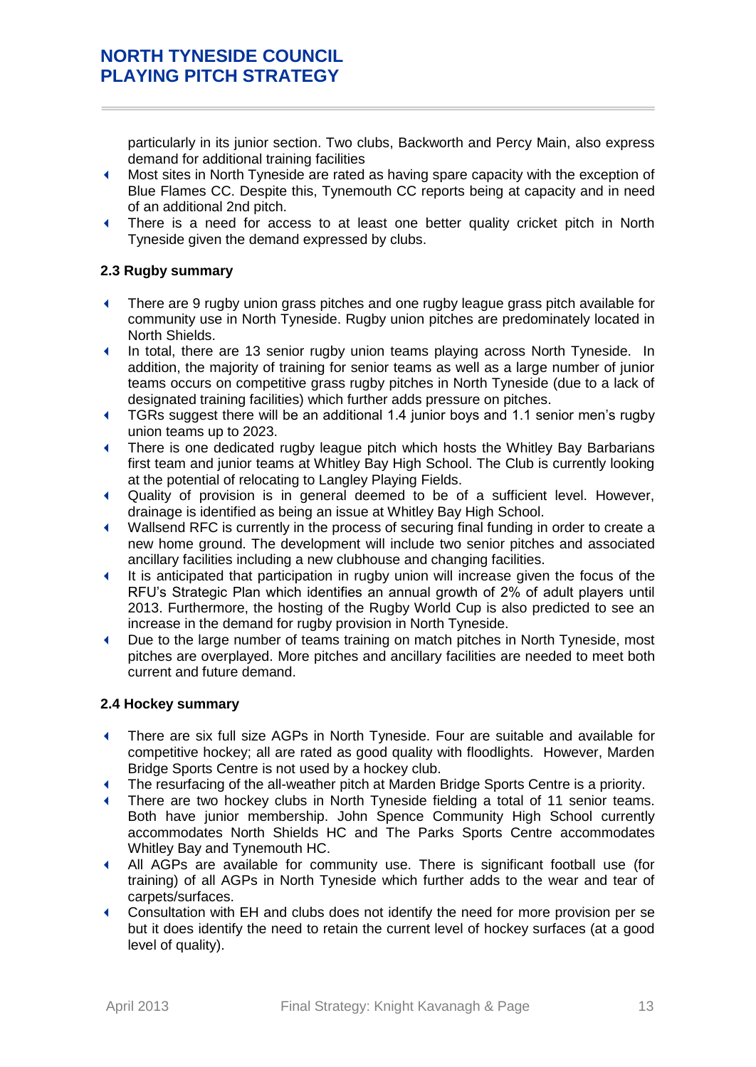particularly in its junior section. Two clubs, Backworth and Percy Main, also express demand for additional training facilities

- Most sites in North Tyneside are rated as having spare capacity with the exception of Blue Flames CC. Despite this, Tynemouth CC reports being at capacity and in need of an additional 2nd pitch.
- There is a need for access to at least one better quality cricket pitch in North Tyneside given the demand expressed by clubs.

### 2.3 Rugby summary

- There are 9 rugby union grass pitches and one rugby league grass pitch available for community use in North Tyneside. Rugby union pitches are predominately located in North Shields.
- In total, there are 13 senior rugby union teams playing across North Tyneside. In addition, the majority of training for senior teams as well as a large number of junior teams occurs on competitive grass rugby pitches in North Tyneside (due to a lack of designated training facilities) which further adds pressure on pitches.
- TGRs suggest there will be an additional 1.4 junior boys and 1.1 senior men's rugby union teams up to 2023.
- There is one dedicated rugby league pitch which hosts the Whitley Bay Barbarians first team and junior teams at Whitley Bay High School. The Club is currently looking at the potential of relocating to Langley Playing Fields.
- Quality of provision is in general deemed to be of a sufficient level. However, drainage is identified as being an issue at Whitley Bay High School.
- Wallsend RFC is currently in the process of securing final funding in order to create a new home ground. The development will include two senior pitches and associated ancillary facilities including a new clubhouse and changing facilities.
- It is anticipated that participation in rugby union will increase given the focus of the RFU's Strategic Plan which identifies an annual growth of 2% of adult players until 2013. Furthermore, the hosting of the Rugby World Cup is also predicted to see an increase in the demand for rugby provision in North Tyneside.
- Due to the large number of teams training on match pitches in North Tyneside, most pitches are overplayed. More pitches and ancillary facilities are needed to meet both current and future demand.

### 2.4 Hockey summary

- There are six full size AGPs in North Tyneside. Four are suitable and available for competitive hockey; all are rated as good quality with floodlights. However, Marden Bridge Sports Centre is not used by a hockey club.
- The resurfacing of the all-weather pitch at Marden Bridge Sports Centre is a priority.
- There are two hockey clubs in North Tyneside fielding a total of 11 senior teams. Both have junior membership. John Spence Community High School currently accommodates North Shields HC and The Parks Sports Centre accommodates Whitley Bay and Tynemouth HC.
- All AGPs are available for community use. There is significant football use (for training) of all AGPs in North Tyneside which further adds to the wear and tear of carpets/surfaces.
- Consultation with EH and clubs does not identify the need for more provision per se but it does identify the need to retain the current level of hockey surfaces (at a good level of quality).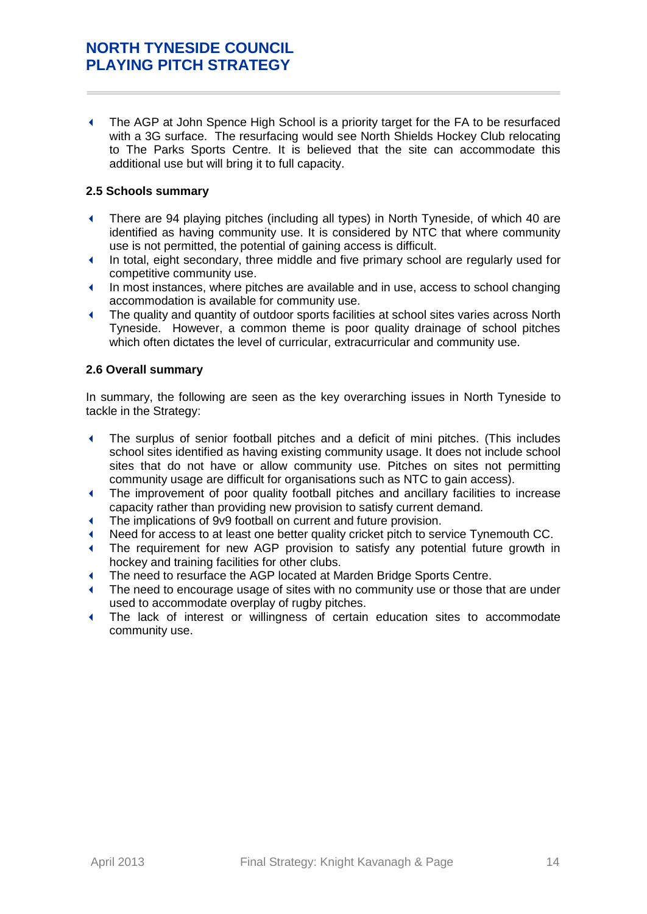- The AGP at John Spence High School is a priority target for the FA to be resurfaced with a 3G surface. The resurfacing would see North Shields Hockey Club relocating to The Parks Sports Centre. It is believed that the site can accommodate this additional use but will bring it to full capacity.

### 2.5 Schools summary

- There are 94 playing pitches (including all types) in North Tyneside, of which 40 are identified as having community use. It is considered by NTC that where community use is not permitted, the potential of gaining access is difficult.
- In total, eight secondary, three middle and five primary school are regularly used for competitive community use.
- In most instances, where pitches are available and in use, access to school changing accommodation is available for community use.
- The quality and quantity of outdoor sports facilities at school sites varies across North Tyneside. However, a common theme is poor quality drainage of school pitches which often dictates the level of curricular, extracurricular and community use.

### 2.6 Overall summary

In summary, the following are seen as the key overarching issues in North Tyneside to tackle in the Strategy:

- The surplus of senior football pitches and a deficit of mini pitches. (This includes school sites identified as having existing community usage. It does not include school sites that do not have or allow community use. Pitches on sites not permitting community usage are difficult for organisations such as NTC to gain access).
- The improvement of poor quality football pitches and ancillary facilities to increase capacity rather than providing new provision to satisfy current demand.
- The implications of 9v9 football on current and future provision.
- Need for access to at least one better quality cricket pitch to service Tynemouth CC.
- The requirement for new AGP provision to satisfy any potential future growth in hockey and training facilities for other clubs.
- The need to resurface the AGP located at Marden Bridge Sports Centre.
- The need to encourage usage of sites with no community use or those that are under used to accommodate overplay of rugby pitches.
- The lack of interest or willingness of certain education sites to accommodate community use.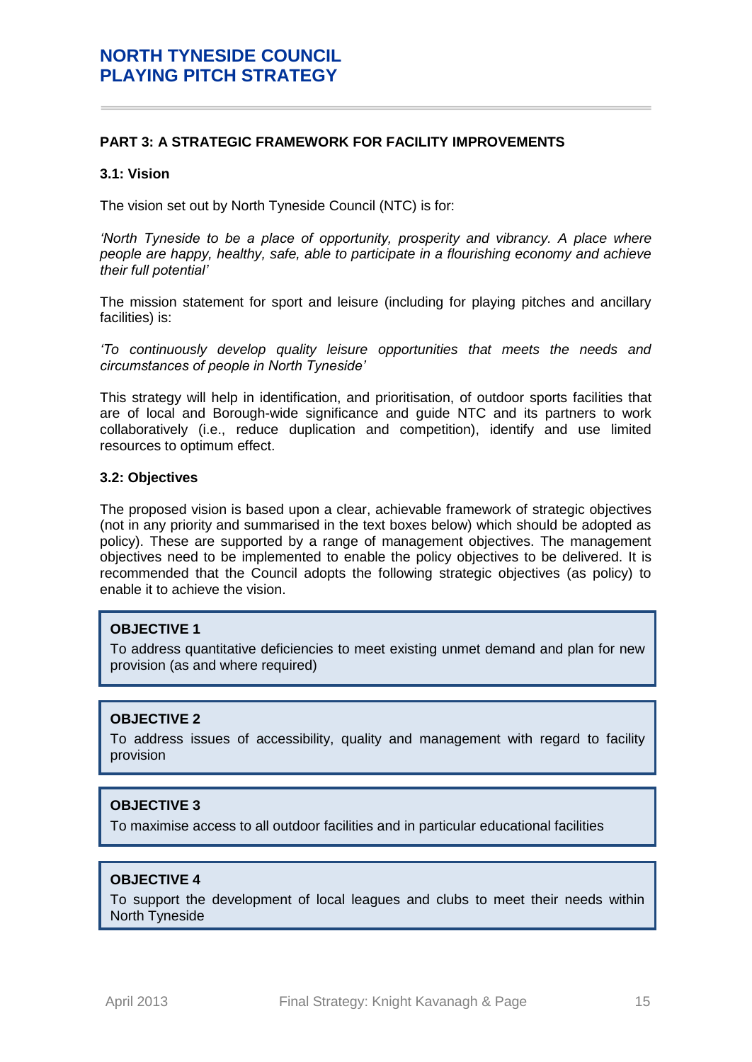## PART 3: A STRATEGIC FRAMEWORK FOR FACILITY IMPROVEMENTS

### 3.1: Vision

The vision set out by North Tyneside Council (NTC) is for:

*'North Tyneside to be a place of opportunity, prosperity and vibrancy. A place where people are happy, healthy, safe, able to participate in a flourishing economy and achieve their full potential'*

The mission statement for sport and leisure (including for playing pitches and ancillary facilities) is:

*'To continuously develop quality leisure opportunities that meets the needs and circumstances of people in North Tyneside'*

This strategy will help in identification, and prioritisation, of outdoor sports facilities that are of local and Borough-wide significance and guide NTC and its partners to work collaboratively (i.e., reduce duplication and competition), identify and use limited resources to optimum effect.

### 3.2: Objectives

The proposed vision is based upon a clear, achievable framework of strategic objectives (not in any priority and summarised in the text boxes below) which should be adopted as policy). These are supported by a range of management objectives. The management objectives need to be implemented to enable the policy objectives to be delivered. It is recommended that the Council adopts the following strategic objectives (as policy) to enable it to achieve the vision.

**OBJECTIVE 1**

To address quantitative deficiencies to meet existing unmet demand and plan for new provision (as and where required)

**OBJECTIVE 2**

To address issues of accessibility, quality and management with regard to facility provision

**OBJECTIVE 3**

To maximise access to all outdoor facilities and in particular educational facilities

**OBJECTIVE 4**

To support the development of local leagues and clubs to meet their needs within North Tyneside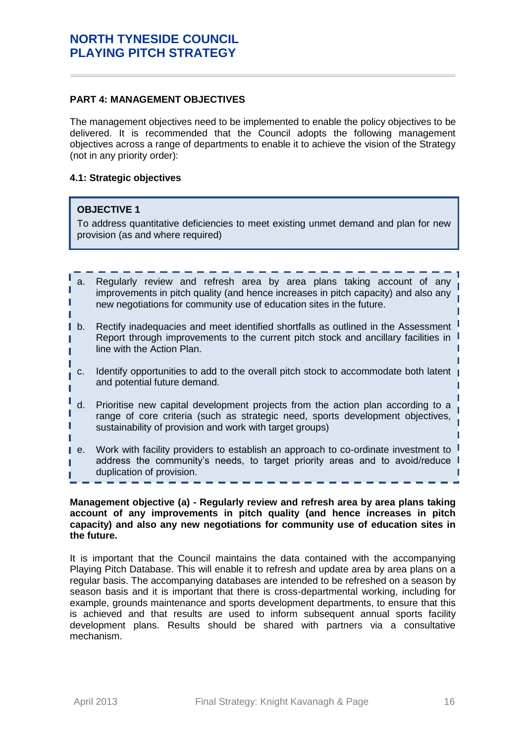## PART 4: MANAGEMENT OBJECTIVES

The management objectives need to be implemented to enable the policy objectives to be delivered. It is recommended that the Council adopts the following management objectives across a range of departments to enable it to achieve the vision of the Strategy (not in any priority order):

### 4.1: Strategic objectives

**OBJECTIVE 1**

To address quantitative deficiencies to meet existing unmet demand and plan for new provision (as and where required)

a. Regularly review and refresh area by area plans taking account of any improvements in pitch quality (and hence increases in pitch capacity) and also any new negotiations for community use of education sites in the future.

b. Rectify inadequacies and meet identified shortfalls as outlined in the Assessment Report through improvements to the current pitch stock and ancillary facilities in line with the Action Plan.

c. Identify opportunities to add to the overall pitch stock to accommodate both latent and potential future demand.

d. Prioritise new capital development projects from the action plan according to a range of core criteria (such as strategic need, sports development objectives, sustainability of provision and work with target groups)

e. Work with facility providers to establish an approach to co-ordinate investment to address the community's needs, to target priority areas and to avoid/reduce duplication of provision.

**Management objective (a) - Regularly review and refresh area by area plans taking account of any improvements in pitch quality (and hence increases in pitch capacity) and also any new negotiations for community use of education sites in the future.**

It is important that the Council maintains the data contained with the accompanying Playing Pitch Database. This will enable it to refresh and update area by area plans on a regular basis. The accompanying databases are intended to be refreshed on a season by season basis and it is important that there is cross-departmental working, including for example, grounds maintenance and sports development departments, to ensure that this is achieved and that results are used to inform subsequent annual sports facility development plans. Results should be shared with partners via a consultative mechanism.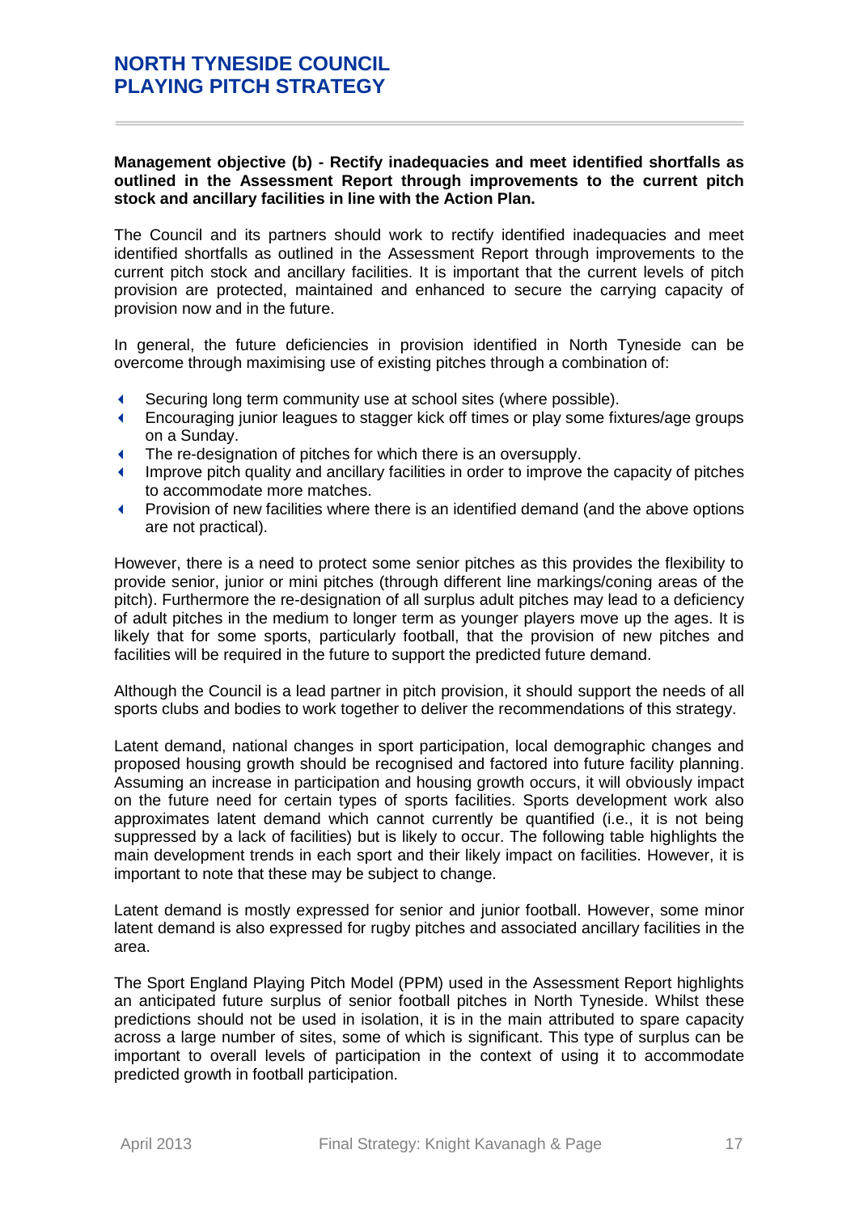**Management objective (b) - Rectify inadequacies and meet identified shortfalls as outlined in the Assessment Report through improvements to the current pitch stock and ancillary facilities in line with the Action Plan.**

The Council and its partners should work to rectify identified inadequacies and meet identified shortfalls as outlined in the Assessment Report through improvements to the current pitch stock and ancillary facilities. It is important that the current levels of pitch provision are protected, maintained and enhanced to secure the carrying capacity of provision now and in the future.

In general, the future deficiencies in provision identified in North Tyneside can be overcome through maximising use of existing pitches through a combination of:

- Securing long term community use at school sites (where possible).
- Encouraging junior leagues to stagger kick off times or play some fixtures/age groups on a Sunday.
- The re-designation of pitches for which there is an oversupply.
- Improve pitch quality and ancillary facilities in order to improve the capacity of pitches to accommodate more matches.
- Provision of new facilities where there is an identified demand (and the above options are not practical).

However, there is a need to protect some senior pitches as this provides the flexibility to provide senior, junior or mini pitches (through different line markings/coning areas of the pitch). Furthermore the re-designation of all surplus adult pitches may lead to a deficiency of adult pitches in the medium to longer term as younger players move up the ages. It is likely that for some sports, particularly football, that the provision of new pitches and facilities will be required in the future to support the predicted future demand.

Although the Council is a lead partner in pitch provision, it should support the needs of all sports clubs and bodies to work together to deliver the recommendations of this strategy.

Latent demand, national changes in sport participation, local demographic changes and proposed housing growth should be recognised and factored into future facility planning. Assuming an increase in participation and housing growth occurs, it will obviously impact on the future need for certain types of sports facilities. Sports development work also approximates latent demand which cannot currently be quantified (i.e., it is not being suppressed by a lack of facilities) but is likely to occur. The following table highlights the main development trends in each sport and their likely impact on facilities. However, it is important to note that these may be subject to change.

Latent demand is mostly expressed for senior and junior football. However, some minor latent demand is also expressed for rugby pitches and associated ancillary facilities in the area.

The Sport England Playing Pitch Model (PPM) used in the Assessment Report highlights an anticipated future surplus of senior football pitches in North Tyneside. Whilst these predictions should not be used in isolation, it is in the main attributed to spare capacity across a large number of sites, some of which is significant. This type of surplus can be important to overall levels of participation in the context of using it to accommodate predicted growth in football participation.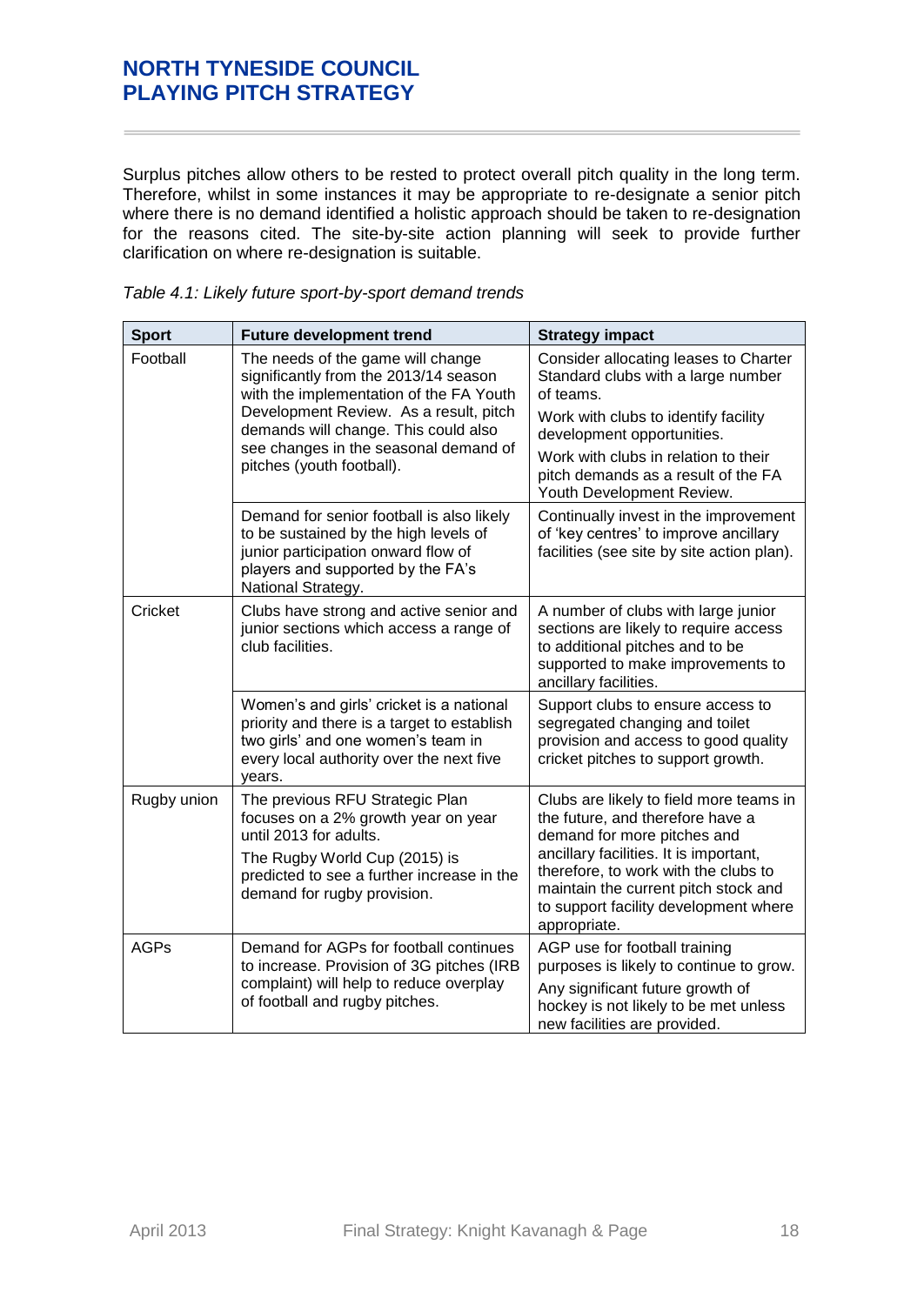Surplus pitches allow others to be rested to protect overall pitch quality in the long term. Therefore, whilst in some instances it may be appropriate to re-designate a senior pitch where there is no demand identified a holistic approach should be taken to re-designation for the reasons cited. The site-by-site action planning will seek to provide further clarification on where re-designation is suitable.

*Table 4.1: Likely future sport-by-sport demand trends*

| Sport | Future development trend | Strategy impact |
|---|---|---|
| Football | The needs of the game will change significantly from the 2013/14 season with the implementation of the FA Youth Development Review. As a result, pitch demands will change. This could also see changes in the seasonal demand of pitches (youth football). | Consider allocating leases to Charter Standard clubs with a large number of teams. Work with clubs to identify facility development opportunities. Work with clubs in relation to their pitch demands as a result of the FA Youth Development Review. |
| | Demand for senior football is also likely to be sustained by the high levels of junior participation onward flow of players and supported by the FA's National Strategy. | Continually invest in the improvement of 'key centres' to improve ancillary facilities (see site by site action plan). |
| Cricket | Clubs have strong and active senior and junior sections which access a range of club facilities. | A number of clubs with large junior sections are likely to require access to additional pitches and to be supported to make improvements to ancillary facilities. |
| | Women's and girls' cricket is a national priority and there is a target to establish two girls' and one women's team in every local authority over the next five years. | Support clubs to ensure access to segregated changing and toilet provision and access to good quality cricket pitches to support growth. |
| Rugby union | The previous RFU Strategic Plan focuses on a 2% growth year on year until 2013 for adults. The Rugby World Cup (2015) is predicted to see a further increase in the demand for rugby provision. | Clubs are likely to field more teams in the future, and therefore have a demand for more pitches and ancillary facilities. It is important, therefore, to work with the clubs to maintain the current pitch stock and to support facility development where appropriate. |
| AGPs | Demand for AGPs for football continues to increase. Provision of 3G pitches (IRB complaint) will help to reduce overplay of football and rugby pitches. | AGP use for football training purposes is likely to continue to grow. Any significant future growth of hockey is not likely to be met unless new facilities are provided. |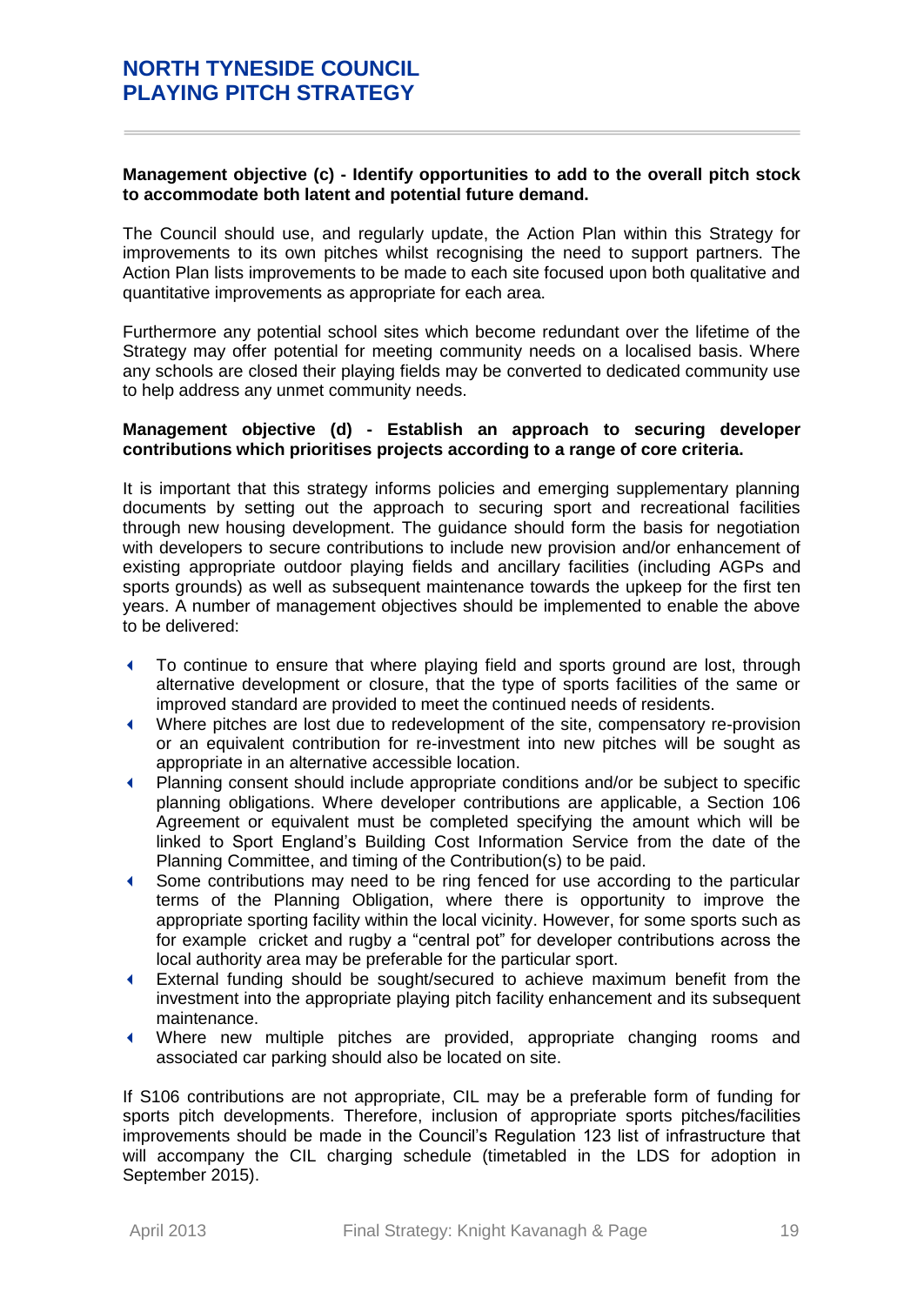**Management objective (c) - Identify opportunities to add to the overall pitch stock to accommodate both latent and potential future demand.**

The Council should use, and regularly update, the Action Plan within this Strategy for improvements to its own pitches whilst recognising the need to support partners. The Action Plan lists improvements to be made to each site focused upon both qualitative and quantitative improvements as appropriate for each area.

Furthermore any potential school sites which become redundant over the lifetime of the Strategy may offer potential for meeting community needs on a localised basis. Where any schools are closed their playing fields may be converted to dedicated community use to help address any unmet community needs.

**Management objective (d) - Establish an approach to securing developer contributions which prioritises projects according to a range of core criteria.**

It is important that this strategy informs policies and emerging supplementary planning documents by setting out the approach to securing sport and recreational facilities through new housing development. The guidance should form the basis for negotiation with developers to secure contributions to include new provision and/or enhancement of existing appropriate outdoor playing fields and ancillary facilities (including AGPs and sports grounds) as well as subsequent maintenance towards the upkeep for the first ten years. A number of management objectives should be implemented to enable the above to be delivered:

- To continue to ensure that where playing field and sports ground are lost, through alternative development or closure, that the type of sports facilities of the same or improved standard are provided to meet the continued needs of residents.
- Where pitches are lost due to redevelopment of the site, compensatory re-provision or an equivalent contribution for re-investment into new pitches will be sought as appropriate in an alternative accessible location.
- Planning consent should include appropriate conditions and/or be subject to specific planning obligations. Where developer contributions are applicable, a Section 106 Agreement or equivalent must be completed specifying the amount which will be linked to Sport England's Building Cost Information Service from the date of the Planning Committee, and timing of the Contribution(s) to be paid.
- Some contributions may need to be ring fenced for use according to the particular terms of the Planning Obligation, where there is opportunity to improve the appropriate sporting facility within the local vicinity. However, for some sports such as for example cricket and rugby a "central pot" for developer contributions across the local authority area may be preferable for the particular sport.
- External funding should be sought/secured to achieve maximum benefit from the investment into the appropriate playing pitch facility enhancement and its subsequent maintenance.
- Where new multiple pitches are provided, appropriate changing rooms and associated car parking should also be located on site.

If S106 contributions are not appropriate, CIL may be a preferable form of funding for sports pitch developments. Therefore, inclusion of appropriate sports pitches/facilities improvements should be made in the Council's Regulation 123 list of infrastructure that will accompany the CIL charging schedule (timetabled in the LDS for adoption in September 2015).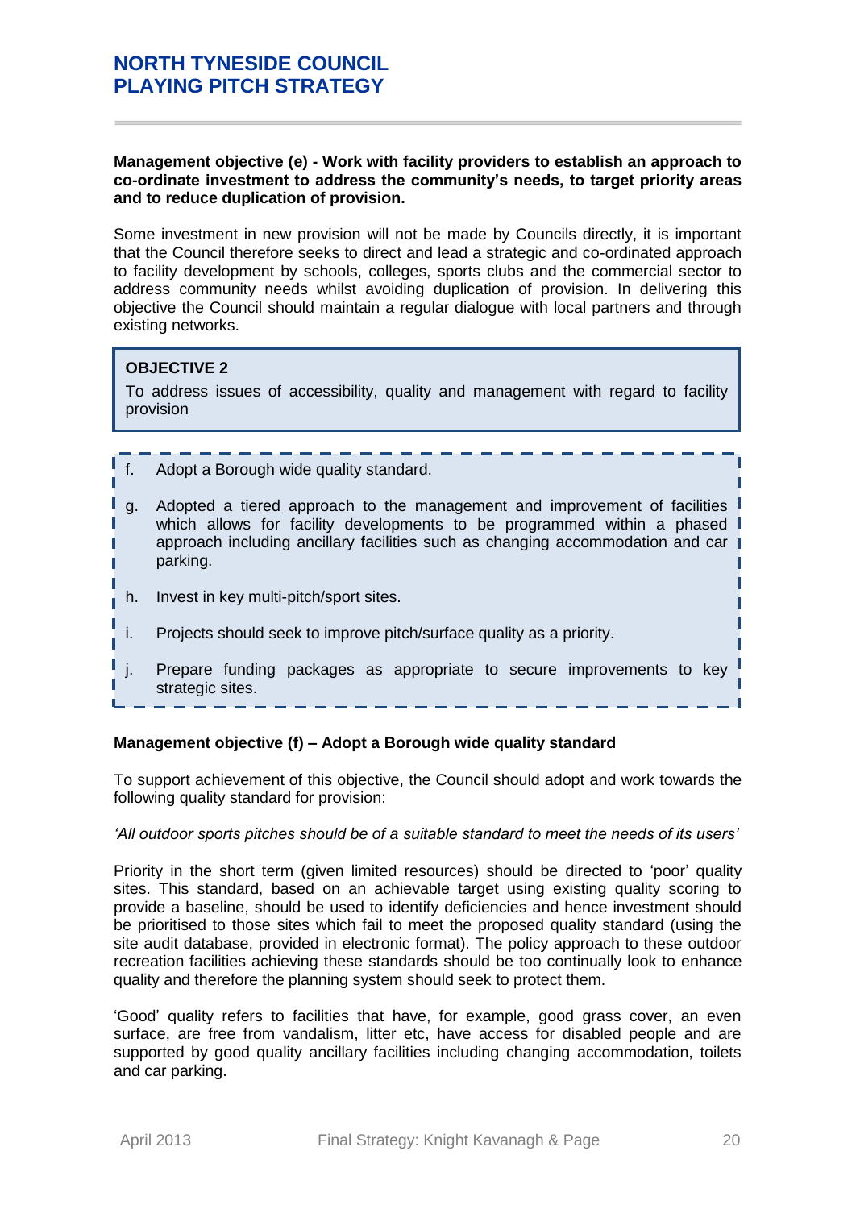**Management objective (e) - Work with facility providers to establish an approach to co-ordinate investment to address the community's needs, to target priority areas and to reduce duplication of provision.**

Some investment in new provision will not be made by Councils directly, it is important that the Council therefore seeks to direct and lead a strategic and co-ordinated approach to facility development by schools, colleges, sports clubs and the commercial sector to address community needs whilst avoiding duplication of provision. In delivering this objective the Council should maintain a regular dialogue with local partners and through existing networks.

**OBJECTIVE 2**

To address issues of accessibility, quality and management with regard to facility provision

f. Adopt a Borough wide quality standard.

g. Adopted a tiered approach to the management and improvement of facilities which allows for facility developments to be programmed within a phased approach including ancillary facilities such as changing accommodation and car parking.

h. Invest in key multi-pitch/sport sites.

i. Projects should seek to improve pitch/surface quality as a priority.

j. Prepare funding packages as appropriate to secure improvements to key strategic sites.

**Management objective (f) – Adopt a Borough wide quality standard**

To support achievement of this objective, the Council should adopt and work towards the following quality standard for provision:

*'All outdoor sports pitches should be of a suitable standard to meet the needs of its users'*

Priority in the short term (given limited resources) should be directed to 'poor' quality sites. This standard, based on an achievable target using existing quality scoring to provide a baseline, should be used to identify deficiencies and hence investment should be prioritised to those sites which fail to meet the proposed quality standard (using the site audit database, provided in electronic format). The policy approach to these outdoor recreation facilities achieving these standards should be too continually look to enhance quality and therefore the planning system should seek to protect them.

'Good' quality refers to facilities that have, for example, good grass cover, an even surface, are free from vandalism, litter etc, have access for disabled people and are supported by good quality ancillary facilities including changing accommodation, toilets and car parking.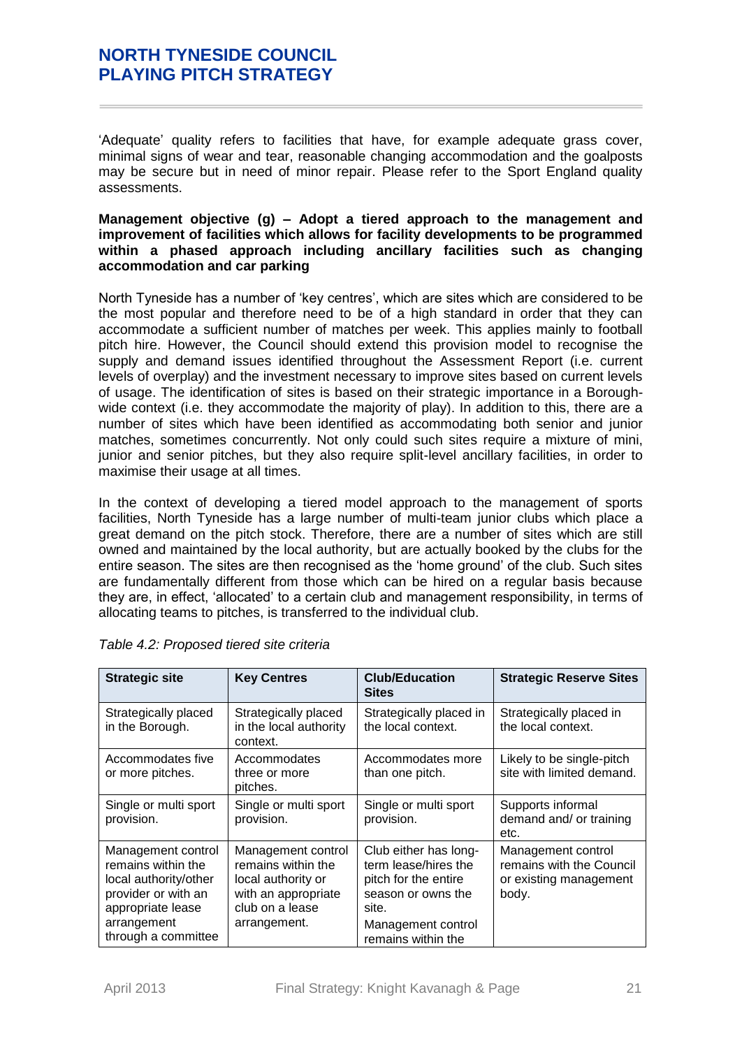'Adequate' quality refers to facilities that have, for example adequate grass cover, minimal signs of wear and tear, reasonable changing accommodation and the goalposts may be secure but in need of minor repair. Please refer to the Sport England quality assessments.

**Management objective (g) – Adopt a tiered approach to the management and improvement of facilities which allows for facility developments to be programmed within a phased approach including ancillary facilities such as changing accommodation and car parking**

North Tyneside has a number of 'key centres', which are sites which are considered to be the most popular and therefore need to be of a high standard in order that they can accommodate a sufficient number of matches per week. This applies mainly to football pitch hire. However, the Council should extend this provision model to recognise the supply and demand issues identified throughout the Assessment Report (i.e. current levels of overplay) and the investment necessary to improve sites based on current levels of usage. The identification of sites is based on their strategic importance in a Borough-wide context (i.e. they accommodate the majority of play). In addition to this, there are a number of sites which have been identified as accommodating both senior and junior matches, sometimes concurrently. Not only could such sites require a mixture of mini, junior and senior pitches, but they also require split-level ancillary facilities, in order to maximise their usage at all times.

In the context of developing a tiered model approach to the management of sports facilities, North Tyneside has a large number of multi-team junior clubs which place a great demand on the pitch stock. Therefore, there are a number of sites which are still owned and maintained by the local authority, but are actually booked by the clubs for the entire season. The sites are then recognised as the 'home ground' of the club. Such sites are fundamentally different from those which can be hired on a regular basis because they are, in effect, 'allocated' to a certain club and management responsibility, in terms of allocating teams to pitches, is transferred to the individual club.

*Table 4.2: Proposed tiered site criteria*

| Strategic site | Key Centres | Club/Education Sites | Strategic Reserve Sites |
|---|---|---|---|
| Strategically placed in the Borough. | Strategically placed in the local authority context. | Strategically placed in the local context. | Strategically placed in the local context. |
| Accommodates five or more pitches. | Accommodates three or more pitches. | Accommodates more than one pitch. | Likely to be single-pitch site with limited demand. |
| Single or multi sport provision. | Single or multi sport provision. | Single or multi sport provision. | Supports informal demand and/ or training etc. |
| Management control remains within the local authority/other provider or with an appropriate lease arrangement through a committee | Management control remains within the local authority or with an appropriate club on a lease arrangement. | Club either has long-term lease/hires the pitch for the entire season or owns the site. Management control remains within the | Management control remains with the Council or existing management body. |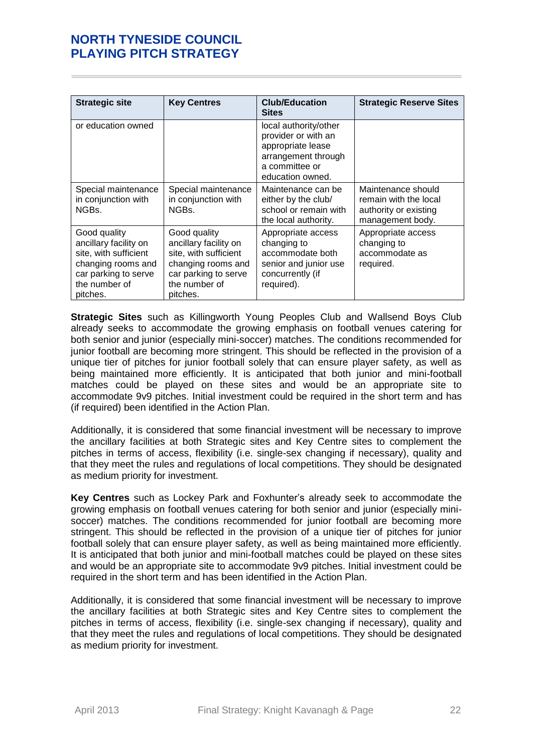| Strategic site | Key Centres | Club/Education Sites | Strategic Reserve Sites |
|---|---|---|---|
| or education owned | | local authority/other provider or with an appropriate lease arrangement through a committee or education owned. | |
| Special maintenance in conjunction with NGBs. | Special maintenance in conjunction with NGBs. | Maintenance can be either by the club/ school or remain with the local authority. | Maintenance should remain with the local authority or existing management body. |
| Good quality ancillary facility on site, with sufficient changing rooms and car parking to serve the number of pitches. | Good quality ancillary facility on site, with sufficient changing rooms and car parking to serve the number of pitches. | Appropriate access changing to accommodate both senior and junior use concurrently (if required). | Appropriate access changing to accommodate as required. |

**Strategic Sites** such as Killingworth Young Peoples Club and Wallsend Boys Club already seeks to accommodate the growing emphasis on football venues catering for both senior and junior (especially mini-soccer) matches. The conditions recommended for junior football are becoming more stringent. This should be reflected in the provision of a unique tier of pitches for junior football solely that can ensure player safety, as well as being maintained more efficiently. It is anticipated that both junior and mini-football matches could be played on these sites and would be an appropriate site to accommodate 9v9 pitches. Initial investment could be required in the short term and has (if required) been identified in the Action Plan.

Additionally, it is considered that some financial investment will be necessary to improve the ancillary facilities at both Strategic sites and Key Centre sites to complement the pitches in terms of access, flexibility (i.e. single-sex changing if necessary), quality and that they meet the rules and regulations of local competitions. They should be designated as medium priority for investment.

**Key Centres** such as Lockey Park and Foxhunter's already seek to accommodate the growing emphasis on football venues catering for both senior and junior (especially mini-soccer) matches. The conditions recommended for junior football are becoming more stringent. This should be reflected in the provision of a unique tier of pitches for junior football solely that can ensure player safety, as well as being maintained more efficiently. It is anticipated that both junior and mini-football matches could be played on these sites and would be an appropriate site to accommodate 9v9 pitches. Initial investment could be required in the short term and has been identified in the Action Plan.

Additionally, it is considered that some financial investment will be necessary to improve the ancillary facilities at both Strategic sites and Key Centre sites to complement the pitches in terms of access, flexibility (i.e. single-sex changing if necessary), quality and that they meet the rules and regulations of local competitions. They should be designated as medium priority for investment.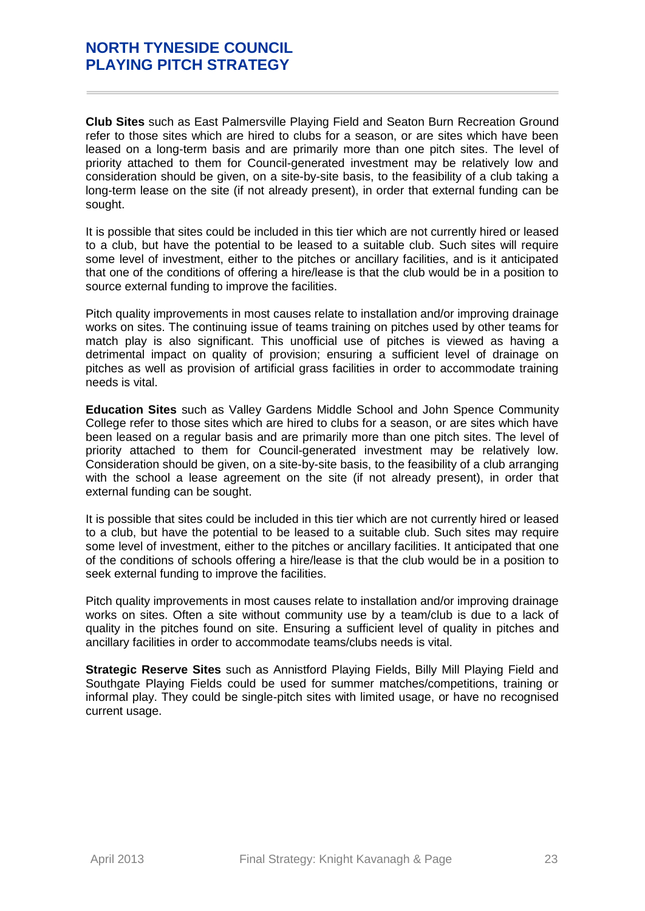**Club Sites** such as East Palmersville Playing Field and Seaton Burn Recreation Ground refer to those sites which are hired to clubs for a season, or are sites which have been leased on a long-term basis and are primarily more than one pitch sites. The level of priority attached to them for Council-generated investment may be relatively low and consideration should be given, on a site-by-site basis, to the feasibility of a club taking a long-term lease on the site (if not already present), in order that external funding can be sought.

It is possible that sites could be included in this tier which are not currently hired or leased to a club, but have the potential to be leased to a suitable club. Such sites will require some level of investment, either to the pitches or ancillary facilities, and is it anticipated that one of the conditions of offering a hire/lease is that the club would be in a position to source external funding to improve the facilities.

Pitch quality improvements in most causes relate to installation and/or improving drainage works on sites. The continuing issue of teams training on pitches used by other teams for match play is also significant. This unofficial use of pitches is viewed as having a detrimental impact on quality of provision; ensuring a sufficient level of drainage on pitches as well as provision of artificial grass facilities in order to accommodate training needs is vital.

**Education Sites** such as Valley Gardens Middle School and John Spence Community College refer to those sites which are hired to clubs for a season, or are sites which have been leased on a regular basis and are primarily more than one pitch sites. The level of priority attached to them for Council-generated investment may be relatively low. Consideration should be given, on a site-by-site basis, to the feasibility of a club arranging with the school a lease agreement on the site (if not already present), in order that external funding can be sought.

It is possible that sites could be included in this tier which are not currently hired or leased to a club, but have the potential to be leased to a suitable club. Such sites may require some level of investment, either to the pitches or ancillary facilities. It anticipated that one of the conditions of schools offering a hire/lease is that the club would be in a position to seek external funding to improve the facilities.

Pitch quality improvements in most causes relate to installation and/or improving drainage works on sites. Often a site without community use by a team/club is due to a lack of quality in the pitches found on site. Ensuring a sufficient level of quality in pitches and ancillary facilities in order to accommodate teams/clubs needs is vital.

**Strategic Reserve Sites** such as Annistford Playing Fields, Billy Mill Playing Field and Southgate Playing Fields could be used for summer matches/competitions, training or informal play. They could be single-pitch sites with limited usage, or have no recognised current usage.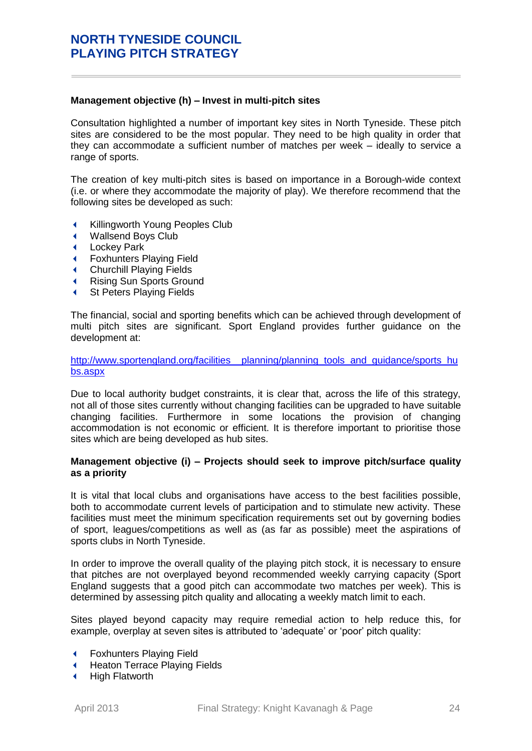**Management objective (h) – Invest in multi-pitch sites**

Consultation highlighted a number of important key sites in North Tyneside. These pitch sites are considered to be the most popular. They need to be high quality in order that they can accommodate a sufficient number of matches per week – ideally to service a range of sports.

The creation of key multi-pitch sites is based on importance in a Borough-wide context (i.e. or where they accommodate the majority of play). We therefore recommend that the following sites be developed as such:

- Killingworth Young Peoples Club
- Wallsend Boys Club
- Lockey Park
- Foxhunters Playing Field
- Churchill Playing Fields
- Rising Sun Sports Ground
- St Peters Playing Fields

The financial, social and sporting benefits which can be achieved through development of multi pitch sites are significant. Sport England provides further guidance on the development at:

http://www.sportengland.org/facilities__planning/planning_tools_and_guidance/sports_hubs.aspx

Due to local authority budget constraints, it is clear that, across the life of this strategy, not all of those sites currently without changing facilities can be upgraded to have suitable changing facilities. Furthermore in some locations the provision of changing accommodation is not economic or efficient. It is therefore important to prioritise those sites which are being developed as hub sites.

**Management objective (i) – Projects should seek to improve pitch/surface quality as a priority**

It is vital that local clubs and organisations have access to the best facilities possible, both to accommodate current levels of participation and to stimulate new activity. These facilities must meet the minimum specification requirements set out by governing bodies of sport, leagues/competitions as well as (as far as possible) meet the aspirations of sports clubs in North Tyneside.

In order to improve the overall quality of the playing pitch stock, it is necessary to ensure that pitches are not overplayed beyond recommended weekly carrying capacity (Sport England suggests that a good pitch can accommodate two matches per week). This is determined by assessing pitch quality and allocating a weekly match limit to each.

Sites played beyond capacity may require remedial action to help reduce this, for example, overplay at seven sites is attributed to 'adequate' or 'poor' pitch quality:

- Foxhunters Playing Field
- Heaton Terrace Playing Fields
- High Flatworth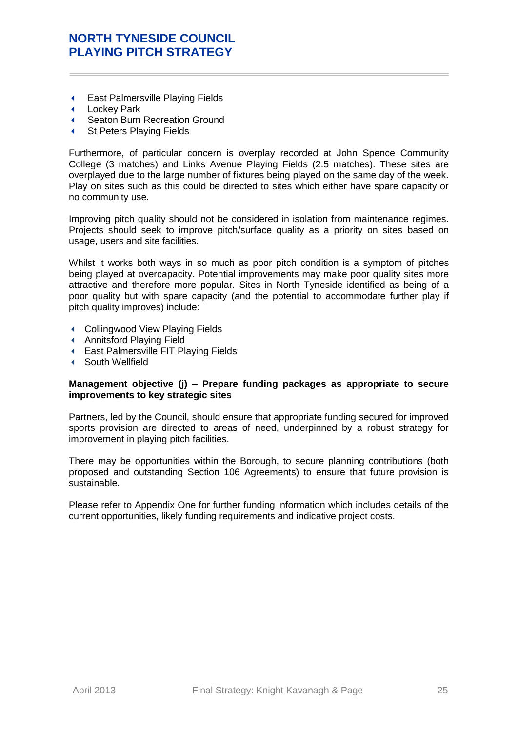- East Palmersville Playing Fields
- Lockey Park
- Seaton Burn Recreation Ground
- St Peters Playing Fields

Furthermore, of particular concern is overplay recorded at John Spence Community College (3 matches) and Links Avenue Playing Fields (2.5 matches). These sites are overplayed due to the large number of fixtures being played on the same day of the week. Play on sites such as this could be directed to sites which either have spare capacity or no community use.

Improving pitch quality should not be considered in isolation from maintenance regimes. Projects should seek to improve pitch/surface quality as a priority on sites based on usage, users and site facilities.

Whilst it works both ways in so much as poor pitch condition is a symptom of pitches being played at overcapacity. Potential improvements may make poor quality sites more attractive and therefore more popular. Sites in North Tyneside identified as being of a poor quality but with spare capacity (and the potential to accommodate further play if pitch quality improves) include:

- Collingwood View Playing Fields
- Annitsford Playing Field
- East Palmersville FIT Playing Fields
- South Wellfield

**Management objective (j) – Prepare funding packages as appropriate to secure improvements to key strategic sites**

Partners, led by the Council, should ensure that appropriate funding secured for improved sports provision are directed to areas of need, underpinned by a robust strategy for improvement in playing pitch facilities.

There may be opportunities within the Borough, to secure planning contributions (both proposed and outstanding Section 106 Agreements) to ensure that future provision is sustainable.

Please refer to Appendix One for further funding information which includes details of the current opportunities, likely funding requirements and indicative project costs.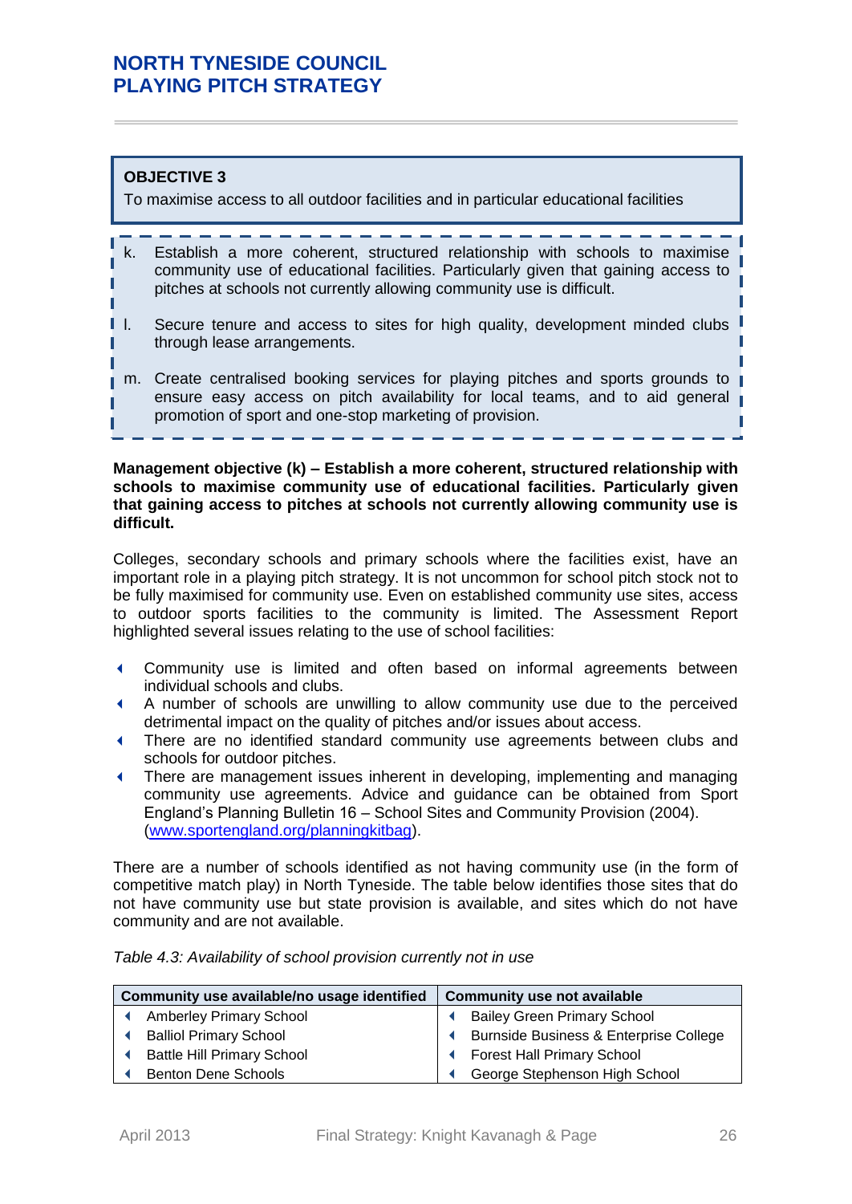**OBJECTIVE 3**

To maximise access to all outdoor facilities and in particular educational facilities

k. Establish a more coherent, structured relationship with schools to maximise community use of educational facilities. Particularly given that gaining access to pitches at schools not currently allowing community use is difficult.

l. Secure tenure and access to sites for high quality, development minded clubs through lease arrangements.

m. Create centralised booking services for playing pitches and sports grounds to ensure easy access on pitch availability for local teams, and to aid general promotion of sport and one-stop marketing of provision.

**Management objective (k) – Establish a more coherent, structured relationship with schools to maximise community use of educational facilities. Particularly given that gaining access to pitches at schools not currently allowing community use is difficult.**

Colleges, secondary schools and primary schools where the facilities exist, have an important role in a playing pitch strategy. It is not uncommon for school pitch stock not to be fully maximised for community use. Even on established community use sites, access to outdoor sports facilities to the community is limited. The Assessment Report highlighted several issues relating to the use of school facilities:

- Community use is limited and often based on informal agreements between individual schools and clubs.
- A number of schools are unwilling to allow community use due to the perceived detrimental impact on the quality of pitches and/or issues about access.
- There are no identified standard community use agreements between clubs and schools for outdoor pitches.
- There are management issues inherent in developing, implementing and managing community use agreements. Advice and guidance can be obtained from Sport England's Planning Bulletin 16 – School Sites and Community Provision (2004). (www.sportengland.org/planningkitbag).

There are a number of schools identified as not having community use (in the form of competitive match play) in North Tyneside. The table below identifies those sites that do not have community use but state provision is available, and sites which do not have community and are not available.

*Table 4.3: Availability of school provision currently not in use*

| Community use available/no usage identified | Community use not available |
|---|---|
| Amberley Primary School | Bailey Green Primary School |
| Balliol Primary School | Burnside Business & Enterprise College |
| Battle Hill Primary School | Forest Hall Primary School |
| Benton Dene Schools | George Stephenson High School |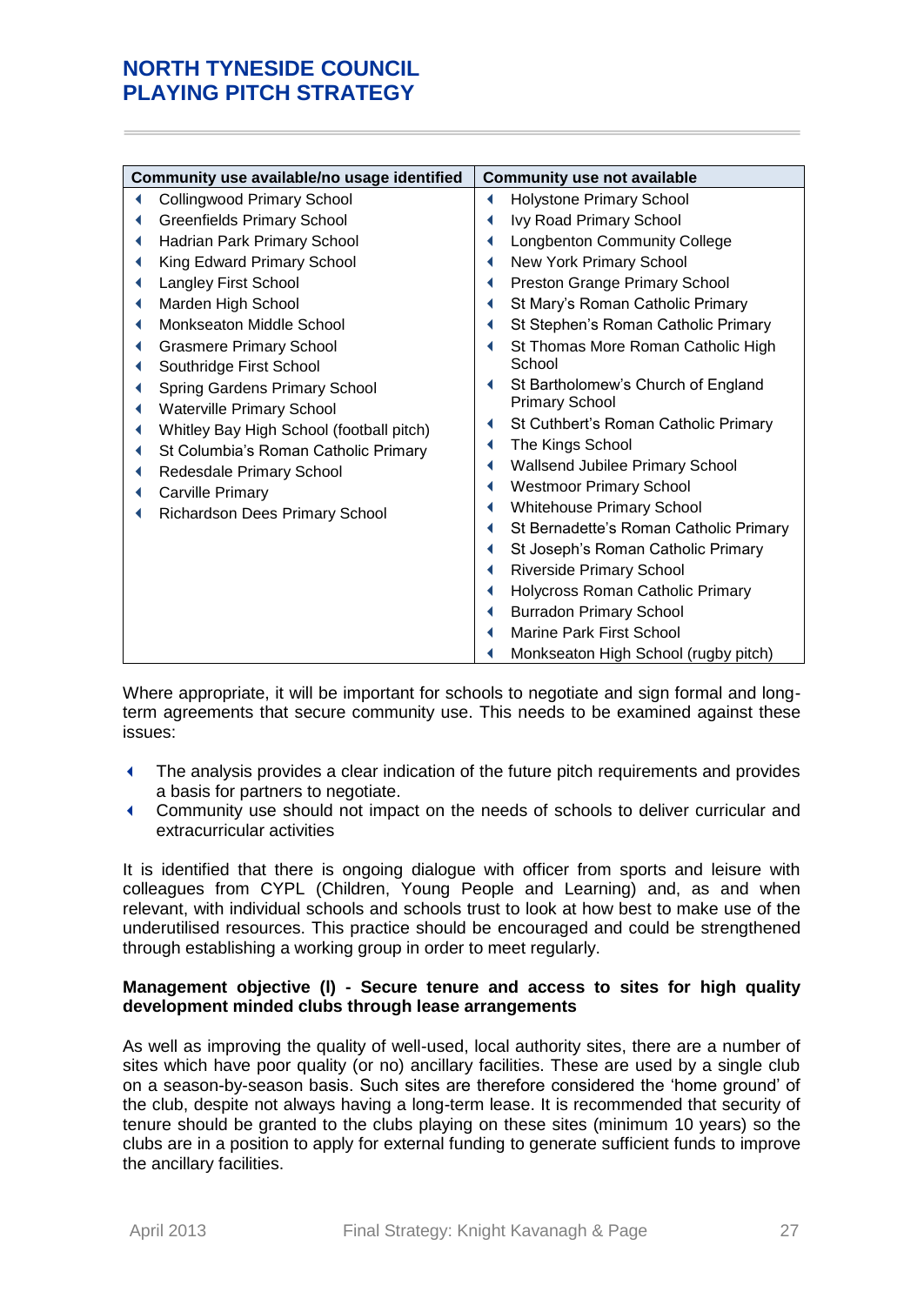| Community use available/no usage identified | Community use not available |
|---|---|
| Collingwood Primary School | Holystone Primary School |
| Greenfields Primary School | Ivy Road Primary School |
| Hadrian Park Primary School | Longbenton Community College |
| King Edward Primary School | New York Primary School |
| Langley First School | Preston Grange Primary School |
| Marden High School | St Mary's Roman Catholic Primary |
| Monkseaton Middle School | St Stephen's Roman Catholic Primary |
| Grasmere Primary School | St Thomas More Roman Catholic High School |
| Southridge First School | St Bartholomew's Church of England Primary School |
| Spring Gardens Primary School | St Cuthbert's Roman Catholic Primary |
| Waterville Primary School | The Kings School |
| Whitley Bay High School (football pitch) | Wallsend Jubilee Primary School |
| St Columbia's Roman Catholic Primary | Westmoor Primary School |
| Redesdale Primary School | Whitehouse Primary School |
| Carville Primary | St Bernadette's Roman Catholic Primary |
| Richardson Dees Primary School | St Joseph's Roman Catholic Primary |
| | Riverside Primary School |
| | Holycross Roman Catholic Primary |
| | Burradon Primary School |
| | Marine Park First School |
| | Monkseaton High School (rugby pitch) |

Where appropriate, it will be important for schools to negotiate and sign formal and long-term agreements that secure community use. This needs to be examined against these issues:

- The analysis provides a clear indication of the future pitch requirements and provides a basis for partners to negotiate.
- Community use should not impact on the needs of schools to deliver curricular and extracurricular activities

It is identified that there is ongoing dialogue with officer from sports and leisure with colleagues from CYPL (Children, Young People and Learning) and, as and when relevant, with individual schools and schools trust to look at how best to make use of the underutilised resources. This practice should be encouraged and could be strengthened through establishing a working group in order to meet regularly.

**Management objective (l) - Secure tenure and access to sites for high quality development minded clubs through lease arrangements**

As well as improving the quality of well-used, local authority sites, there are a number of sites which have poor quality (or no) ancillary facilities. These are used by a single club on a season-by-season basis. Such sites are therefore considered the 'home ground' of the club, despite not always having a long-term lease. It is recommended that security of tenure should be granted to the clubs playing on these sites (minimum 10 years) so the clubs are in a position to apply for external funding to generate sufficient funds to improve the ancillary facilities.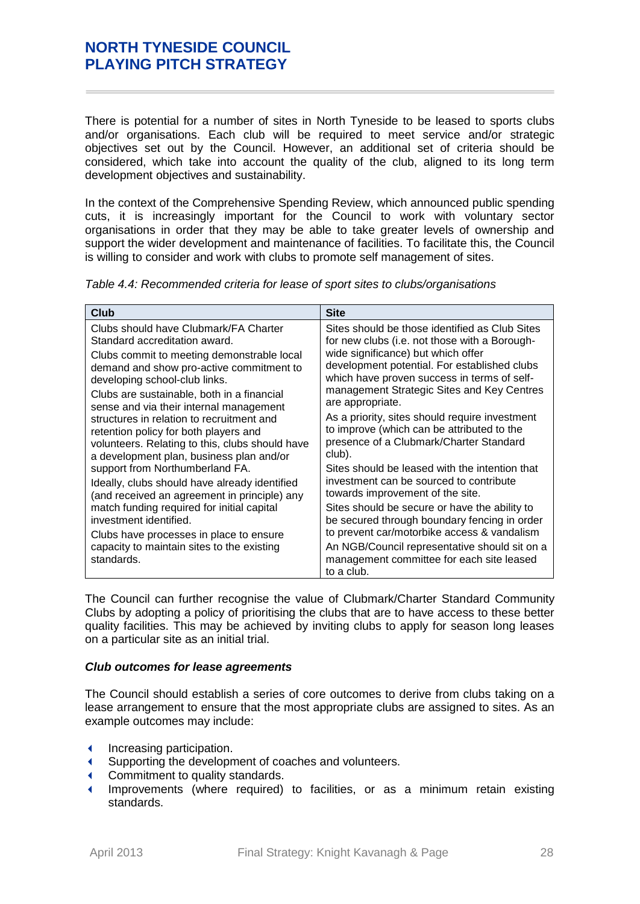There is potential for a number of sites in North Tyneside to be leased to sports clubs and/or organisations. Each club will be required to meet service and/or strategic objectives set out by the Council. However, an additional set of criteria should be considered, which take into account the quality of the club, aligned to its long term development objectives and sustainability.

In the context of the Comprehensive Spending Review, which announced public spending cuts, it is increasingly important for the Council to work with voluntary sector organisations in order that they may be able to take greater levels of ownership and support the wider development and maintenance of facilities. To facilitate this, the Council is willing to consider and work with clubs to promote self management of sites.

*Table 4.4: Recommended criteria for lease of sport sites to clubs/organisations*

| Club | Site |
|---|---|
| Clubs should have Clubmark/FA Charter Standard accreditation award.<br>Clubs commit to meeting demonstrable local demand and show pro-active commitment to developing school-club links.<br>Clubs are sustainable, both in a financial sense and via their internal management structures in relation to recruitment and retention policy for both players and volunteers. Relating to this, clubs should have a development plan, business plan and/or support from Northumberland FA.<br>Ideally, clubs should have already identified (and received an agreement in principle) any match funding required for initial capital investment identified.<br>Clubs have processes in place to ensure capacity to maintain sites to the existing standards. | Sites should be those identified as Club Sites for new clubs (i.e. not those with a Borough-wide significance) but which offer development potential. For established clubs which have proven success in terms of self-management Strategic Sites and Key Centres are appropriate.<br>As a priority, sites should require investment to improve (which can be attributed to the presence of a Clubmark/Charter Standard club).<br>Sites should be leased with the intention that investment can be sourced to contribute towards improvement of the site.<br>Sites should be secure or have the ability to be secured through boundary fencing in order to prevent car/motorbike access & vandalism<br>An NGB/Council representative should sit on a management committee for each site leased to a club. |

The Council can further recognise the value of Clubmark/Charter Standard Community Clubs by adopting a policy of prioritising the clubs that are to have access to these better quality facilities. This may be achieved by inviting clubs to apply for season long leases on a particular site as an initial trial.

***Club outcomes for lease agreements***

The Council should establish a series of core outcomes to derive from clubs taking on a lease arrangement to ensure that the most appropriate clubs are assigned to sites. As an example outcomes may include:

- Increasing participation.
- Supporting the development of coaches and volunteers.
- Commitment to quality standards.
- Improvements (where required) to facilities, or as a minimum retain existing standards.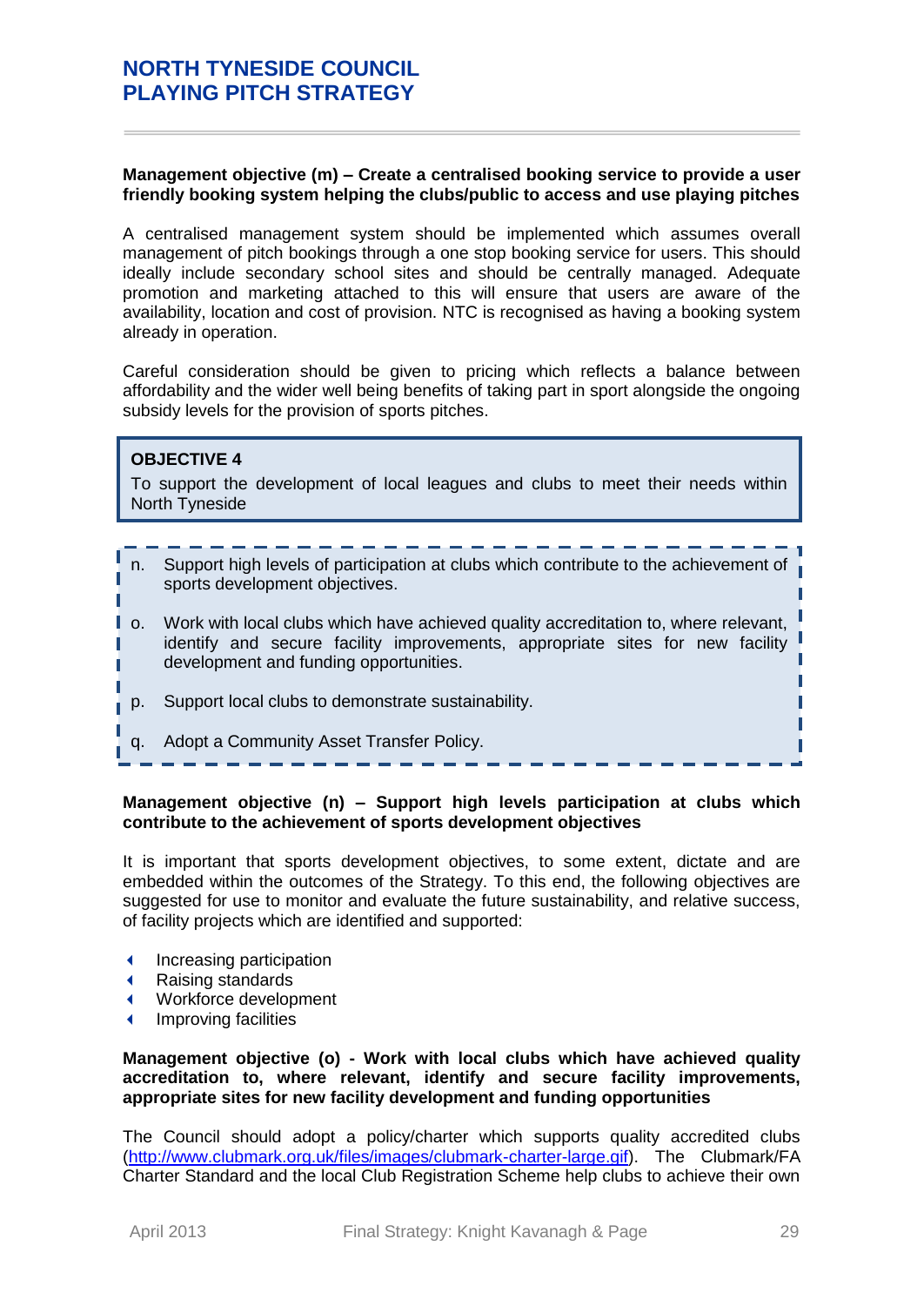**Management objective (m) – Create a centralised booking service to provide a user friendly booking system helping the clubs/public to access and use playing pitches**

A centralised management system should be implemented which assumes overall management of pitch bookings through a one stop booking service for users. This should ideally include secondary school sites and should be centrally managed. Adequate promotion and marketing attached to this will ensure that users are aware of the availability, location and cost of provision. NTC is recognised as having a booking system already in operation.

Careful consideration should be given to pricing which reflects a balance between affordability and the wider well being benefits of taking part in sport alongside the ongoing subsidy levels for the provision of sports pitches.

**OBJECTIVE 4**

To support the development of local leagues and clubs to meet their needs within North Tyneside

n. Support high levels of participation at clubs which contribute to the achievement of sports development objectives.

o. Work with local clubs which have achieved quality accreditation to, where relevant, identify and secure facility improvements, appropriate sites for new facility development and funding opportunities.

p. Support local clubs to demonstrate sustainability.

q. Adopt a Community Asset Transfer Policy.

**Management objective (n) – Support high levels participation at clubs which contribute to the achievement of sports development objectives**

It is important that sports development objectives, to some extent, dictate and are embedded within the outcomes of the Strategy. To this end, the following objectives are suggested for use to monitor and evaluate the future sustainability, and relative success, of facility projects which are identified and supported:

- Increasing participation
- Raising standards
- Workforce development
- Improving facilities

**Management objective (o) - Work with local clubs which have achieved quality accreditation to, where relevant, identify and secure facility improvements, appropriate sites for new facility development and funding opportunities**

The Council should adopt a policy/charter which supports quality accredited clubs (http://www.clubmark.org.uk/files/images/clubmark-charter-large.gif). The Clubmark/FA Charter Standard and the local Club Registration Scheme help clubs to achieve their own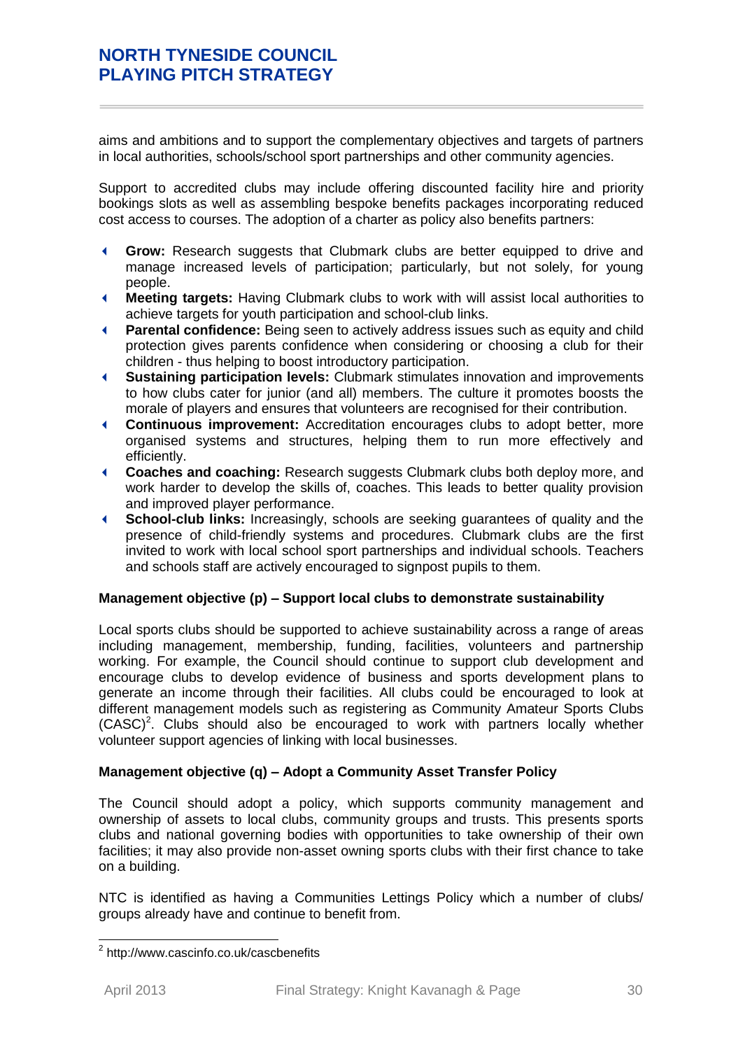aims and ambitions and to support the complementary objectives and targets of partners in local authorities, schools/school sport partnerships and other community agencies.

Support to accredited clubs may include offering discounted facility hire and priority bookings slots as well as assembling bespoke benefits packages incorporating reduced cost access to courses. The adoption of a charter as policy also benefits partners:

- **Grow:** Research suggests that Clubmark clubs are better equipped to drive and manage increased levels of participation; particularly, but not solely, for young people.
- **Meeting targets:** Having Clubmark clubs to work with will assist local authorities to achieve targets for youth participation and school-club links.
- **Parental confidence:** Being seen to actively address issues such as equity and child protection gives parents confidence when considering or choosing a club for their children - thus helping to boost introductory participation.
- **Sustaining participation levels:** Clubmark stimulates innovation and improvements to how clubs cater for junior (and all) members. The culture it promotes boosts the morale of players and ensures that volunteers are recognised for their contribution.
- **Continuous improvement:** Accreditation encourages clubs to adopt better, more organised systems and structures, helping them to run more effectively and efficiently.
- **Coaches and coaching:** Research suggests Clubmark clubs both deploy more, and work harder to develop the skills of, coaches. This leads to better quality provision and improved player performance.
- **School-club links:** Increasingly, schools are seeking guarantees of quality and the presence of child-friendly systems and procedures. Clubmark clubs are the first invited to work with local school sport partnerships and individual schools. Teachers and schools staff are actively encouraged to signpost pupils to them.

**Management objective (p) – Support local clubs to demonstrate sustainability**

Local sports clubs should be supported to achieve sustainability across a range of areas including management, membership, funding, facilities, volunteers and partnership working. For example, the Council should continue to support club development and encourage clubs to develop evidence of business and sports development plans to generate an income through their facilities. All clubs could be encouraged to look at different management models such as registering as Community Amateur Sports Clubs (CASC)[2]. Clubs should also be encouraged to work with partners locally whether volunteer support agencies of linking with local businesses.

**Management objective (q) – Adopt a Community Asset Transfer Policy**

The Council should adopt a policy, which supports community management and ownership of assets to local clubs, community groups and trusts. This presents sports clubs and national governing bodies with opportunities to take ownership of their own facilities; it may also provide non-asset owning sports clubs with their first chance to take on a building.

NTC is identified as having a Communities Lettings Policy which a number of clubs/ groups already have and continue to benefit from.

[2] http://www.cascinfo.co.uk/cascbenefits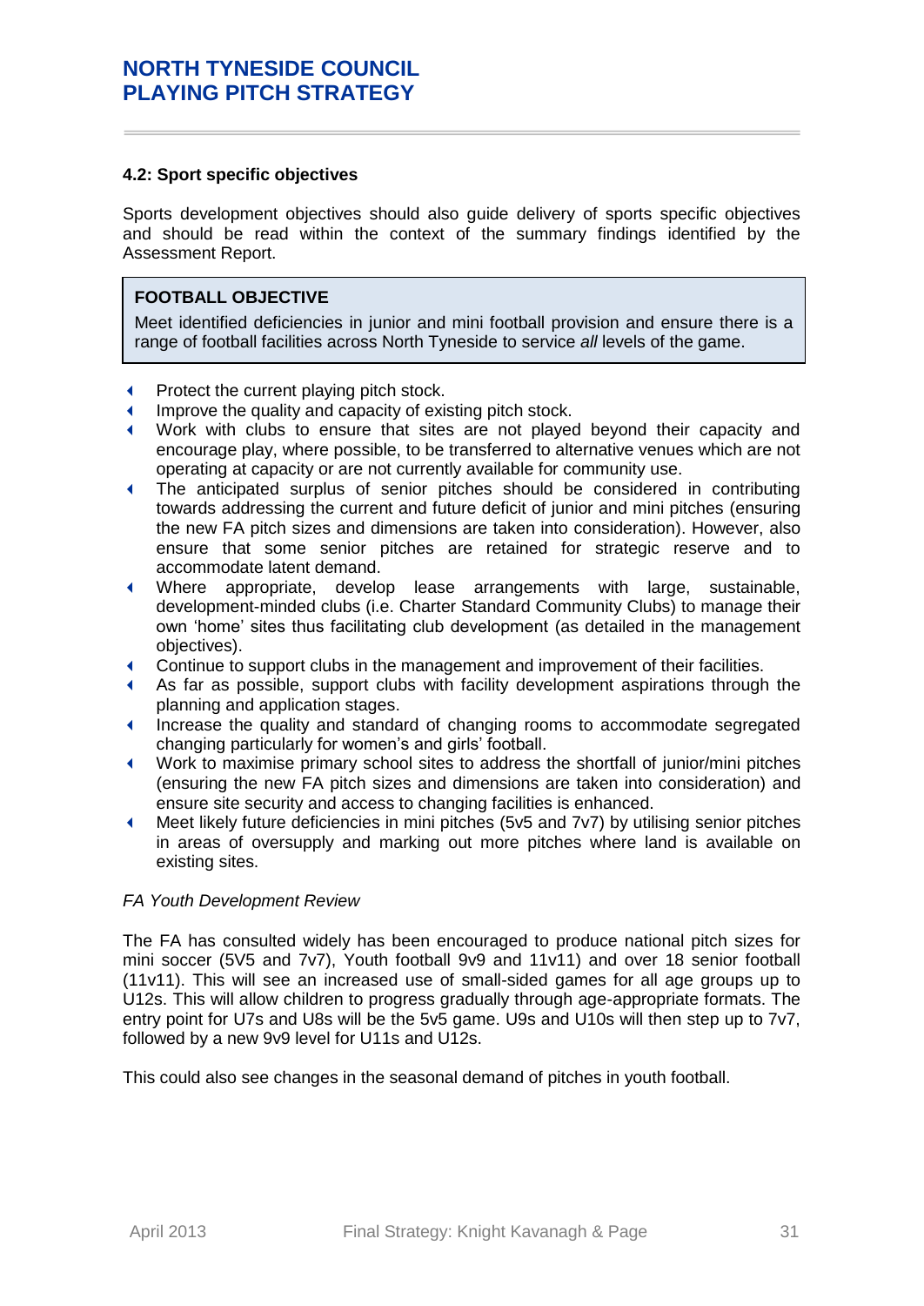### 4.2: Sport specific objectives

Sports development objectives should also guide delivery of sports specific objectives and should be read within the context of the summary findings identified by the Assessment Report.

> **FOOTBALL OBJECTIVE**
>
> Meet identified deficiencies in junior and mini football provision and ensure there is a range of football facilities across North Tyneside to service *all* levels of the game.

- Protect the current playing pitch stock.
- Improve the quality and capacity of existing pitch stock.
- Work with clubs to ensure that sites are not played beyond their capacity and encourage play, where possible, to be transferred to alternative venues which are not operating at capacity or are not currently available for community use.
- The anticipated surplus of senior pitches should be considered in contributing towards addressing the current and future deficit of junior and mini pitches (ensuring the new FA pitch sizes and dimensions are taken into consideration). However, also ensure that some senior pitches are retained for strategic reserve and to accommodate latent demand.
- Where appropriate, develop lease arrangements with large, sustainable, development-minded clubs (i.e. Charter Standard Community Clubs) to manage their own 'home' sites thus facilitating club development (as detailed in the management objectives).
- Continue to support clubs in the management and improvement of their facilities.
- As far as possible, support clubs with facility development aspirations through the planning and application stages.
- Increase the quality and standard of changing rooms to accommodate segregated changing particularly for women's and girls' football.
- Work to maximise primary school sites to address the shortfall of junior/mini pitches (ensuring the new FA pitch sizes and dimensions are taken into consideration) and ensure site security and access to changing facilities is enhanced.
- Meet likely future deficiencies in mini pitches (5v5 and 7v7) by utilising senior pitches in areas of oversupply and marking out more pitches where land is available on existing sites.

*FA Youth Development Review*

The FA has consulted widely has been encouraged to produce national pitch sizes for mini soccer (5V5 and 7v7), Youth football 9v9 and 11v11) and over 18 senior football (11v11). This will see an increased use of small-sided games for all age groups up to U12s. This will allow children to progress gradually through age-appropriate formats. The entry point for U7s and U8s will be the 5v5 game. U9s and U10s will then step up to 7v7, followed by a new 9v9 level for U11s and U12s.

This could also see changes in the seasonal demand of pitches in youth football.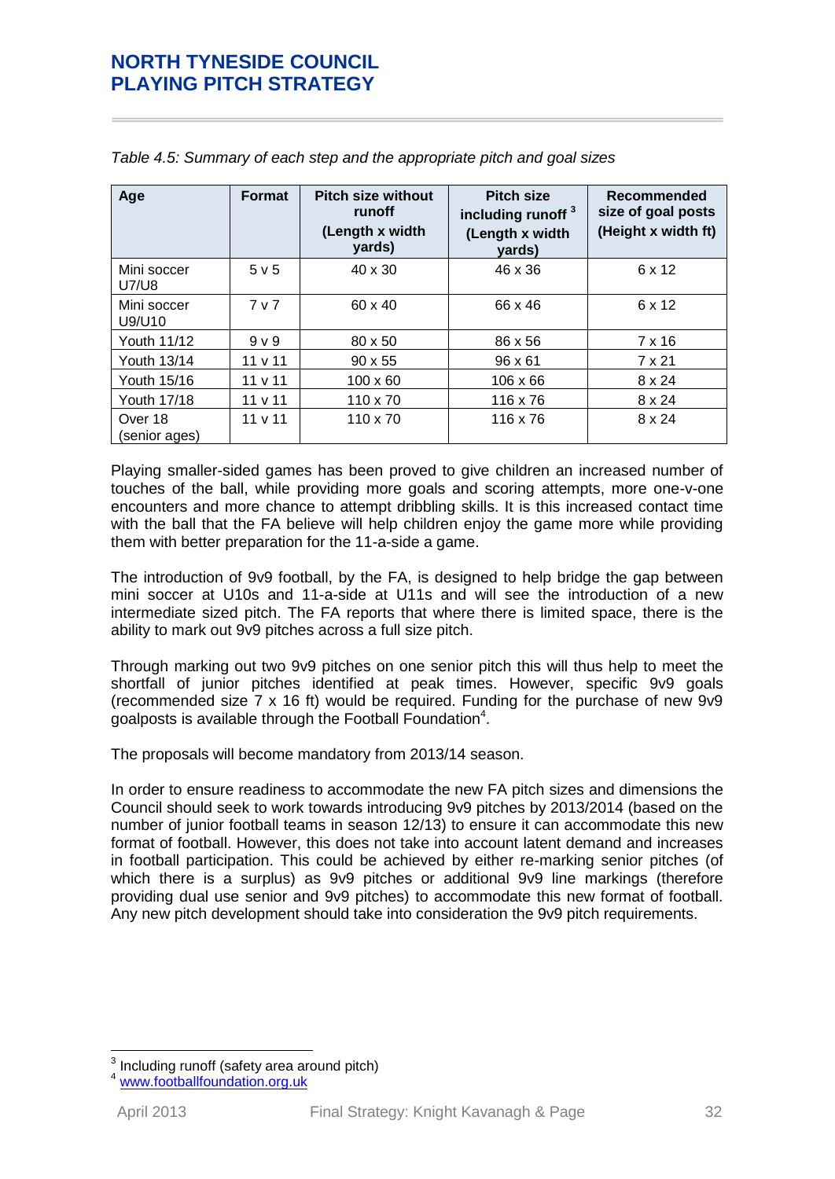*Table 4.5: Summary of each step and the appropriate pitch and goal sizes*

| Age | Format | Pitch size without runoff (Length x width yards) | Pitch size including runoff [3] (Length x width yards) | Recommended size of goal posts (Height x width ft) |
|---|---|---|---|---|
| Mini soccer U7/U8 | 5 v 5 | 40 x 30 | 46 x 36 | 6 x 12 |
| Mini soccer U9/U10 | 7 v 7 | 60 x 40 | 66 x 46 | 6 x 12 |
| Youth 11/12 | 9 v 9 | 80 x 50 | 86 x 56 | 7 x 16 |
| Youth 13/14 | 11 v 11 | 90 x 55 | 96 x 61 | 7 x 21 |
| Youth 15/16 | 11 v 11 | 100 x 60 | 106 x 66 | 8 x 24 |
| Youth 17/18 | 11 v 11 | 110 x 70 | 116 x 76 | 8 x 24 |
| Over 18 (senior ages) | 11 v 11 | 110 x 70 | 116 x 76 | 8 x 24 |

Playing smaller-sided games has been proved to give children an increased number of touches of the ball, while providing more goals and scoring attempts, more one-v-one encounters and more chance to attempt dribbling skills. It is this increased contact time with the ball that the FA believe will help children enjoy the game more while providing them with better preparation for the 11-a-side a game.

The introduction of 9v9 football, by the FA, is designed to help bridge the gap between mini soccer at U10s and 11-a-side at U11s and will see the introduction of a new intermediate sized pitch. The FA reports that where there is limited space, there is the ability to mark out 9v9 pitches across a full size pitch.

Through marking out two 9v9 pitches on one senior pitch this will thus help to meet the shortfall of junior pitches identified at peak times. However, specific 9v9 goals (recommended size 7 x 16 ft) would be required. Funding for the purchase of new 9v9 goalposts is available through the Football Foundation[4].

The proposals will become mandatory from 2013/14 season.

In order to ensure readiness to accommodate the new FA pitch sizes and dimensions the Council should seek to work towards introducing 9v9 pitches by 2013/2014 (based on the number of junior football teams in season 12/13) to ensure it can accommodate this new format of football. However, this does not take into account latent demand and increases in football participation. This could be achieved by either re-marking senior pitches (of which there is a surplus) as 9v9 pitches or additional 9v9 line markings (therefore providing dual use senior and 9v9 pitches) to accommodate this new format of football. Any new pitch development should take into consideration the 9v9 pitch requirements.

---

[3] Including runoff (safety area around pitch)

[4] www.footballfoundation.org.uk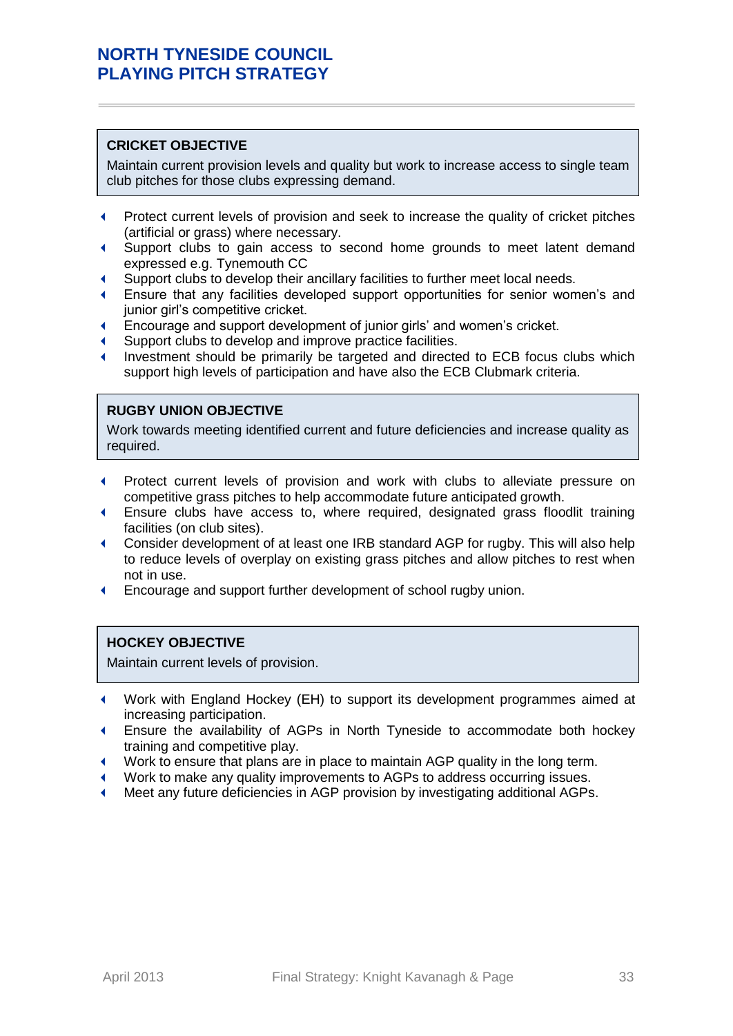**CRICKET OBJECTIVE**

Maintain current provision levels and quality but work to increase access to single team club pitches for those clubs expressing demand.

- Protect current levels of provision and seek to increase the quality of cricket pitches (artificial or grass) where necessary.
- Support clubs to gain access to second home grounds to meet latent demand expressed e.g. Tynemouth CC
- Support clubs to develop their ancillary facilities to further meet local needs.
- Ensure that any facilities developed support opportunities for senior women's and junior girl's competitive cricket.
- Encourage and support development of junior girls' and women's cricket.
- Support clubs to develop and improve practice facilities.
- Investment should be primarily be targeted and directed to ECB focus clubs which support high levels of participation and have also the ECB Clubmark criteria.

**RUGBY UNION OBJECTIVE**

Work towards meeting identified current and future deficiencies and increase quality as required.

- Protect current levels of provision and work with clubs to alleviate pressure on competitive grass pitches to help accommodate future anticipated growth.
- Ensure clubs have access to, where required, designated grass floodlit training facilities (on club sites).
- Consider development of at least one IRB standard AGP for rugby. This will also help to reduce levels of overplay on existing grass pitches and allow pitches to rest when not in use.
- Encourage and support further development of school rugby union.

**HOCKEY OBJECTIVE**

Maintain current levels of provision.

- Work with England Hockey (EH) to support its development programmes aimed at increasing participation.
- Ensure the availability of AGPs in North Tyneside to accommodate both hockey training and competitive play.
- Work to ensure that plans are in place to maintain AGP quality in the long term.
- Work to make any quality improvements to AGPs to address occurring issues.
- Meet any future deficiencies in AGP provision by investigating additional AGPs.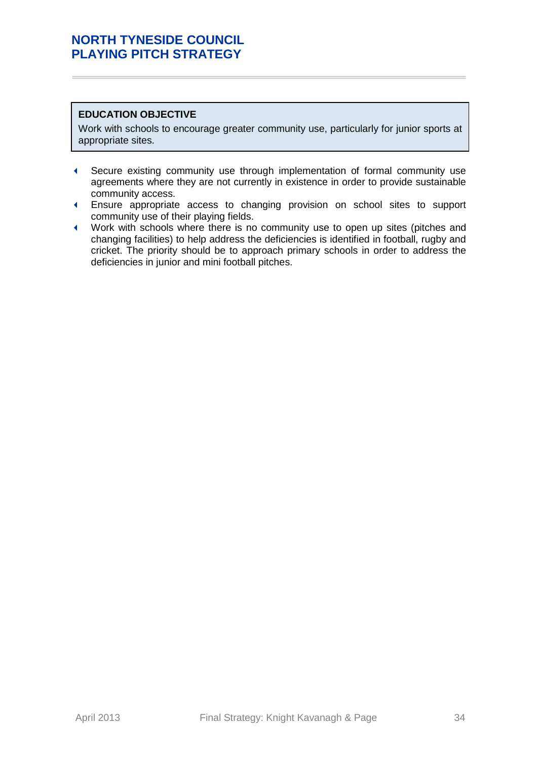**EDUCATION OBJECTIVE**

Work with schools to encourage greater community use, particularly for junior sports at appropriate sites.

- Secure existing community use through implementation of formal community use agreements where they are not currently in existence in order to provide sustainable community access.
- Ensure appropriate access to changing provision on school sites to support community use of their playing fields.
- Work with schools where there is no community use to open up sites (pitches and changing facilities) to help address the deficiencies is identified in football, rugby and cricket. The priority should be to approach primary schools in order to address the deficiencies in junior and mini football pitches.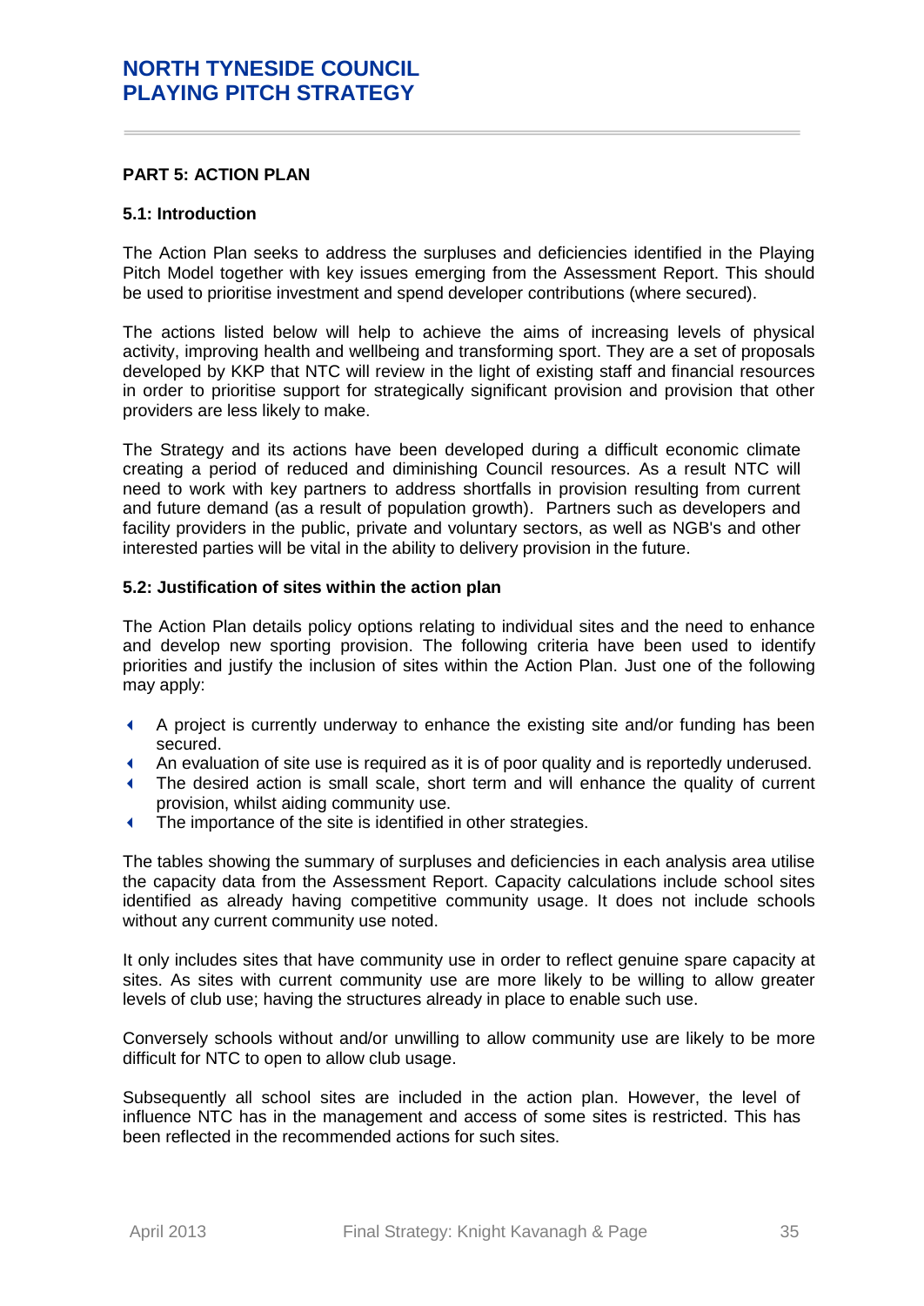## PART 5: ACTION PLAN

### 5.1: Introduction

The Action Plan seeks to address the surpluses and deficiencies identified in the Playing Pitch Model together with key issues emerging from the Assessment Report. This should be used to prioritise investment and spend developer contributions (where secured).

The actions listed below will help to achieve the aims of increasing levels of physical activity, improving health and wellbeing and transforming sport. They are a set of proposals developed by KKP that NTC will review in the light of existing staff and financial resources in order to prioritise support for strategically significant provision and provision that other providers are less likely to make.

The Strategy and its actions have been developed during a difficult economic climate creating a period of reduced and diminishing Council resources. As a result NTC will need to work with key partners to address shortfalls in provision resulting from current and future demand (as a result of population growth). Partners such as developers and facility providers in the public, private and voluntary sectors, as well as NGB's and other interested parties will be vital in the ability to delivery provision in the future.

### 5.2: Justification of sites within the action plan

The Action Plan details policy options relating to individual sites and the need to enhance and develop new sporting provision. The following criteria have been used to identify priorities and justify the inclusion of sites within the Action Plan. Just one of the following may apply:

- A project is currently underway to enhance the existing site and/or funding has been secured.
- An evaluation of site use is required as it is of poor quality and is reportedly underused.
- The desired action is small scale, short term and will enhance the quality of current provision, whilst aiding community use.
- The importance of the site is identified in other strategies.

The tables showing the summary of surpluses and deficiencies in each analysis area utilise the capacity data from the Assessment Report. Capacity calculations include school sites identified as already having competitive community usage. It does not include schools without any current community use noted.

It only includes sites that have community use in order to reflect genuine spare capacity at sites. As sites with current community use are more likely to be willing to allow greater levels of club use; having the structures already in place to enable such use.

Conversely schools without and/or unwilling to allow community use are likely to be more difficult for NTC to open to allow club usage.

Subsequently all school sites are included in the action plan. However, the level of influence NTC has in the management and access of some sites is restricted. This has been reflected in the recommended actions for such sites.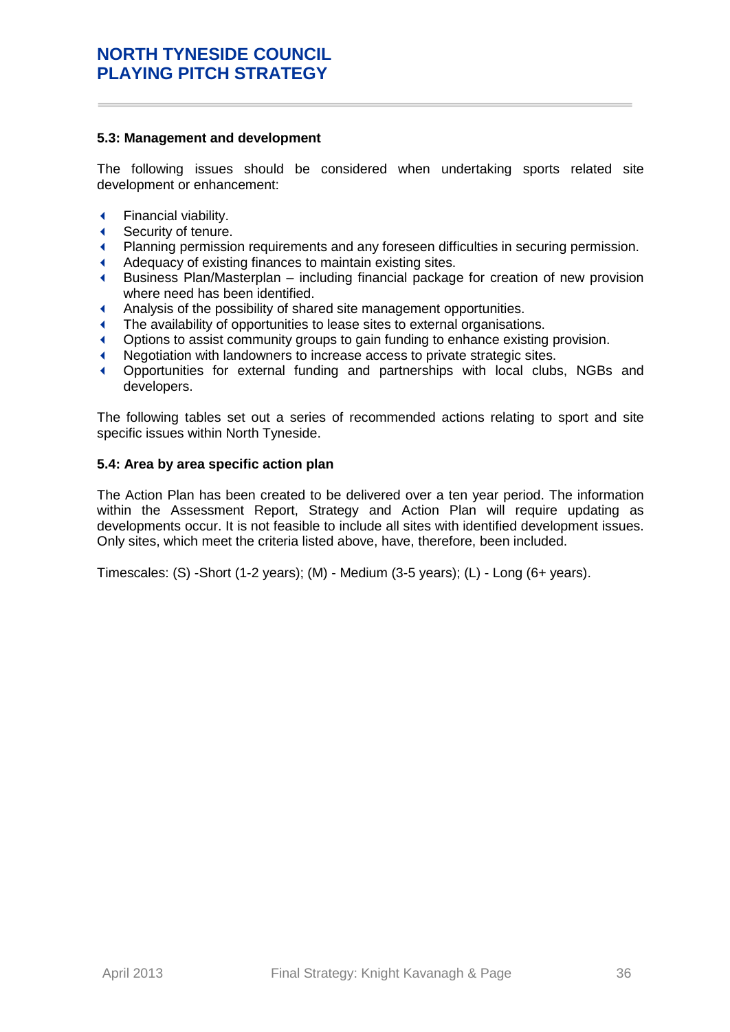### 5.3: Management and development

The following issues should be considered when undertaking sports related site development or enhancement:

- Financial viability.
- Security of tenure.
- Planning permission requirements and any foreseen difficulties in securing permission.
- Adequacy of existing finances to maintain existing sites.
- Business Plan/Masterplan – including financial package for creation of new provision where need has been identified.
- Analysis of the possibility of shared site management opportunities.
- The availability of opportunities to lease sites to external organisations.
- Options to assist community groups to gain funding to enhance existing provision.
- Negotiation with landowners to increase access to private strategic sites.
- Opportunities for external funding and partnerships with local clubs, NGBs and developers.

The following tables set out a series of recommended actions relating to sport and site specific issues within North Tyneside.

### 5.4: Area by area specific action plan

The Action Plan has been created to be delivered over a ten year period. The information within the Assessment Report, Strategy and Action Plan will require updating as developments occur. It is not feasible to include all sites with identified development issues. Only sites, which meet the criteria listed above, have, therefore, been included.

Timescales: (S) -Short (1-2 years); (M) - Medium (3-5 years); (L) - Long (6+ years).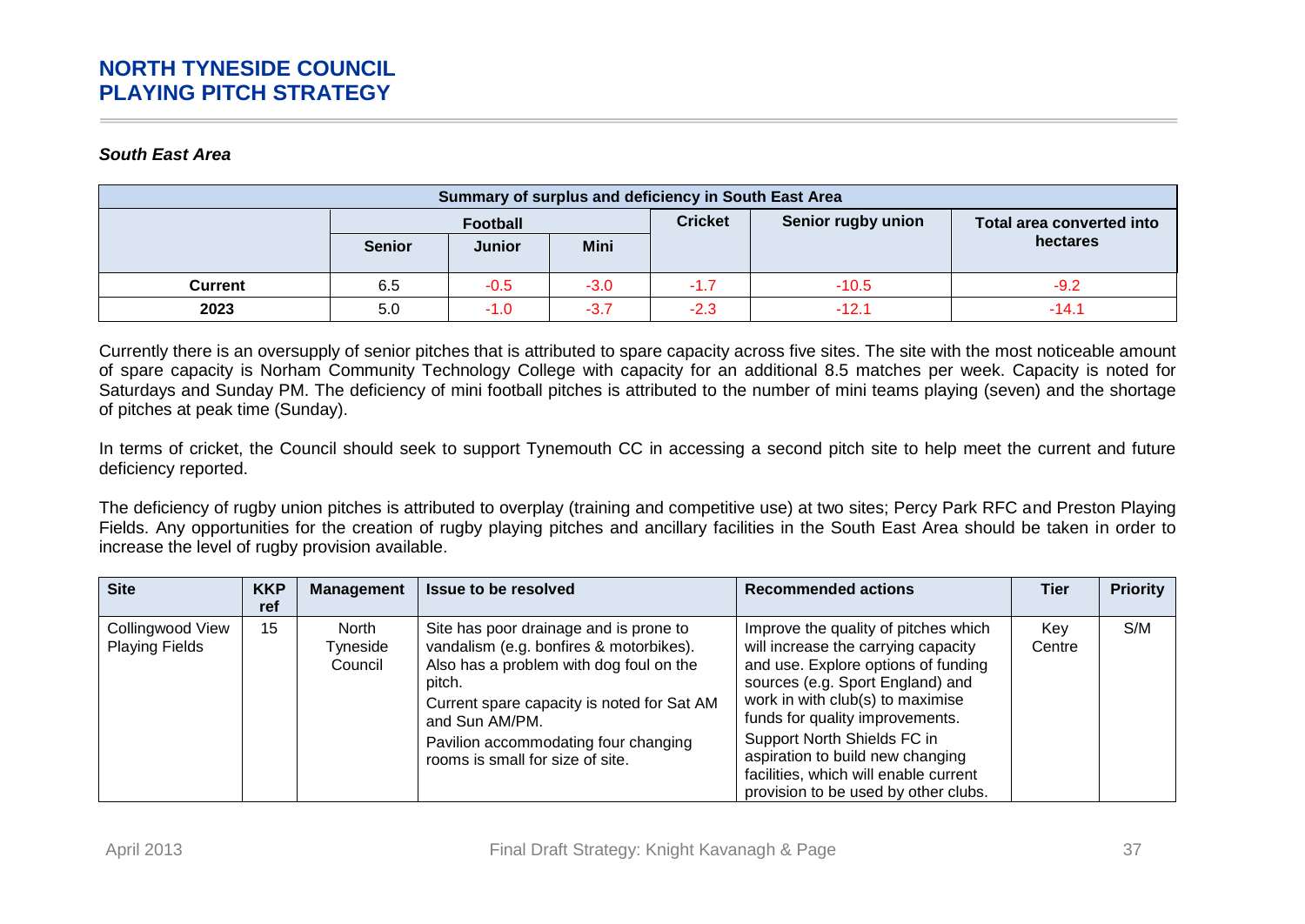### *South East Area*

| Summary of surplus and deficiency in South East Area | | | | | | |
|---|---|---|---|---|---|---|
| | Football | | | Cricket | Senior rugby union | Total area converted into hectares |
| | Senior | Junior | Mini | | | |
| **Current** | 6.5 | -0.5 | -3.0 | -1.7 | -10.5 | -9.2 |
| **2023** | 5.0 | -1.0 | -3.7 | -2.3 | -12.1 | -14.1 |

Currently there is an oversupply of senior pitches that is attributed to spare capacity across five sites. The site with the most noticeable amount of spare capacity is Norham Community Technology College with capacity for an additional 8.5 matches per week. Capacity is noted for Saturdays and Sunday PM. The deficiency of mini football pitches is attributed to the number of mini teams playing (seven) and the shortage of pitches at peak time (Sunday).

In terms of cricket, the Council should seek to support Tynemouth CC in accessing a second pitch site to help meet the current and future deficiency reported.

The deficiency of rugby union pitches is attributed to overplay (training and competitive use) at two sites; Percy Park RFC and Preston Playing Fields. Any opportunities for the creation of rugby playing pitches and ancillary facilities in the South East Area should be taken in order to increase the level of rugby provision available.

| Site | KKP ref | Management | Issue to be resolved | Recommended actions | Tier | Priority |
|---|---|---|---|---|---|---|
| Collingwood View Playing Fields | 15 | North Tyneside Council | Site has poor drainage and is prone to vandalism (e.g. bonfires & motorbikes). Also has a problem with dog foul on the pitch.<br>Current spare capacity is noted for Sat AM and Sun AM/PM.<br>Pavilion accommodating four changing rooms is small for size of site. | Improve the quality of pitches which will increase the carrying capacity and use. Explore options of funding sources (e.g. Sport England) and work in with club(s) to maximise funds for quality improvements.<br>Support North Shields FC in aspiration to build new changing facilities, which will enable current provision to be used by other clubs. | Key Centre | S/M |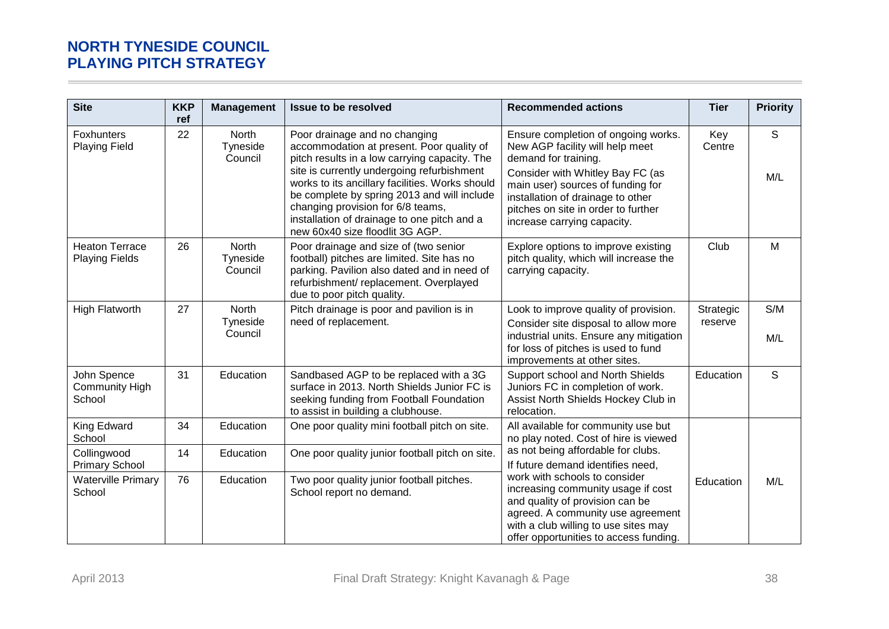| Site | KKP ref | Management | Issue to be resolved | Recommended actions | Tier | Priority |
|---|---|---|---|---|---|---|
| Foxhunters Playing Field | 22 | North Tyneside Council | Poor drainage and no changing accommodation at present. Poor quality of pitch results in a low carrying capacity. The site is currently undergoing refurbishment works to its ancillary facilities. Works should be complete by spring 2013 and will include changing provision for 6/8 teams, installation of drainage to one pitch and a new 60x40 size floodlit 3G AGP. | Ensure completion of ongoing works. New AGP facility will help meet demand for training.<br>Consider with Whitley Bay FC (as main user) sources of funding for installation of drainage to other pitches on site in order to further increase carrying capacity. | Key Centre | S<br>M/L |
| Heaton Terrace Playing Fields | 26 | North Tyneside Council | Poor drainage and size of (two senior football) pitches are limited. Site has no parking. Pavilion also dated and in need of refurbishment/ replacement. Overplayed due to poor pitch quality. | Explore options to improve existing pitch quality, which will increase the carrying capacity. | Club | M |
| High Flatworth | 27 | North Tyneside Council | Pitch drainage is poor and pavilion is in need of replacement. | Look to improve quality of provision.<br>Consider site disposal to allow more industrial units. Ensure any mitigation for loss of pitches is used to fund improvements at other sites. | Strategic reserve | S/M<br>M/L |
| John Spence Community High School | 31 | Education | Sandbased AGP to be replaced with a 3G surface in 2013. North Shields Junior FC is seeking funding from Football Foundation to assist in building a clubhouse. | Support school and North Shields Juniors FC in completion of work. Assist North Shields Hockey Club in relocation. | Education | S |
| King Edward School | 34 | Education | One poor quality mini football pitch on site. | All available for community use but no play noted. Cost of hire is viewed as not being affordable for clubs.<br>If future demand identifies need, work with schools to consider increasing community usage if cost and quality of provision can be agreed. A community use agreement with a club willing to use sites may offer opportunities to access funding. | Education | M/L |
| Collingwood Primary School | 14 | Education | One poor quality junior football pitch on site. | | | |
| Waterville Primary School | 76 | Education | Two poor quality junior football pitches. School report no demand. | | | |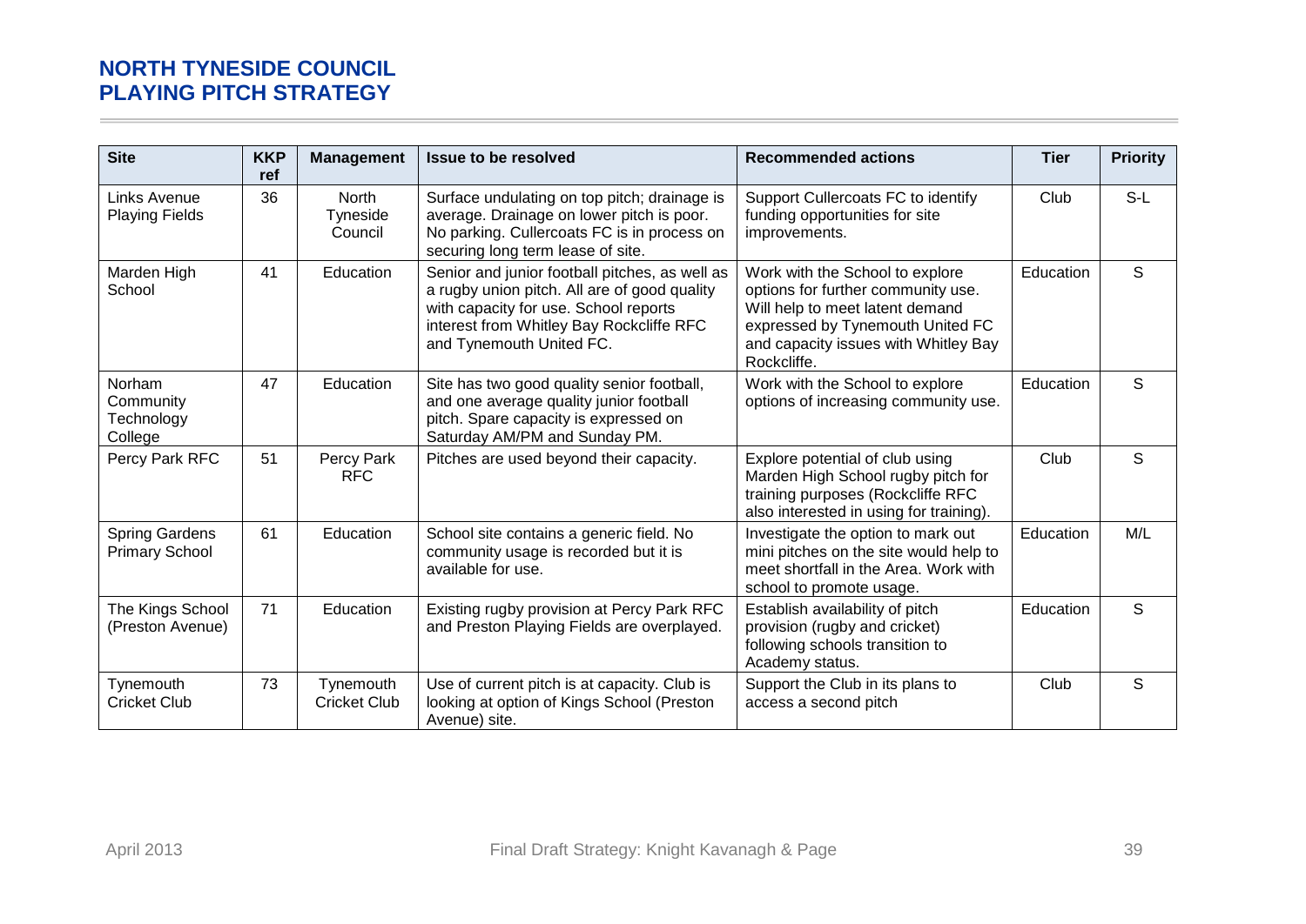| Site | KKP ref | Management | Issue to be resolved | Recommended actions | Tier | Priority |
|---|---|---|---|---|---|---|
| Links Avenue Playing Fields | 36 | North Tyneside Council | Surface undulating on top pitch; drainage is average. Drainage on lower pitch is poor. No parking. Cullercoats FC is in process on securing long term lease of site. | Support Cullercoats FC to identify funding opportunities for site improvements. | Club | S-L |
| Marden High School | 41 | Education | Senior and junior football pitches, as well as a rugby union pitch. All are of good quality with capacity for use. School reports interest from Whitley Bay Rockcliffe RFC and Tynemouth United FC. | Work with the School to explore options for further community use. Will help to meet latent demand expressed by Tynemouth United FC and capacity issues with Whitley Bay Rockcliffe. | Education | S |
| Norham Community Technology College | 47 | Education | Site has two good quality senior football, and one average quality junior football pitch. Spare capacity is expressed on Saturday AM/PM and Sunday PM. | Work with the School to explore options of increasing community use. | Education | S |
| Percy Park RFC | 51 | Percy Park RFC | Pitches are used beyond their capacity. | Explore potential of club using Marden High School rugby pitch for training purposes (Rockcliffe RFC also interested in using for training). | Club | S |
| Spring Gardens Primary School | 61 | Education | School site contains a generic field. No community usage is recorded but it is available for use. | Investigate the option to mark out mini pitches on the site would help to meet shortfall in the Area. Work with school to promote usage. | Education | M/L |
| The Kings School (Preston Avenue) | 71 | Education | Existing rugby provision at Percy Park RFC and Preston Playing Fields are overplayed. | Establish availability of pitch provision (rugby and cricket) following schools transition to Academy status. | Education | S |
| Tynemouth Cricket Club | 73 | Tynemouth Cricket Club | Use of current pitch is at capacity. Club is looking at option of Kings School (Preston Avenue) site. | Support the Club in its plans to access a second pitch | Club | S |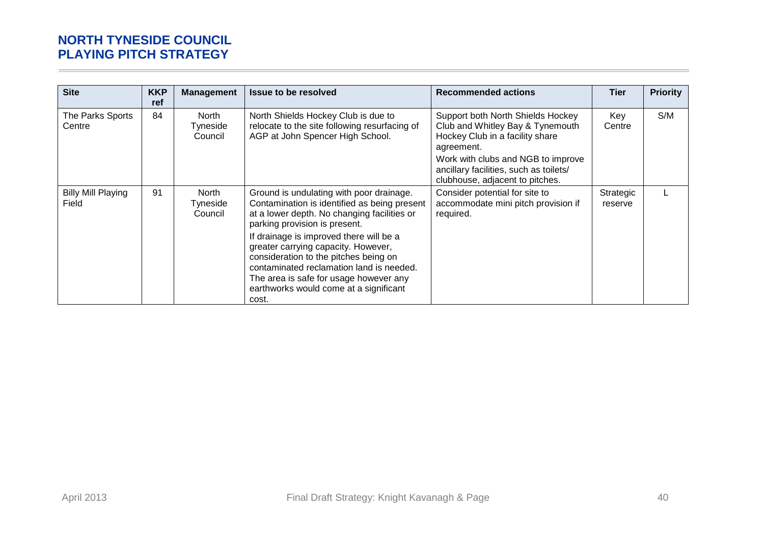| Site | KKP ref | Management | Issue to be resolved | Recommended actions | Tier | Priority |
|---|---|---|---|---|---|---|
| The Parks Sports Centre | 84 | North Tyneside Council | North Shields Hockey Club is due to relocate to the site following resurfacing of AGP at John Spencer High School. | Support both North Shields Hockey Club and Whitley Bay & Tynemouth Hockey Club in a facility share agreement.<br>Work with clubs and NGB to improve ancillary facilities, such as toilets/ clubhouse, adjacent to pitches. | Key Centre | S/M |
| Billy Mill Playing Field | 91 | North Tyneside Council | Ground is undulating with poor drainage. Contamination is identified as being present at a lower depth. No changing facilities or parking provision is present.<br>If drainage is improved there will be a greater carrying capacity. However, consideration to the pitches being on contaminated reclamation land is needed. The area is safe for usage however any earthworks would come at a significant cost. | Consider potential for site to accommodate mini pitch provision if required. | Strategic reserve | L |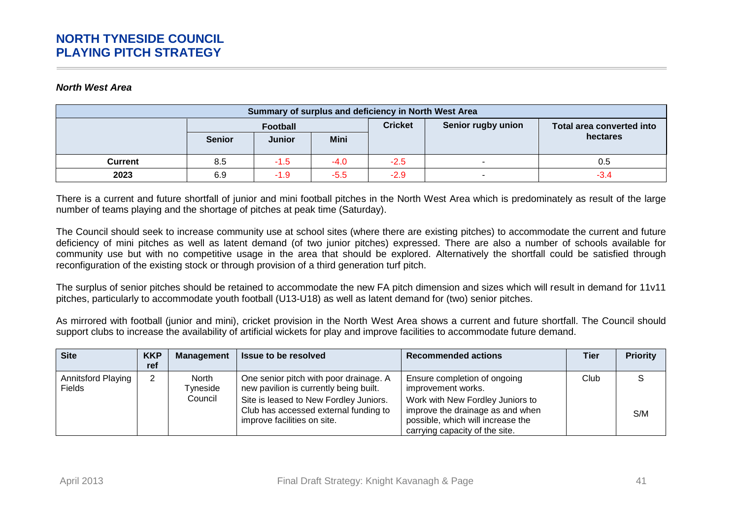*North West Area*

| Summary of surplus and deficiency in North West Area | | | | | | |
|---|---|---|---|---|---|---|
| | Football | | | Cricket | Senior rugby union | Total area converted into hectares |
| | Senior | Junior | Mini | | | |
| **Current** | 8.5 | -1.5 | -4.0 | -2.5 | - | 0.5 |
| **2023** | 6.9 | -1.9 | -5.5 | -2.9 | - | -3.4 |

There is a current and future shortfall of junior and mini football pitches in the North West Area which is predominately as result of the large number of teams playing and the shortage of pitches at peak time (Saturday).

The Council should seek to increase community use at school sites (where there are existing pitches) to accommodate the current and future deficiency of mini pitches as well as latent demand (of two junior pitches) expressed. There are also a number of schools available for community use but with no competitive usage in the area that should be explored. Alternatively the shortfall could be satisfied through reconfiguration of the existing stock or through provision of a third generation turf pitch.

The surplus of senior pitches should be retained to accommodate the new FA pitch dimension and sizes which will result in demand for 11v11 pitches, particularly to accommodate youth football (U13-U18) as well as latent demand for (two) senior pitches.

As mirrored with football (junior and mini), cricket provision in the North West Area shows a current and future shortfall. The Council should support clubs to increase the availability of artificial wickets for play and improve facilities to accommodate future demand.

| Site | KKP ref | Management | Issue to be resolved | Recommended actions | Tier | Priority |
|---|---|---|---|---|---|---|
| Annitsford Playing Fields | 2 | North Tyneside Council | One senior pitch with poor drainage. A new pavilion is currently being built. | Ensure completion of ongoing improvement works. | Club | S |
| | | | Site is leased to New Fordley Juniors. Club has accessed external funding to improve facilities on site. | Work with New Fordley Juniors to improve the drainage as and when possible, which will increase the carrying capacity of the site. | | S/M |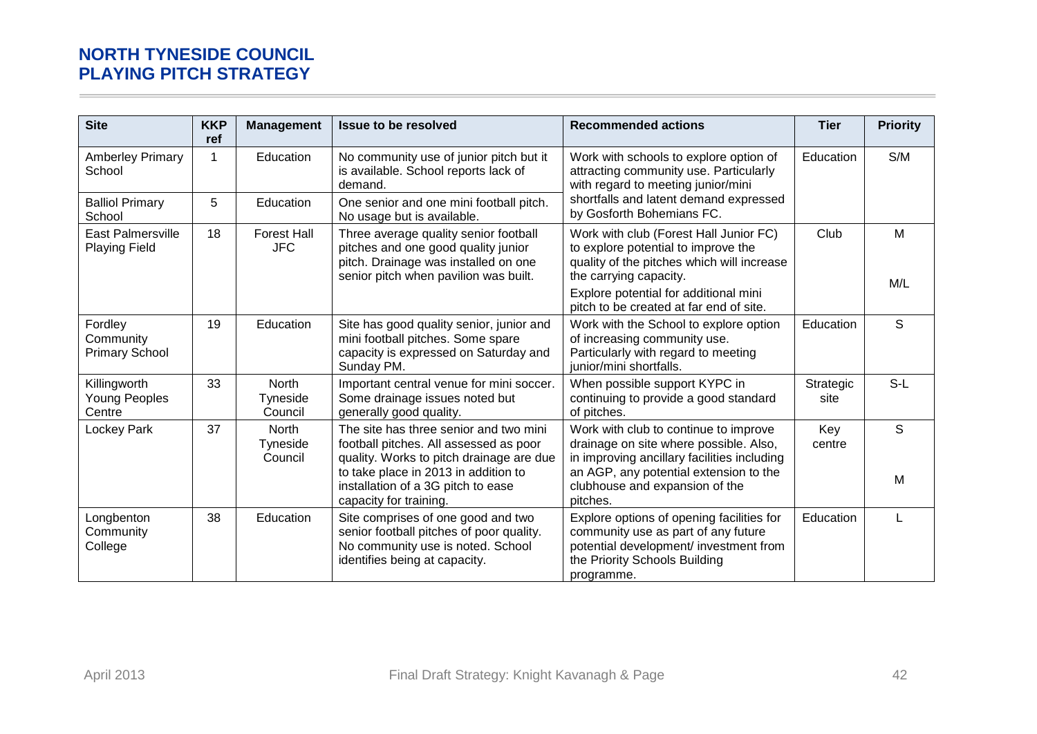| Site | KKP ref | Management | Issue to be resolved | Recommended actions | Tier | Priority |
|---|---|---|---|---|---|---|
| Amberley Primary School | 1 | Education | No community use of junior pitch but it is available. School reports lack of demand. | Work with schools to explore option of attracting community use. Particularly with regard to meeting junior/mini shortfalls and latent demand expressed by Gosforth Bohemians FC. | Education | S/M |
| Balliol Primary School | 5 | Education | One senior and one mini football pitch. No usage but is available. | | | |
| East Palmersville Playing Field | 18 | Forest Hall JFC | Three average quality senior football pitches and one good quality junior pitch. Drainage was installed on one senior pitch when pavilion was built. | Work with club (Forest Hall Junior FC) to explore potential to improve the quality of the pitches which will increase the carrying capacity. | Club | M |
| | | | | Explore potential for additional mini pitch to be created at far end of site. | | M/L |
| Fordley Community Primary School | 19 | Education | Site has good quality senior, junior and mini football pitches. Some spare capacity is expressed on Saturday and Sunday PM. | Work with the School to explore option of increasing community use. Particularly with regard to meeting junior/mini shortfalls. | Education | S |
| Killingworth Young Peoples Centre | 33 | North Tyneside Council | Important central venue for mini soccer. Some drainage issues noted but generally good quality. | When possible support KYPC in continuing to provide a good standard of pitches. | Strategic site | S-L |
| Lockey Park | 37 | North Tyneside Council | The site has three senior and two mini football pitches. All assessed as poor quality. Works to pitch drainage are due to take place in 2013 in addition to installation of a 3G pitch to ease capacity for training. | Work with club to continue to improve drainage on site where possible. Also, in improving ancillary facilities including an AGP, any potential extension to the clubhouse and expansion of the pitches. | Key centre | S<br>M |
| Longbenton Community College | 38 | Education | Site comprises of one good and two senior football pitches of poor quality. No community use is noted. School identifies being at capacity. | Explore options of opening facilities for community use as part of any future potential development/ investment from the Priority Schools Building programme. | Education | L |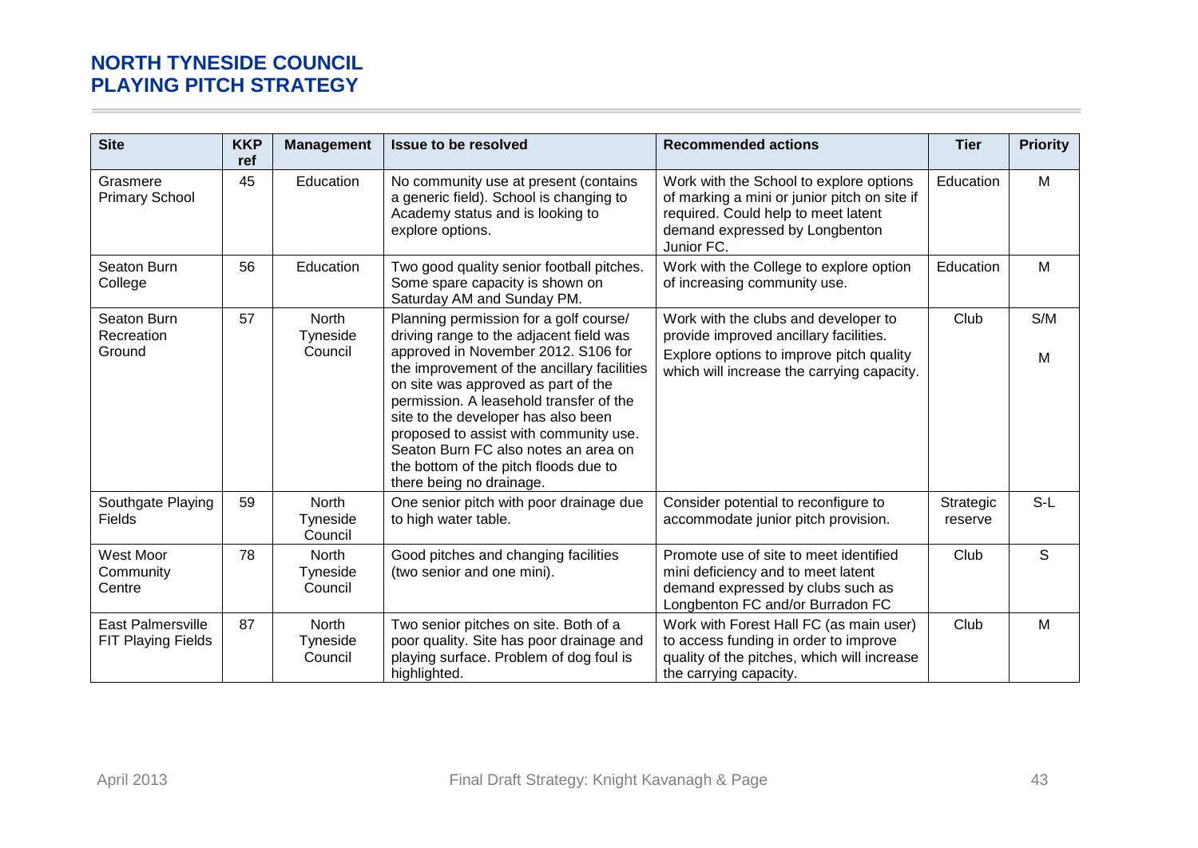| Site | KKP ref | Management | Issue to be resolved | Recommended actions | Tier | Priority |
|---|---|---|---|---|---|---|
| Grasmere Primary School | 45 | Education | No community use at present (contains a generic field). School is changing to Academy status and is looking to explore options. | Work with the School to explore options of marking a mini or junior pitch on site if required. Could help to meet latent demand expressed by Longbenton Junior FC. | Education | M |
| Seaton Burn College | 56 | Education | Two good quality senior football pitches. Some spare capacity is shown on Saturday AM and Sunday PM. | Work with the College to explore option of increasing community use. | Education | M |
| Seaton Burn Recreation Ground | 57 | North Tyneside Council | Planning permission for a golf course/ driving range to the adjacent field was approved in November 2012. S106 for the improvement of the ancillary facilities on site was approved as part of the permission. A leasehold transfer of the site to the developer has also been proposed to assist with community use. Seaton Burn FC also notes an area on the bottom of the pitch floods due to there being no drainage. | Work with the clubs and developer to provide improved ancillary facilities.<br>Explore options to improve pitch quality which will increase the carrying capacity. | Club | S/M<br>M |
| Southgate Playing Fields | 59 | North Tyneside Council | One senior pitch with poor drainage due to high water table. | Consider potential to reconfigure to accommodate junior pitch provision. | Strategic reserve | S-L |
| West Moor Community Centre | 78 | North Tyneside Council | Good pitches and changing facilities (two senior and one mini). | Promote use of site to meet identified mini deficiency and to meet latent demand expressed by clubs such as Longbenton FC and/or Burradon FC | Club | S |
| East Palmersville FIT Playing Fields | 87 | North Tyneside Council | Two senior pitches on site. Both of a poor quality. Site has poor drainage and playing surface. Problem of dog foul is highlighted. | Work with Forest Hall FC (as main user) to access funding in order to improve quality of the pitches, which will increase the carrying capacity. | Club | M |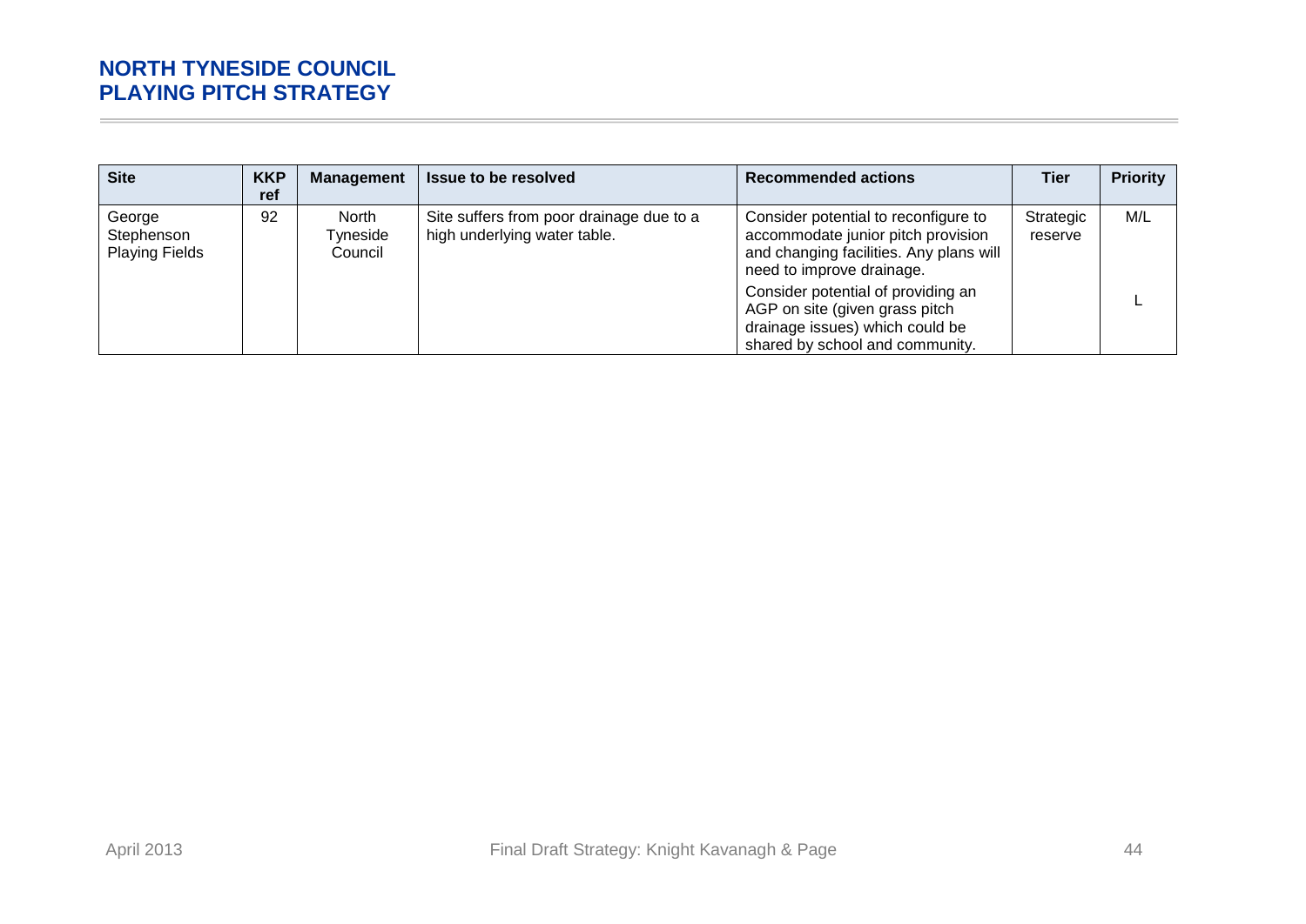| Site | KKP ref | Management | Issue to be resolved | Recommended actions | Tier | Priority |
|---|---|---|---|---|---|---|
| George Stephenson Playing Fields | 92 | North Tyneside Council | Site suffers from poor drainage due to a high underlying water table. | Consider potential to reconfigure to accommodate junior pitch provision and changing facilities. Any plans will need to improve drainage. | Strategic reserve | M/L |
| | | | | Consider potential of providing an AGP on site (given grass pitch drainage issues) which could be shared by school and community. | | L |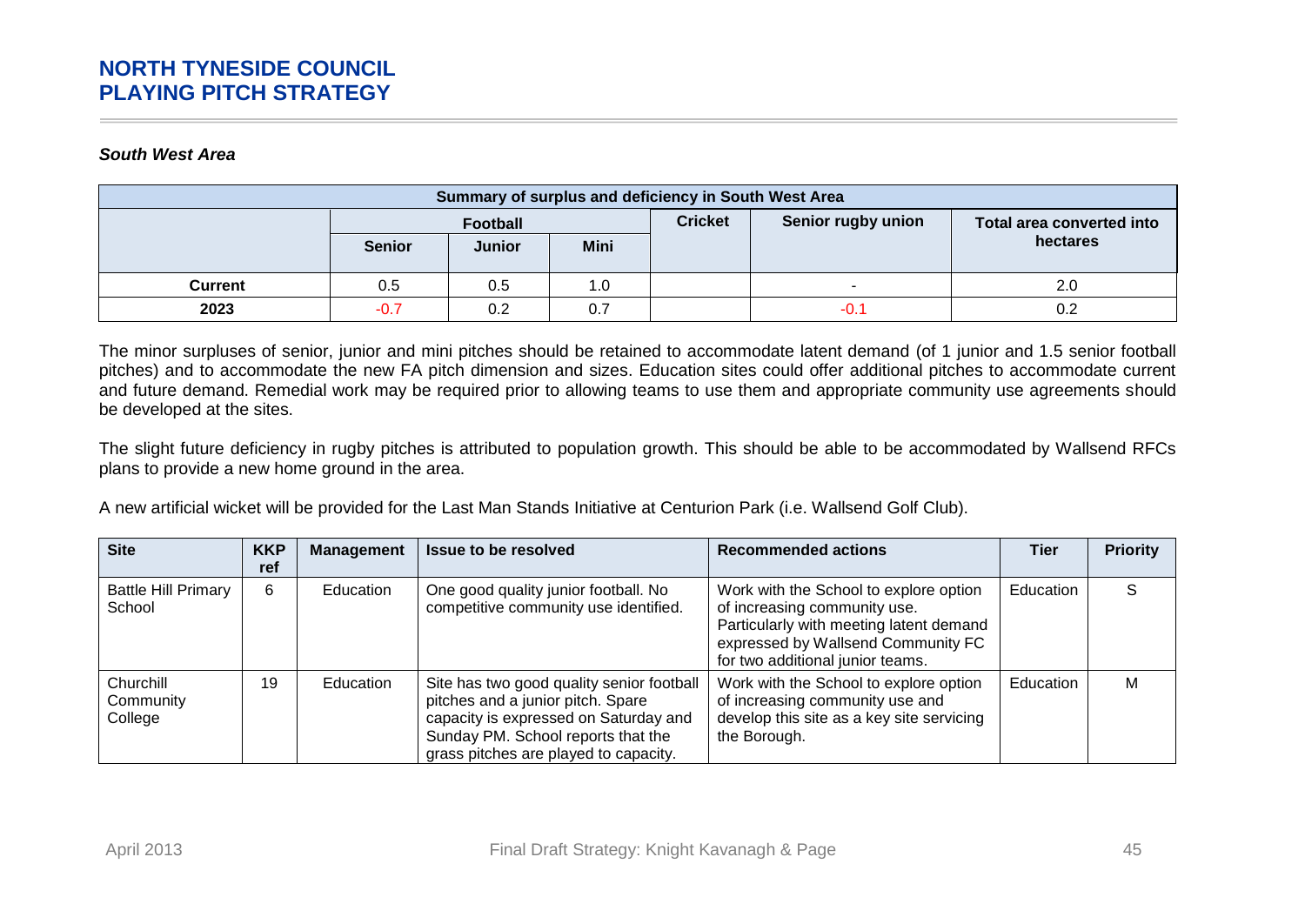***South West Area***

| Summary of surplus and deficiency in South West Area | | | | | | |
|---|---|---|---|---|---|---|
| | Football | | | Cricket | Senior rugby union | Total area converted into hectares |
| | Senior | Junior | Mini | | | |
| **Current** | 0.5 | 0.5 | 1.0 | | - | 2.0 |
| **2023** | -0.7 | 0.2 | 0.7 | | -0.1 | 0.2 |

The minor surpluses of senior, junior and mini pitches should be retained to accommodate latent demand (of 1 junior and 1.5 senior football pitches) and to accommodate the new FA pitch dimension and sizes. Education sites could offer additional pitches to accommodate current and future demand. Remedial work may be required prior to allowing teams to use them and appropriate community use agreements should be developed at the sites.

The slight future deficiency in rugby pitches is attributed to population growth. This should be able to be accommodated by Wallsend RFCs plans to provide a new home ground in the area.

A new artificial wicket will be provided for the Last Man Stands Initiative at Centurion Park (i.e. Wallsend Golf Club).

| Site | KKP ref | Management | Issue to be resolved | Recommended actions | Tier | Priority |
|---|---|---|---|---|---|---|
| Battle Hill Primary School | 6 | Education | One good quality junior football. No competitive community use identified. | Work with the School to explore option of increasing community use. Particularly with meeting latent demand expressed by Wallsend Community FC for two additional junior teams. | Education | S |
| Churchill Community College | 19 | Education | Site has two good quality senior football pitches and a junior pitch. Spare capacity is expressed on Saturday and Sunday PM. School reports that the grass pitches are played to capacity. | Work with the School to explore option of increasing community use and develop this site as a key site servicing the Borough. | Education | M |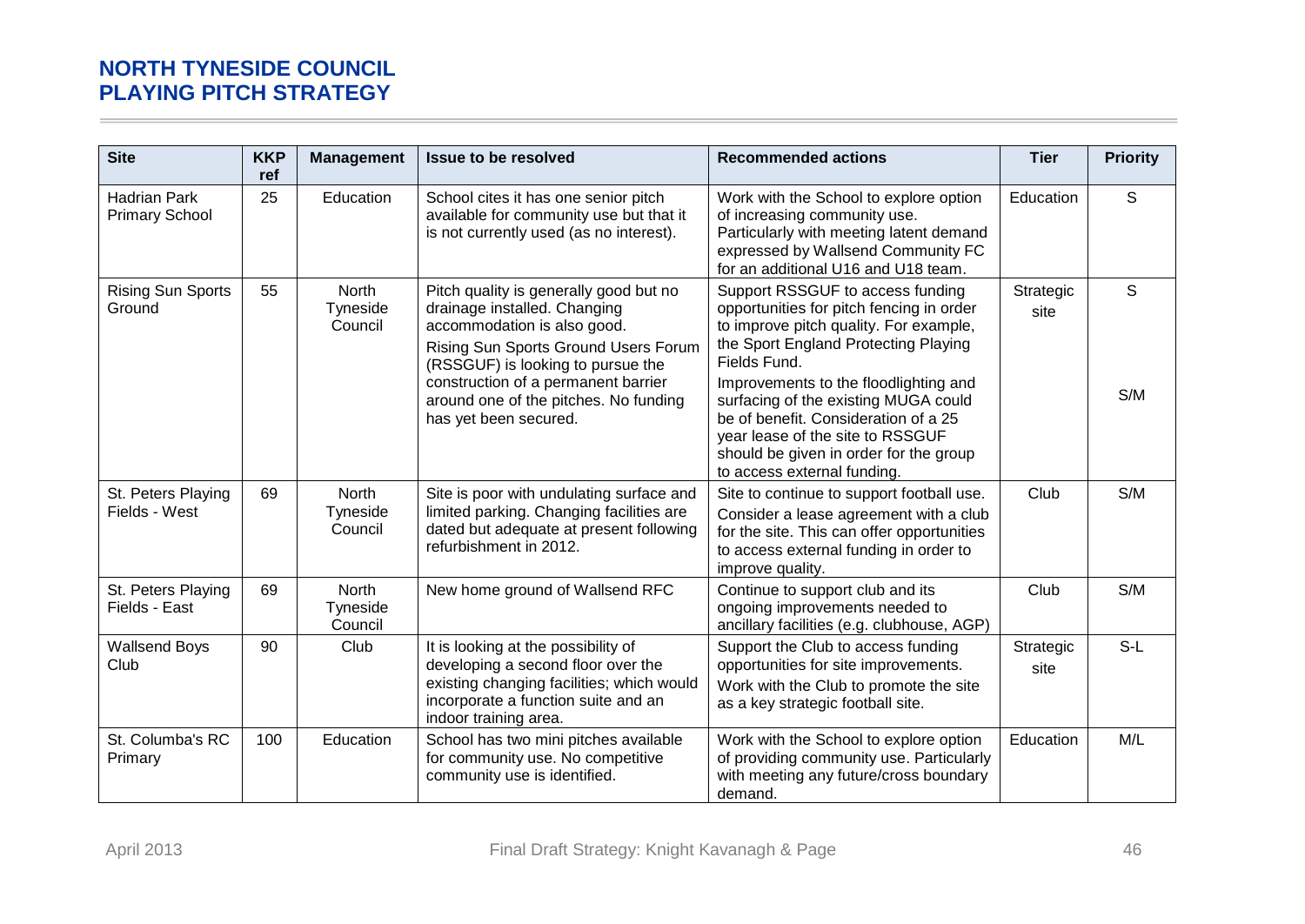| Site | KKP ref | Management | Issue to be resolved | Recommended actions | Tier | Priority |
|---|---|---|---|---|---|---|
| Hadrian Park Primary School | 25 | Education | School cites it has one senior pitch available for community use but that it is not currently used (as no interest). | Work with the School to explore option of increasing community use. Particularly with meeting latent demand expressed by Wallsend Community FC for an additional U16 and U18 team. | Education | S |
| Rising Sun Sports Ground | 55 | North Tyneside Council | Pitch quality is generally good but no drainage installed. Changing accommodation is also good.<br>Rising Sun Sports Ground Users Forum (RSSGUF) is looking to pursue the construction of a permanent barrier around one of the pitches. No funding has yet been secured. | Support RSSGUF to access funding opportunities for pitch fencing in order to improve pitch quality. For example, the Sport England Protecting Playing Fields Fund.<br>Improvements to the floodlighting and surfacing of the existing MUGA could be of benefit. Consideration of a 25 year lease of the site to RSSGUF should be given in order for the group to access external funding. | Strategic site | S<br>S/M |
| St. Peters Playing Fields - West | 69 | North Tyneside Council | Site is poor with undulating surface and limited parking. Changing facilities are dated but adequate at present following refurbishment in 2012. | Site to continue to support football use.<br>Consider a lease agreement with a club for the site. This can offer opportunities to access external funding in order to improve quality. | Club | S/M |
| St. Peters Playing Fields - East | 69 | North Tyneside Council | New home ground of Wallsend RFC | Continue to support club and its ongoing improvements needed to ancillary facilities (e.g. clubhouse, AGP) | Club | S/M |
| Wallsend Boys Club | 90 | Club | It is looking at the possibility of developing a second floor over the existing changing facilities; which would incorporate a function suite and an indoor training area. | Support the Club to access funding opportunities for site improvements.<br>Work with the Club to promote the site as a key strategic football site. | Strategic site | S-L |
| St. Columba's RC Primary | 100 | Education | School has two mini pitches available for community use. No competitive community use is identified. | Work with the School to explore option of providing community use. Particularly with meeting any future/cross boundary demand. | Education | M/L |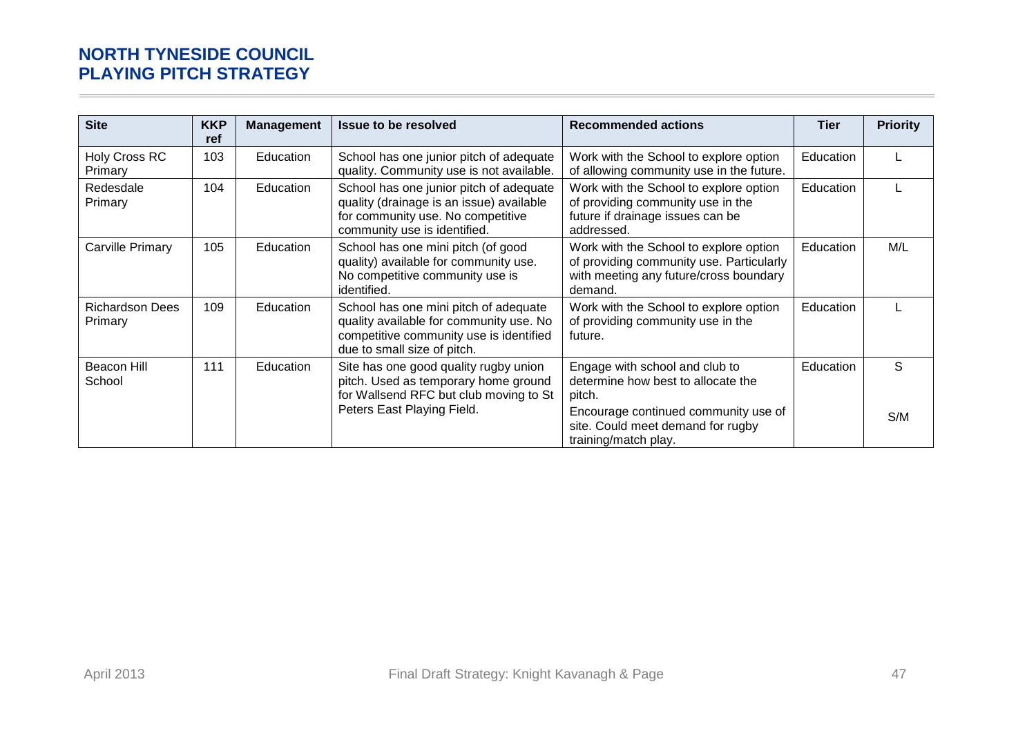| Site | KKP ref | Management | Issue to be resolved | Recommended actions | Tier | Priority |
|---|---|---|---|---|---|---|
| Holy Cross RC Primary | 103 | Education | School has one junior pitch of adequate quality. Community use is not available. | Work with the School to explore option of allowing community use in the future. | Education | L |
| Redesdale Primary | 104 | Education | School has one junior pitch of adequate quality (drainage is an issue) available for community use. No competitive community use is identified. | Work with the School to explore option of providing community use in the future if drainage issues can be addressed. | Education | L |
| Carville Primary | 105 | Education | School has one mini pitch (of good quality) available for community use. No competitive community use is identified. | Work with the School to explore option of providing community use. Particularly with meeting any future/cross boundary demand. | Education | M/L |
| Richardson Dees Primary | 109 | Education | School has one mini pitch of adequate quality available for community use. No competitive community use is identified due to small size of pitch. | Work with the School to explore option of providing community use in the future. | Education | L |
| Beacon Hill School | 111 | Education | Site has one good quality rugby union pitch. Used as temporary home ground for Wallsend RFC but club moving to St Peters East Playing Field. | Engage with school and club to determine how best to allocate the pitch. | Education | S |
| | | | | Encourage continued community use of site. Could meet demand for rugby training/match play. | | S/M |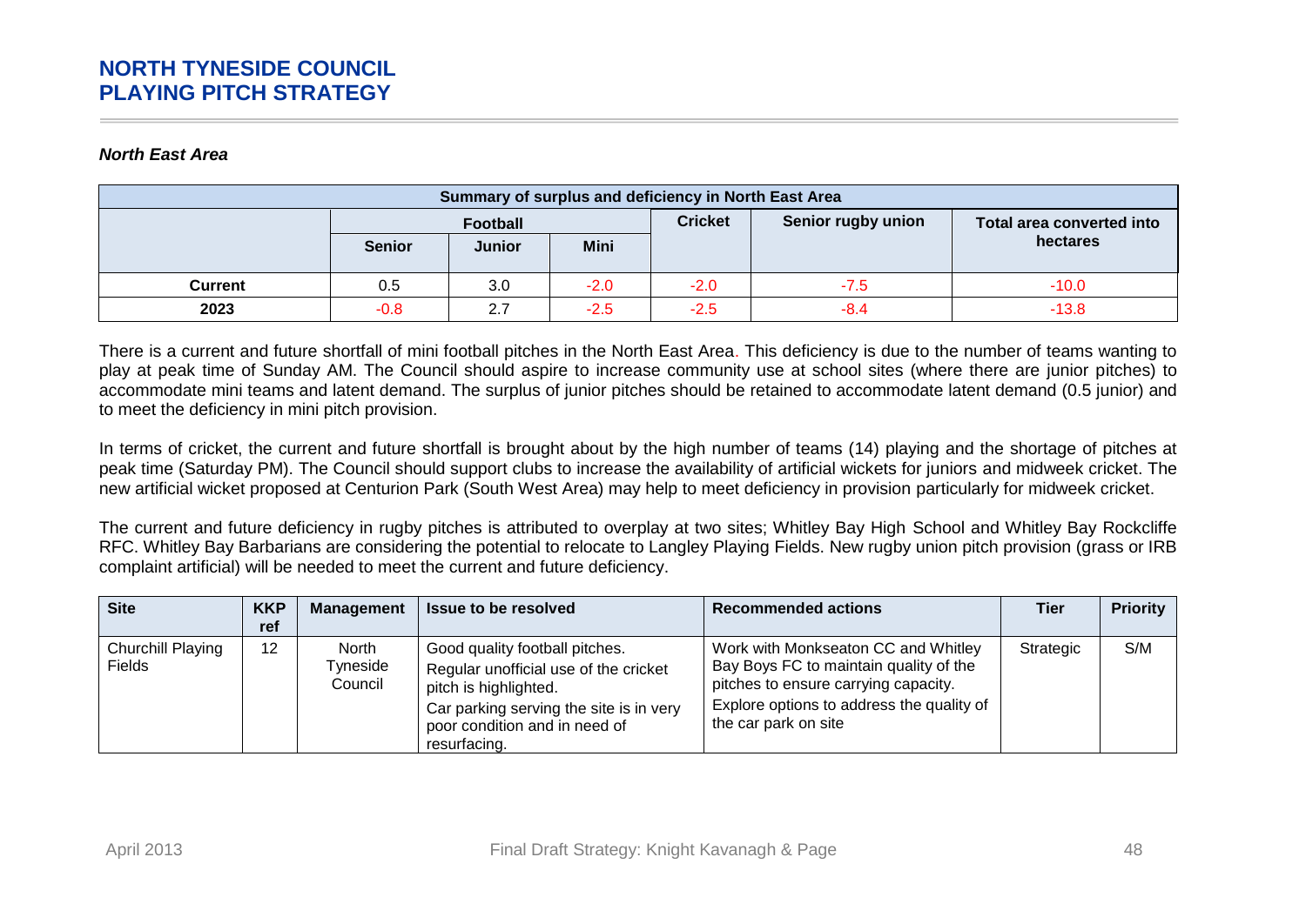*North East Area*

| Summary of surplus and deficiency in North East Area | | | | | | |
|---|---|---|---|---|---|---|
| | Football | | | Cricket | Senior rugby union | Total area converted into hectares |
| | Senior | Junior | Mini | | | |
| **Current** | 0.5 | 3.0 | -2.0 | -2.0 | -7.5 | -10.0 |
| **2023** | -0.8 | 2.7 | -2.5 | -2.5 | -8.4 | -13.8 |

There is a current and future shortfall of mini football pitches in the North East Area. This deficiency is due to the number of teams wanting to play at peak time of Sunday AM. The Council should aspire to increase community use at school sites (where there are junior pitches) to accommodate mini teams and latent demand. The surplus of junior pitches should be retained to accommodate latent demand (0.5 junior) and to meet the deficiency in mini pitch provision.

In terms of cricket, the current and future shortfall is brought about by the high number of teams (14) playing and the shortage of pitches at peak time (Saturday PM). The Council should support clubs to increase the availability of artificial wickets for juniors and midweek cricket. The new artificial wicket proposed at Centurion Park (South West Area) may help to meet deficiency in provision particularly for midweek cricket.

The current and future deficiency in rugby pitches is attributed to overplay at two sites; Whitley Bay High School and Whitley Bay Rockcliffe RFC. Whitley Bay Barbarians are considering the potential to relocate to Langley Playing Fields. New rugby union pitch provision (grass or IRB complaint artificial) will be needed to meet the current and future deficiency.

| Site | KKP ref | Management | Issue to be resolved | Recommended actions | Tier | Priority |
|---|---|---|---|---|---|---|
| Churchill Playing Fields | 12 | North Tyneside Council | Good quality football pitches. Regular unofficial use of the cricket pitch is highlighted. Car parking serving the site is in very poor condition and in need of resurfacing. | Work with Monkseaton CC and Whitley Bay Boys FC to maintain quality of the pitches to ensure carrying capacity. Explore options to address the quality of the car park on site | Strategic | S/M |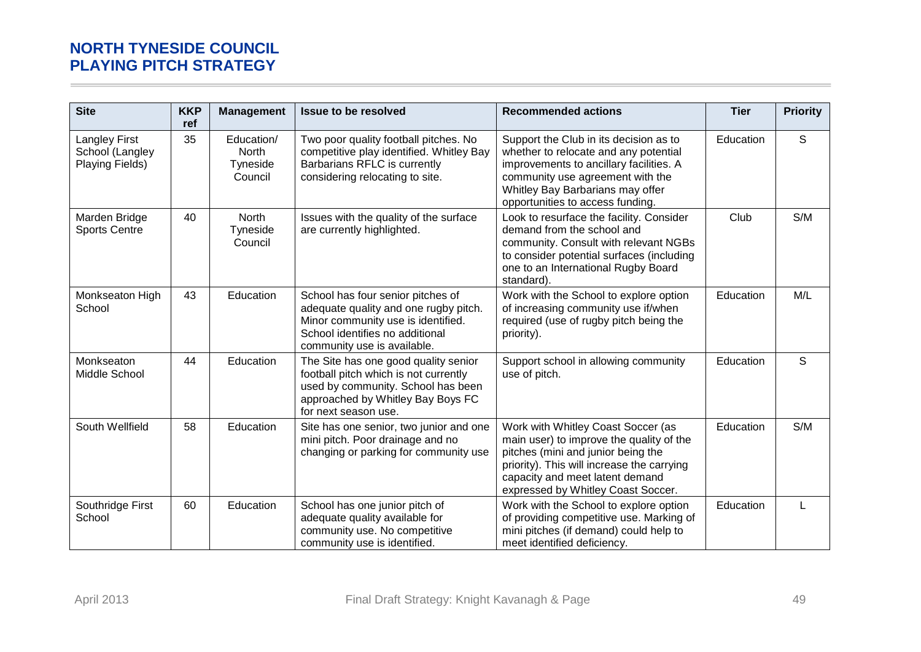| Site | KKP ref | Management | Issue to be resolved | Recommended actions | Tier | Priority |
|---|---|---|---|---|---|---|
| Langley First School (Langley Playing Fields) | 35 | Education/ North Tyneside Council | Two poor quality football pitches. No competitive play identified. Whitley Bay Barbarians RFLC is currently considering relocating to site. | Support the Club in its decision as to whether to relocate and any potential improvements to ancillary facilities. A community use agreement with the Whitley Bay Barbarians may offer opportunities to access funding. | Education | S |
| Marden Bridge Sports Centre | 40 | North Tyneside Council | Issues with the quality of the surface are currently highlighted. | Look to resurface the facility. Consider demand from the school and community. Consult with relevant NGBs to consider potential surfaces (including one to an International Rugby Board standard). | Club | S/M |
| Monkseaton High School | 43 | Education | School has four senior pitches of adequate quality and one rugby pitch. Minor community use is identified. School identifies no additional community use is available. | Work with the School to explore option of increasing community use if/when required (use of rugby pitch being the priority). | Education | M/L |
| Monkseaton Middle School | 44 | Education | The Site has one good quality senior football pitch which is not currently used by community. School has been approached by Whitley Bay Boys FC for next season use. | Support school in allowing community use of pitch. | Education | S |
| South Wellfield | 58 | Education | Site has one senior, two junior and one mini pitch. Poor drainage and no changing or parking for community use | Work with Whitley Coast Soccer (as main user) to improve the quality of the pitches (mini and junior being the priority). This will increase the carrying capacity and meet latent demand expressed by Whitley Coast Soccer. | Education | S/M |
| Southridge First School | 60 | Education | School has one junior pitch of adequate quality available for community use. No competitive community use is identified. | Work with the School to explore option of providing competitive use. Marking of mini pitches (if demand) could help to meet identified deficiency. | Education | L |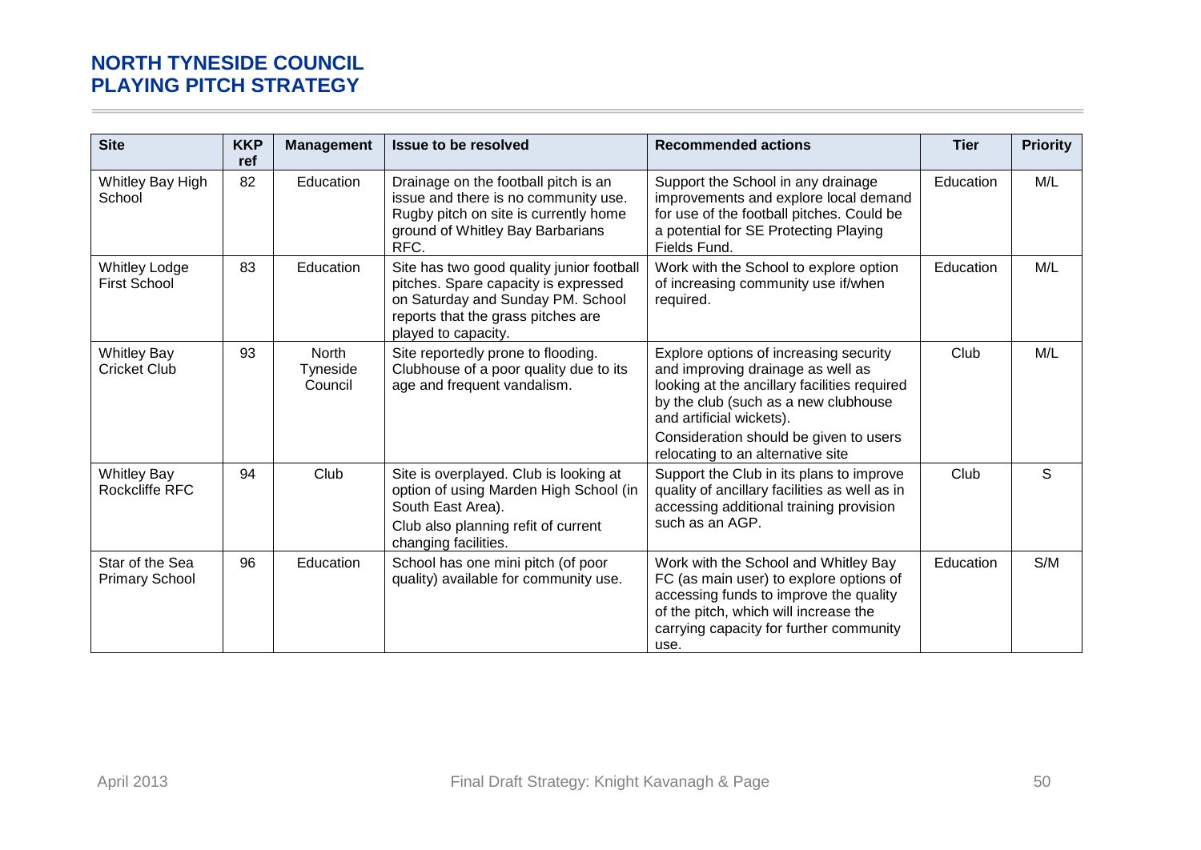| Site | KKP ref | Management | Issue to be resolved | Recommended actions | Tier | Priority |
|---|---|---|---|---|---|---|
| Whitley Bay High School | 82 | Education | Drainage on the football pitch is an issue and there is no community use. Rugby pitch on site is currently home ground of Whitley Bay Barbarians RFC. | Support the School in any drainage improvements and explore local demand for use of the football pitches. Could be a potential for SE Protecting Playing Fields Fund. | Education | M/L |
| Whitley Lodge First School | 83 | Education | Site has two good quality junior football pitches. Spare capacity is expressed on Saturday and Sunday PM. School reports that the grass pitches are played to capacity. | Work with the School to explore option of increasing community use if/when required. | Education | M/L |
| Whitley Bay Cricket Club | 93 | North Tyneside Council | Site reportedly prone to flooding. Clubhouse of a poor quality due to its age and frequent vandalism. | Explore options of increasing security and improving drainage as well as looking at the ancillary facilities required by the club (such as a new clubhouse and artificial wickets).<br>Consideration should be given to users relocating to an alternative site | Club | M/L |
| Whitley Bay Rockcliffe RFC | 94 | Club | Site is overplayed. Club is looking at option of using Marden High School (in South East Area).<br>Club also planning refit of current changing facilities. | Support the Club in its plans to improve quality of ancillary facilities as well as in accessing additional training provision such as an AGP. | Club | S |
| Star of the Sea Primary School | 96 | Education | School has one mini pitch (of poor quality) available for community use. | Work with the School and Whitley Bay FC (as main user) to explore options of accessing funds to improve the quality of the pitch, which will increase the carrying capacity for further community use. | Education | S/M |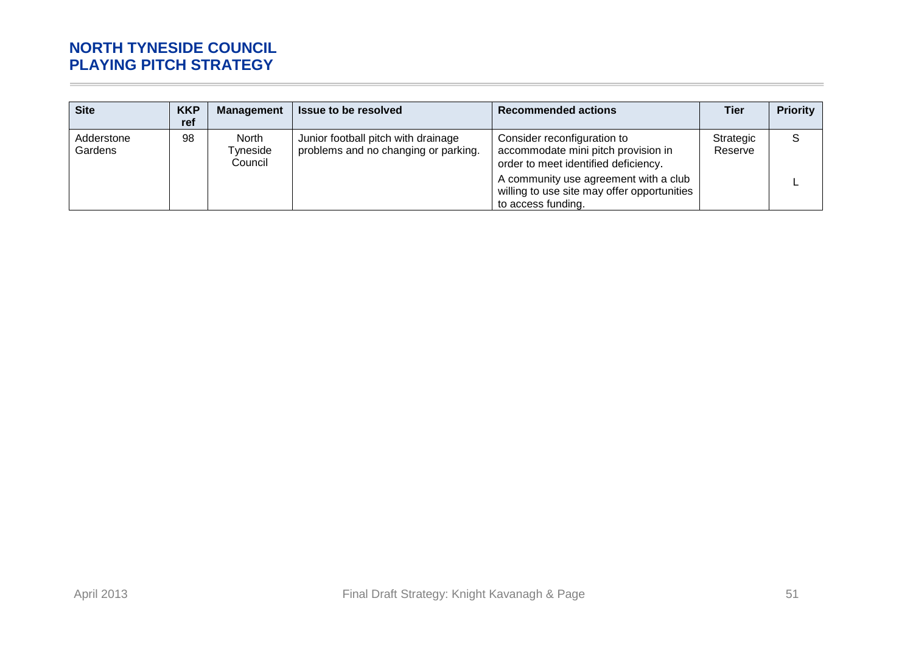| Site | KKP ref | Management | Issue to be resolved | Recommended actions | Tier | Priority |
|---|---|---|---|---|---|---|
| Adderstone Gardens | 98 | North Tyneside Council | Junior football pitch with drainage problems and no changing or parking. | Consider reconfiguration to accommodate mini pitch provision in order to meet identified deficiency. | Strategic Reserve | S |
| | | | | A community use agreement with a club willing to use site may offer opportunities to access funding. | | L |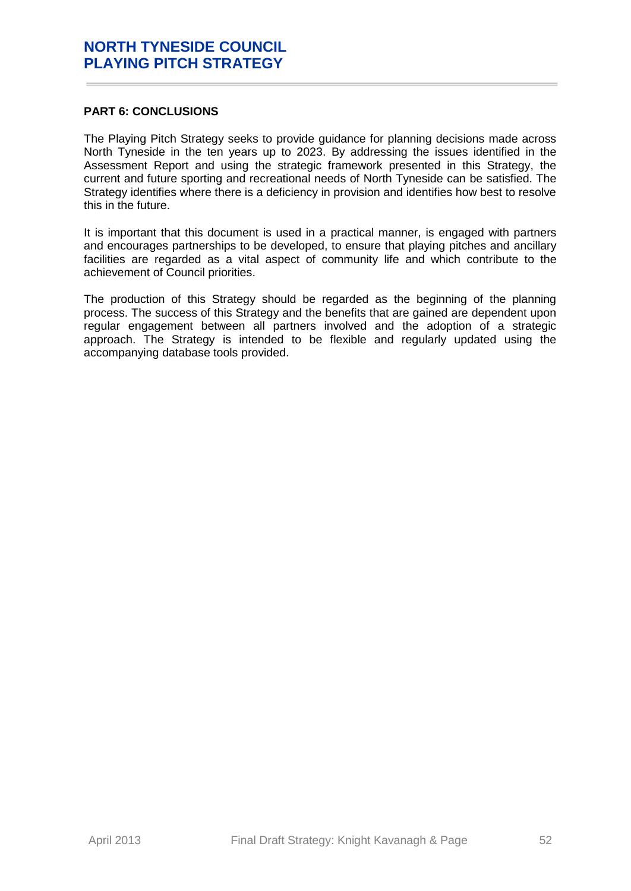## PART 6: CONCLUSIONS

The Playing Pitch Strategy seeks to provide guidance for planning decisions made across North Tyneside in the ten years up to 2023. By addressing the issues identified in the Assessment Report and using the strategic framework presented in this Strategy, the current and future sporting and recreational needs of North Tyneside can be satisfied. The Strategy identifies where there is a deficiency in provision and identifies how best to resolve this in the future.

It is important that this document is used in a practical manner, is engaged with partners and encourages partnerships to be developed, to ensure that playing pitches and ancillary facilities are regarded as a vital aspect of community life and which contribute to the achievement of Council priorities.

The production of this Strategy should be regarded as the beginning of the planning process. The success of this Strategy and the benefits that are gained are dependent upon regular engagement between all partners involved and the adoption of a strategic approach. The Strategy is intended to be flexible and regularly updated using the accompanying database tools provided.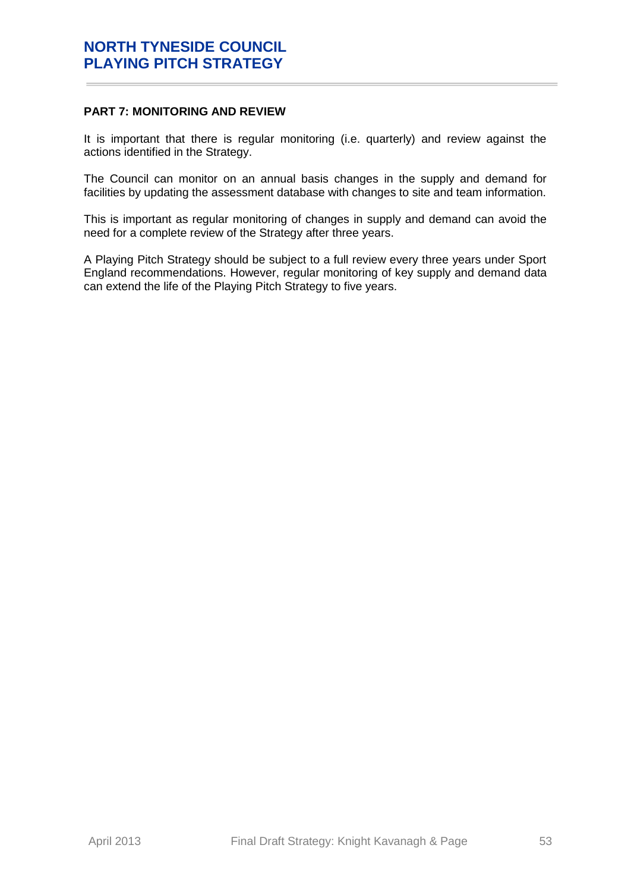## PART 7: MONITORING AND REVIEW

It is important that there is regular monitoring (i.e. quarterly) and review against the actions identified in the Strategy.

The Council can monitor on an annual basis changes in the supply and demand for facilities by updating the assessment database with changes to site and team information.

This is important as regular monitoring of changes in supply and demand can avoid the need for a complete review of the Strategy after three years.

A Playing Pitch Strategy should be subject to a full review every three years under Sport England recommendations. However, regular monitoring of key supply and demand data can extend the life of the Playing Pitch Strategy to five years.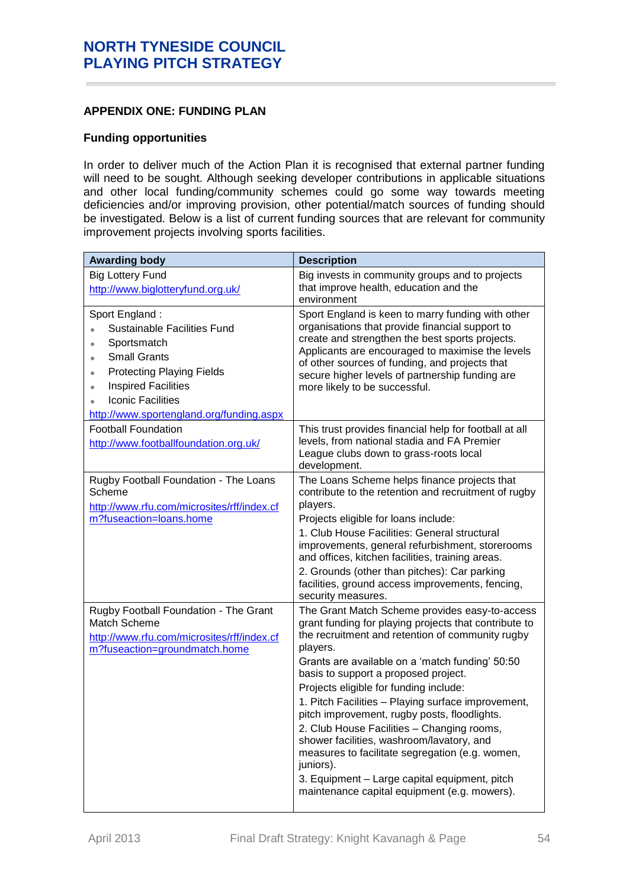## APPENDIX ONE: FUNDING PLAN

### Funding opportunities

In order to deliver much of the Action Plan it is recognised that external partner funding will need to be sought. Although seeking developer contributions in applicable situations and other local funding/community schemes could go some way towards meeting deficiencies and/or improving provision, other potential/match sources of funding should be investigated. Below is a list of current funding sources that are relevant for community improvement projects involving sports facilities.

| Awarding body | Description |
|---|---|
| Big Lottery Fund<br>http://www.biglotteryfund.org.uk/ | Big invests in community groups and to projects that improve health, education and the environment |
| Sport England :<br>• Sustainable Facilities Fund<br>• Sportsmatch<br>• Small Grants<br>• Protecting Playing Fields<br>• Inspired Facilities<br>• Iconic Facilities<br>http://www.sportengland.org/funding.aspx | Sport England is keen to marry funding with other organisations that provide financial support to create and strengthen the best sports projects. Applicants are encouraged to maximise the levels of other sources of funding, and projects that secure higher levels of partnership funding are more likely to be successful. |
| Football Foundation<br>http://www.footballfoundation.org.uk/ | This trust provides financial help for football at all levels, from national stadia and FA Premier League clubs down to grass-roots local development. |
| Rugby Football Foundation - The Loans Scheme<br>http://www.rfu.com/microsites/rff/index.cfm?fuseaction=loans.home | The Loans Scheme helps finance projects that contribute to the retention and recruitment of rugby players.<br>Projects eligible for loans include:<br>1. Club House Facilities: General structural improvements, general refurbishment, storerooms and offices, kitchen facilities, training areas.<br>2. Grounds (other than pitches): Car parking facilities, ground access improvements, fencing, security measures. |
| Rugby Football Foundation - The Grant Match Scheme<br>http://www.rfu.com/microsites/rff/index.cfm?fuseaction=groundmatch.home | The Grant Match Scheme provides easy-to-access grant funding for playing projects that contribute to the recruitment and retention of community rugby players.<br>Grants are available on a 'match funding' 50:50 basis to support a proposed project.<br>Projects eligible for funding include:<br>1. Pitch Facilities – Playing surface improvement, pitch improvement, rugby posts, floodlights.<br>2. Club House Facilities – Changing rooms, shower facilities, washroom/lavatory, and measures to facilitate segregation (e.g. women, juniors).<br>3. Equipment – Large capital equipment, pitch maintenance capital equipment (e.g. mowers). |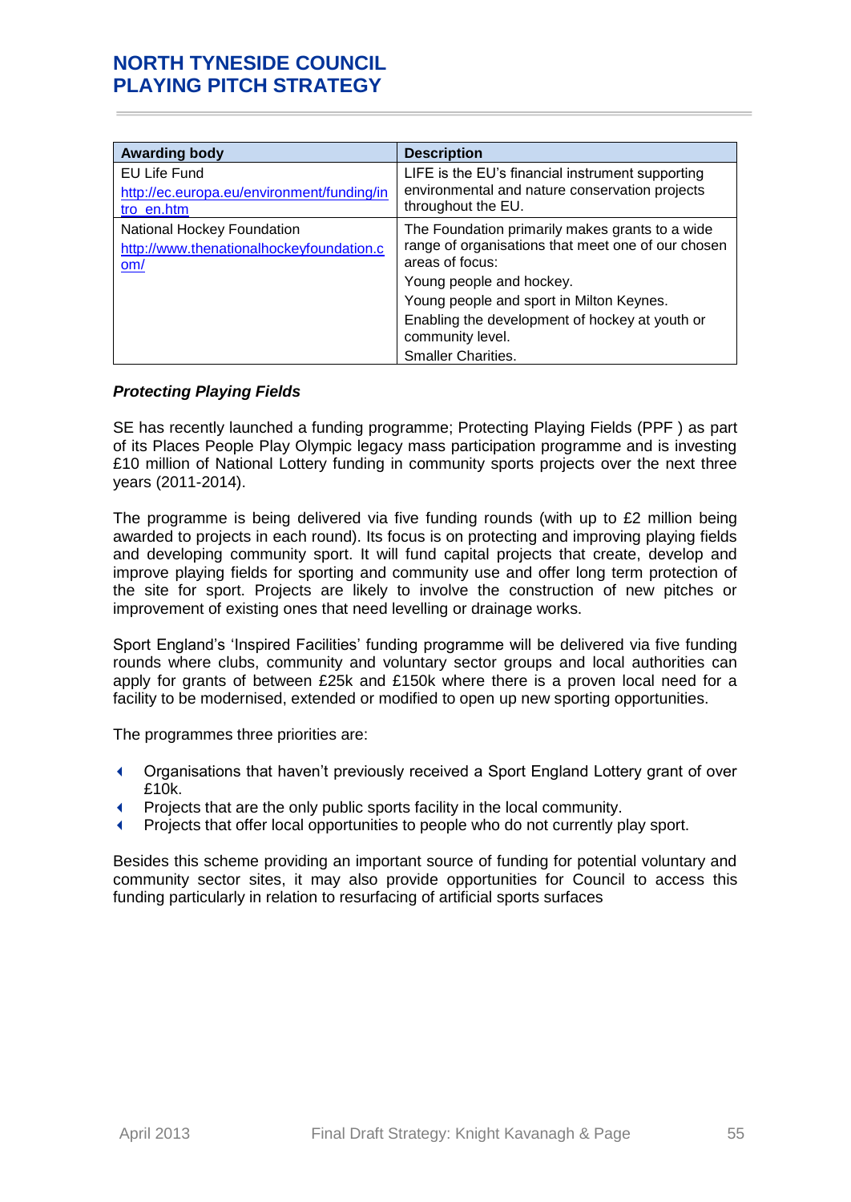| Awarding body | Description |
|---|---|
| EU Life Fund<br>http://ec.europa.eu/environment/funding/intro_en.htm | LIFE is the EU's financial instrument supporting environmental and nature conservation projects throughout the EU. |
| National Hockey Foundation<br>http://www.thenationalhockeyfoundation.com/ | The Foundation primarily makes grants to a wide range of organisations that meet one of our chosen areas of focus:<br>Young people and hockey.<br>Young people and sport in Milton Keynes.<br>Enabling the development of hockey at youth or community level.<br>Smaller Charities. |

***Protecting Playing Fields***

SE has recently launched a funding programme; Protecting Playing Fields (PPF ) as part of its Places People Play Olympic legacy mass participation programme and is investing £10 million of National Lottery funding in community sports projects over the next three years (2011-2014).

The programme is being delivered via five funding rounds (with up to £2 million being awarded to projects in each round). Its focus is on protecting and improving playing fields and developing community sport. It will fund capital projects that create, develop and improve playing fields for sporting and community use and offer long term protection of the site for sport. Projects are likely to involve the construction of new pitches or improvement of existing ones that need levelling or drainage works.

Sport England's 'Inspired Facilities' funding programme will be delivered via five funding rounds where clubs, community and voluntary sector groups and local authorities can apply for grants of between £25k and £150k where there is a proven local need for a facility to be modernised, extended or modified to open up new sporting opportunities.

The programmes three priorities are:

- Organisations that haven't previously received a Sport England Lottery grant of over £10k.
- Projects that are the only public sports facility in the local community.
- Projects that offer local opportunities to people who do not currently play sport.

Besides this scheme providing an important source of funding for potential voluntary and community sector sites, it may also provide opportunities for Council to access this funding particularly in relation to resurfacing of artificial sports surfaces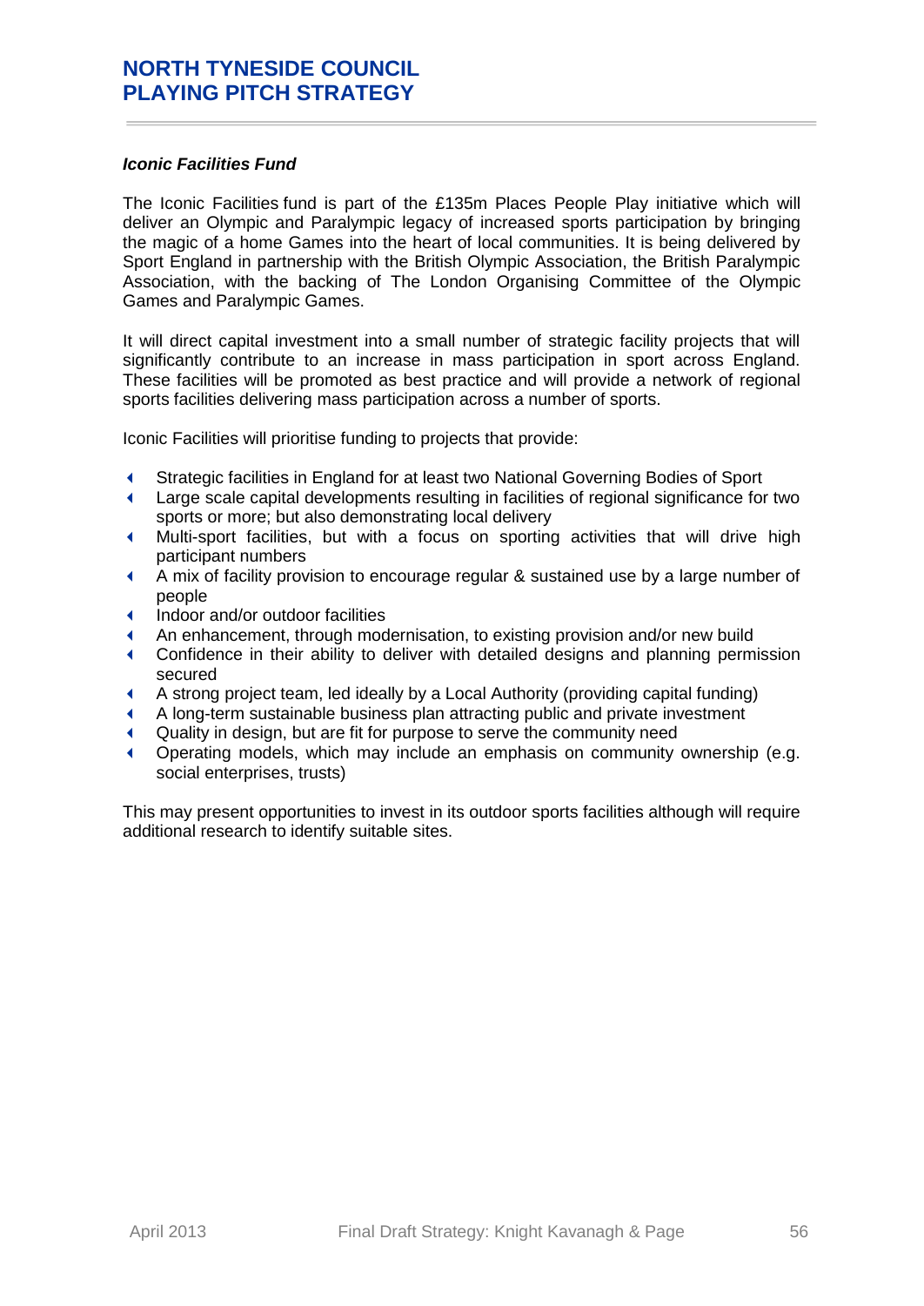### *Iconic Facilities Fund*

The Iconic Facilities fund is part of the £135m Places People Play initiative which will deliver an Olympic and Paralympic legacy of increased sports participation by bringing the magic of a home Games into the heart of local communities. It is being delivered by Sport England in partnership with the British Olympic Association, the British Paralympic Association, with the backing of The London Organising Committee of the Olympic Games and Paralympic Games.

It will direct capital investment into a small number of strategic facility projects that will significantly contribute to an increase in mass participation in sport across England. These facilities will be promoted as best practice and will provide a network of regional sports facilities delivering mass participation across a number of sports.

Iconic Facilities will prioritise funding to projects that provide:

- Strategic facilities in England for at least two National Governing Bodies of Sport
- Large scale capital developments resulting in facilities of regional significance for two sports or more; but also demonstrating local delivery
- Multi-sport facilities, but with a focus on sporting activities that will drive high participant numbers
- A mix of facility provision to encourage regular & sustained use by a large number of people
- Indoor and/or outdoor facilities
- An enhancement, through modernisation, to existing provision and/or new build
- Confidence in their ability to deliver with detailed designs and planning permission secured
- A strong project team, led ideally by a Local Authority (providing capital funding)
- A long-term sustainable business plan attracting public and private investment
- Quality in design, but are fit for purpose to serve the community need
- Operating models, which may include an emphasis on community ownership (e.g. social enterprises, trusts)

This may present opportunities to invest in its outdoor sports facilities although will require additional research to identify suitable sites.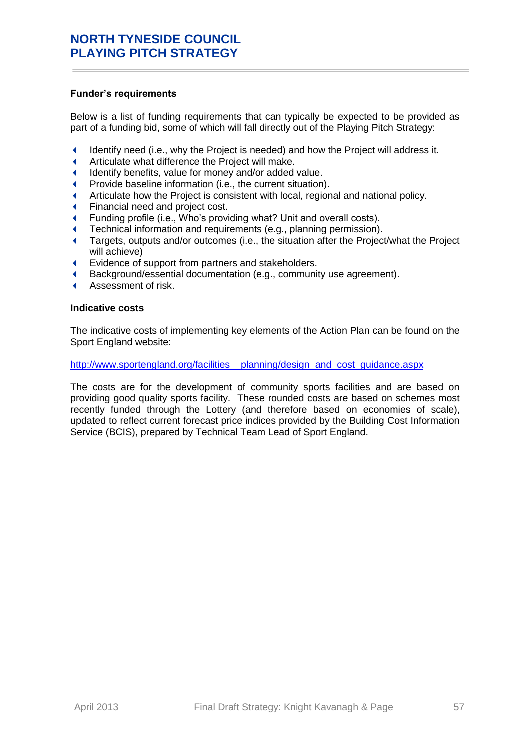### Funder's requirements

Below is a list of funding requirements that can typically be expected to be provided as part of a funding bid, some of which will fall directly out of the Playing Pitch Strategy:

- Identify need (i.e., why the Project is needed) and how the Project will address it.
- Articulate what difference the Project will make.
- Identify benefits, value for money and/or added value.
- Provide baseline information (i.e., the current situation).
- Articulate how the Project is consistent with local, regional and national policy.
- Financial need and project cost.
- Funding profile (i.e., Who's providing what? Unit and overall costs).
- Technical information and requirements (e.g., planning permission).
- Targets, outputs and/or outcomes (i.e., the situation after the Project/what the Project will achieve)
- Evidence of support from partners and stakeholders.
- Background/essential documentation (e.g., community use agreement).
- Assessment of risk.

### Indicative costs

The indicative costs of implementing key elements of the Action Plan can be found on the Sport England website:

http://www.sportengland.org/facilities__planning/design_and_cost_guidance.aspx

The costs are for the development of community sports facilities and are based on providing good quality sports facility. These rounded costs are based on schemes most recently funded through the Lottery (and therefore based on economies of scale), updated to reflect current forecast price indices provided by the Building Cost Information Service (BCIS), prepared by Technical Team Lead of Sport England.